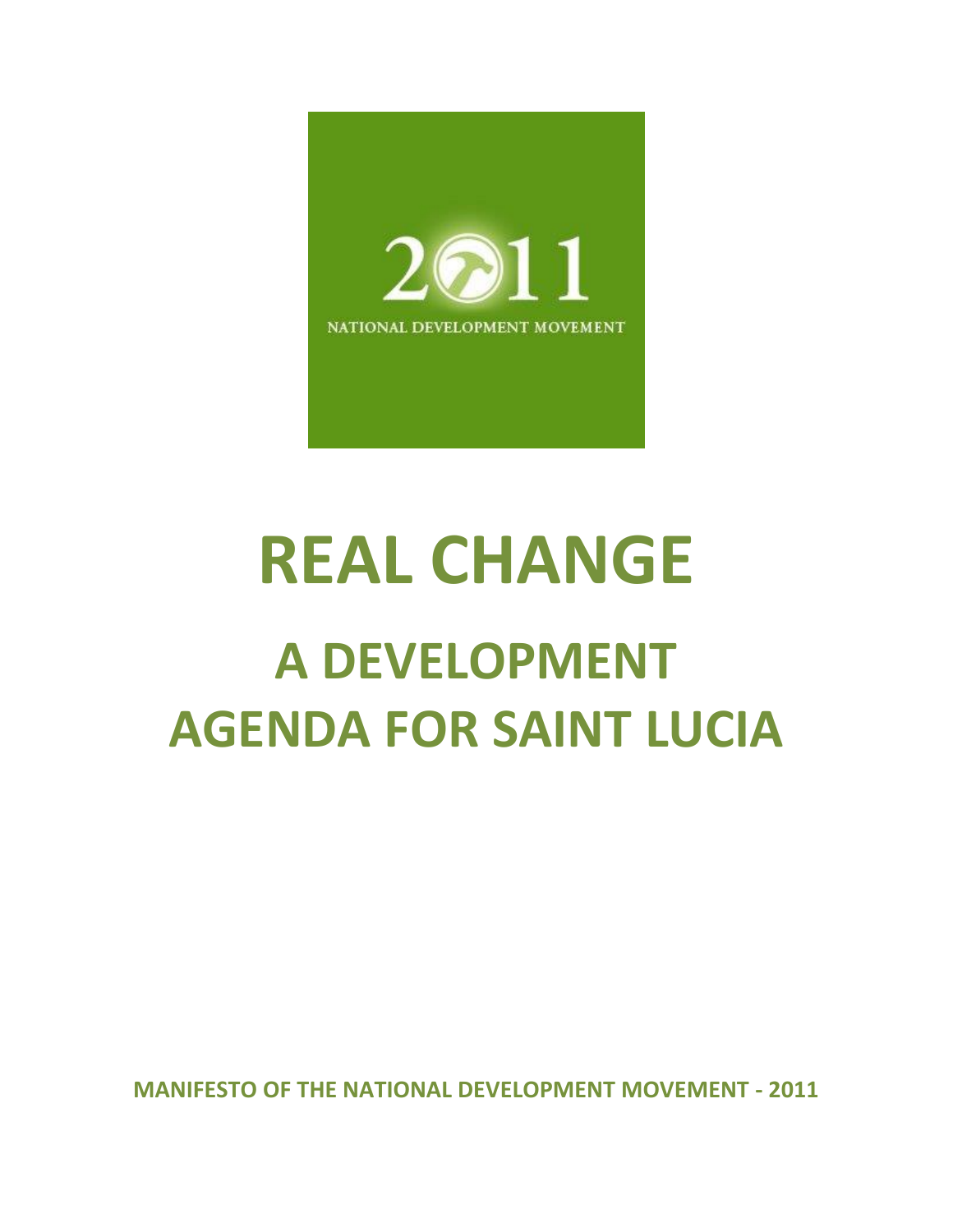2011

NATIONAL DEVELOPMENT MOVEMENT

# REAL CHANGE

## A DEVELOPMENT AGENDA FOR SAINT LUCIA

**MANIFESTO OF THE NATIONAL DEVELOPMENT MOVEMENT - 2011**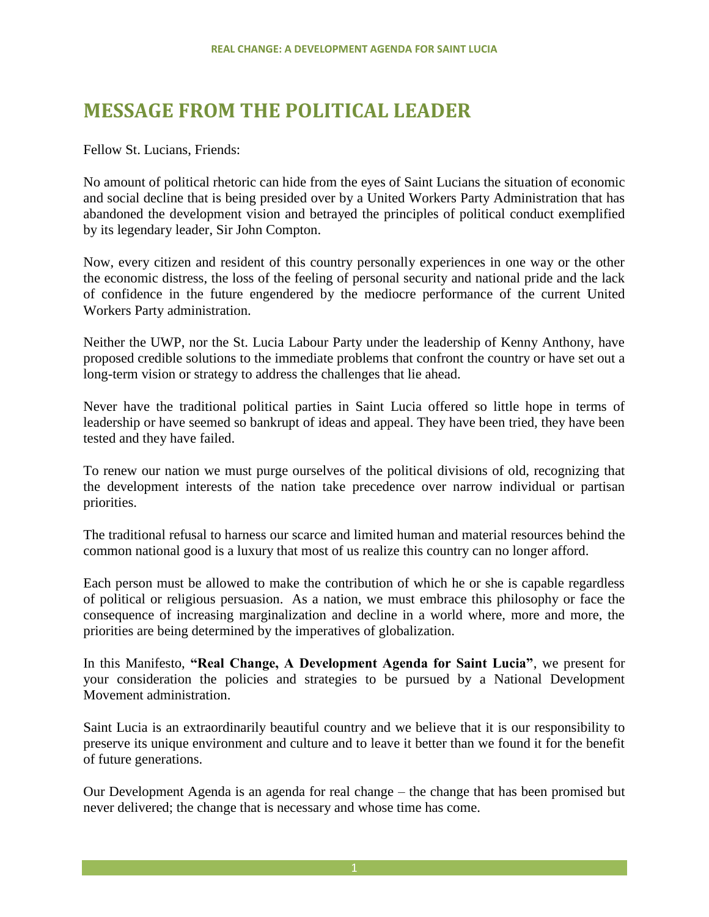# MESSAGE FROM THE POLITICAL LEADER

Fellow St. Lucians, Friends:

No amount of political rhetoric can hide from the eyes of Saint Lucians the situation of economic and social decline that is being presided over by a United Workers Party Administration that has abandoned the development vision and betrayed the principles of political conduct exemplified by its legendary leader, Sir John Compton.

Now, every citizen and resident of this country personally experiences in one way or the other the economic distress, the loss of the feeling of personal security and national pride and the lack of confidence in the future engendered by the mediocre performance of the current United Workers Party administration.

Neither the UWP, nor the St. Lucia Labour Party under the leadership of Kenny Anthony, have proposed credible solutions to the immediate problems that confront the country or have set out a long-term vision or strategy to address the challenges that lie ahead.

Never have the traditional political parties in Saint Lucia offered so little hope in terms of leadership or have seemed so bankrupt of ideas and appeal. They have been tried, they have been tested and they have failed.

To renew our nation we must purge ourselves of the political divisions of old, recognizing that the development interests of the nation take precedence over narrow individual or partisan priorities.

The traditional refusal to harness our scarce and limited human and material resources behind the common national good is a luxury that most of us realize this country can no longer afford.

Each person must be allowed to make the contribution of which he or she is capable regardless of political or religious persuasion. As a nation, we must embrace this philosophy or face the consequence of increasing marginalization and decline in a world where, more and more, the priorities are being determined by the imperatives of globalization.

In this Manifesto, **"Real Change, A Development Agenda for Saint Lucia"**, we present for your consideration the policies and strategies to be pursued by a National Development Movement administration.

Saint Lucia is an extraordinarily beautiful country and we believe that it is our responsibility to preserve its unique environment and culture and to leave it better than we found it for the benefit of future generations.

Our Development Agenda is an agenda for real change – the change that has been promised but never delivered; the change that is necessary and whose time has come.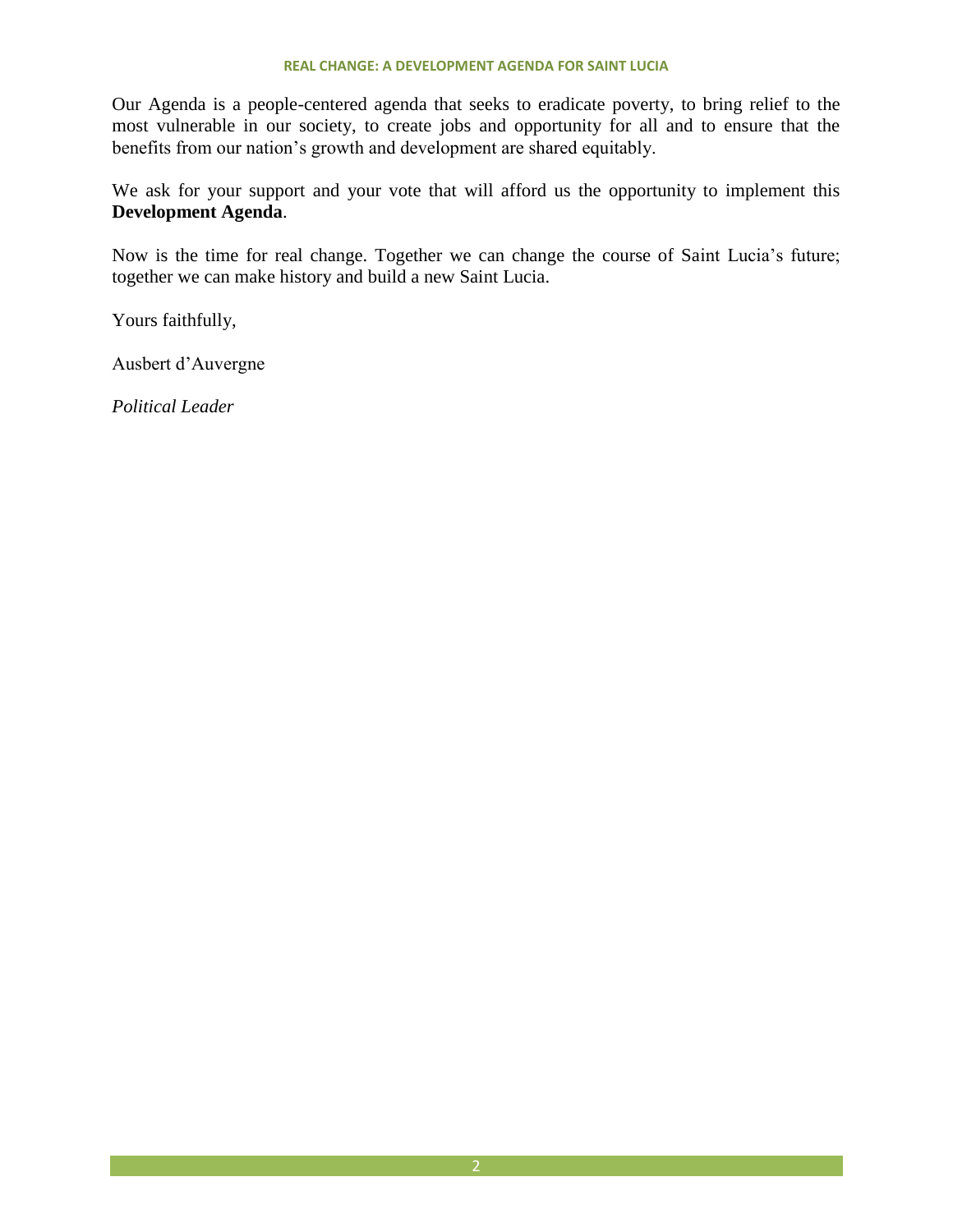Our Agenda is a people-centered agenda that seeks to eradicate poverty, to bring relief to the most vulnerable in our society, to create jobs and opportunity for all and to ensure that the benefits from our nation's growth and development are shared equitably.

We ask for your support and your vote that will afford us the opportunity to implement this **Development Agenda**.

Now is the time for real change. Together we can change the course of Saint Lucia's future; together we can make history and build a new Saint Lucia.

Yours faithfully,

Ausbert d'Auvergne

*Political Leader*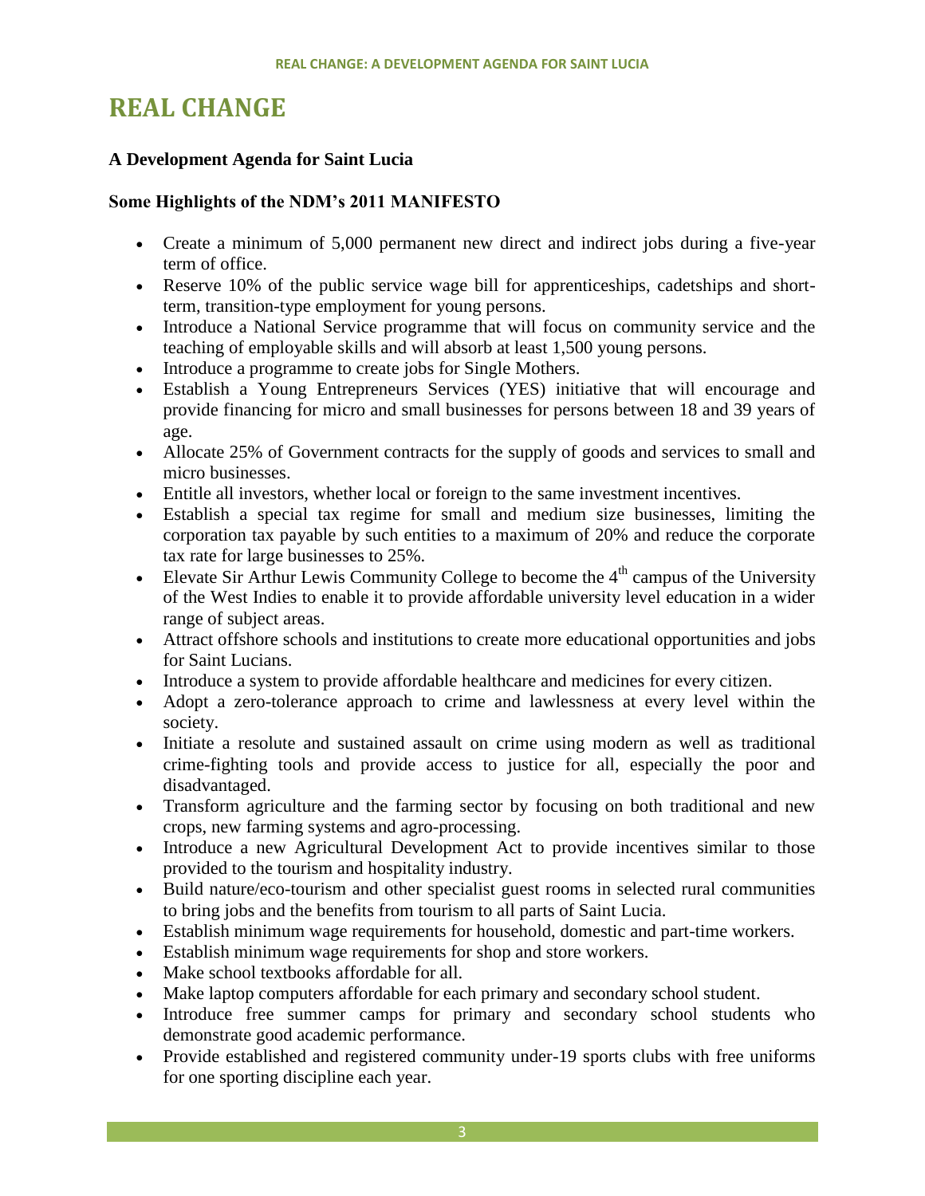# REAL CHANGE

### A Development Agenda for Saint Lucia

### Some Highlights of the NDM's 2011 MANIFESTO

- Create a minimum of 5,000 permanent new direct and indirect jobs during a five-year term of office.
- Reserve 10% of the public service wage bill for apprenticeships, cadetships and short-term, transition-type employment for young persons.
- Introduce a National Service programme that will focus on community service and the teaching of employable skills and will absorb at least 1,500 young persons.
- Introduce a programme to create jobs for Single Mothers.
- Establish a Young Entrepreneurs Services (YES) initiative that will encourage and provide financing for micro and small businesses for persons between 18 and 39 years of age.
- Allocate 25% of Government contracts for the supply of goods and services to small and micro businesses.
- Entitle all investors, whether local or foreign to the same investment incentives.
- Establish a special tax regime for small and medium size businesses, limiting the corporation tax payable by such entities to a maximum of 20% and reduce the corporate tax rate for large businesses to 25%.
- Elevate Sir Arthur Lewis Community College to become the 4th campus of the University of the West Indies to enable it to provide affordable university level education in a wider range of subject areas.
- Attract offshore schools and institutions to create more educational opportunities and jobs for Saint Lucians.
- Introduce a system to provide affordable healthcare and medicines for every citizen.
- Adopt a zero-tolerance approach to crime and lawlessness at every level within the society.
- Initiate a resolute and sustained assault on crime using modern as well as traditional crime-fighting tools and provide access to justice for all, especially the poor and disadvantaged.
- Transform agriculture and the farming sector by focusing on both traditional and new crops, new farming systems and agro-processing.
- Introduce a new Agricultural Development Act to provide incentives similar to those provided to the tourism and hospitality industry.
- Build nature/eco-tourism and other specialist guest rooms in selected rural communities to bring jobs and the benefits from tourism to all parts of Saint Lucia.
- Establish minimum wage requirements for household, domestic and part-time workers.
- Establish minimum wage requirements for shop and store workers.
- Make school textbooks affordable for all.
- Make laptop computers affordable for each primary and secondary school student.
- Introduce free summer camps for primary and secondary school students who demonstrate good academic performance.
- Provide established and registered community under-19 sports clubs with free uniforms for one sporting discipline each year.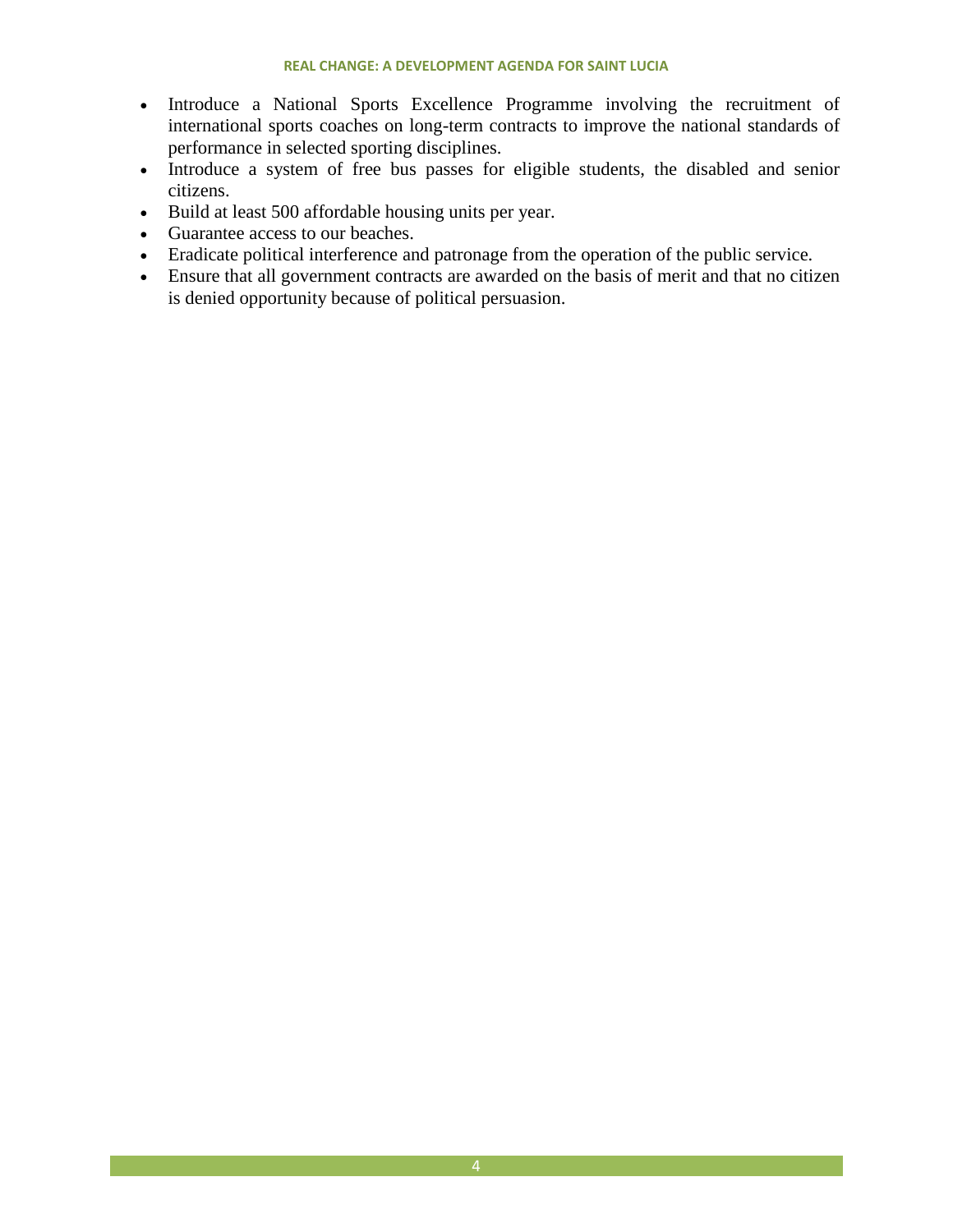- Introduce a National Sports Excellence Programme involving the recruitment of international sports coaches on long-term contracts to improve the national standards of performance in selected sporting disciplines.
- Introduce a system of free bus passes for eligible students, the disabled and senior citizens.
- Build at least 500 affordable housing units per year.
- Guarantee access to our beaches.
- Eradicate political interference and patronage from the operation of the public service.
- Ensure that all government contracts are awarded on the basis of merit and that no citizen is denied opportunity because of political persuasion.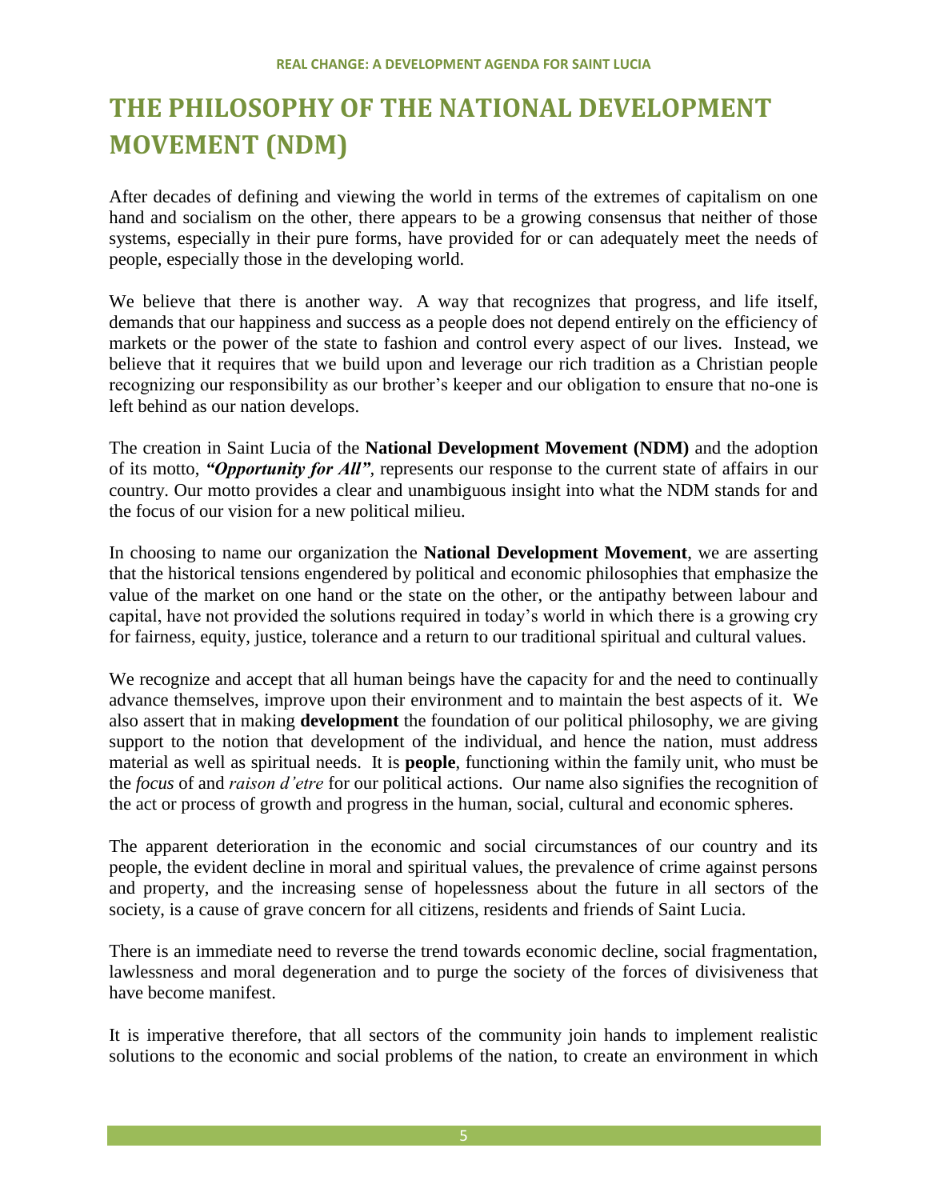# THE PHILOSOPHY OF THE NATIONAL DEVELOPMENT MOVEMENT (NDM)

After decades of defining and viewing the world in terms of the extremes of capitalism on one hand and socialism on the other, there appears to be a growing consensus that neither of those systems, especially in their pure forms, have provided for or can adequately meet the needs of people, especially those in the developing world.

We believe that there is another way. A way that recognizes that progress, and life itself, demands that our happiness and success as a people does not depend entirely on the efficiency of markets or the power of the state to fashion and control every aspect of our lives. Instead, we believe that it requires that we build upon and leverage our rich tradition as a Christian people recognizing our responsibility as our brother's keeper and our obligation to ensure that no-one is left behind as our nation develops.

The creation in Saint Lucia of the **National Development Movement (NDM)** and the adoption of its motto, ***"Opportunity for All"***, represents our response to the current state of affairs in our country. Our motto provides a clear and unambiguous insight into what the NDM stands for and the focus of our vision for a new political milieu.

In choosing to name our organization the **National Development Movement**, we are asserting that the historical tensions engendered by political and economic philosophies that emphasize the value of the market on one hand or the state on the other, or the antipathy between labour and capital, have not provided the solutions required in today's world in which there is a growing cry for fairness, equity, justice, tolerance and a return to our traditional spiritual and cultural values.

We recognize and accept that all human beings have the capacity for and the need to continually advance themselves, improve upon their environment and to maintain the best aspects of it. We also assert that in making **development** the foundation of our political philosophy, we are giving support to the notion that development of the individual, and hence the nation, must address material as well as spiritual needs. It is **people**, functioning within the family unit, who must be the *focus* of and *raison d'etre* for our political actions. Our name also signifies the recognition of the act or process of growth and progress in the human, social, cultural and economic spheres.

The apparent deterioration in the economic and social circumstances of our country and its people, the evident decline in moral and spiritual values, the prevalence of crime against persons and property, and the increasing sense of hopelessness about the future in all sectors of the society, is a cause of grave concern for all citizens, residents and friends of Saint Lucia.

There is an immediate need to reverse the trend towards economic decline, social fragmentation, lawlessness and moral degeneration and to purge the society of the forces of divisiveness that have become manifest.

It is imperative therefore, that all sectors of the community join hands to implement realistic solutions to the economic and social problems of the nation, to create an environment in which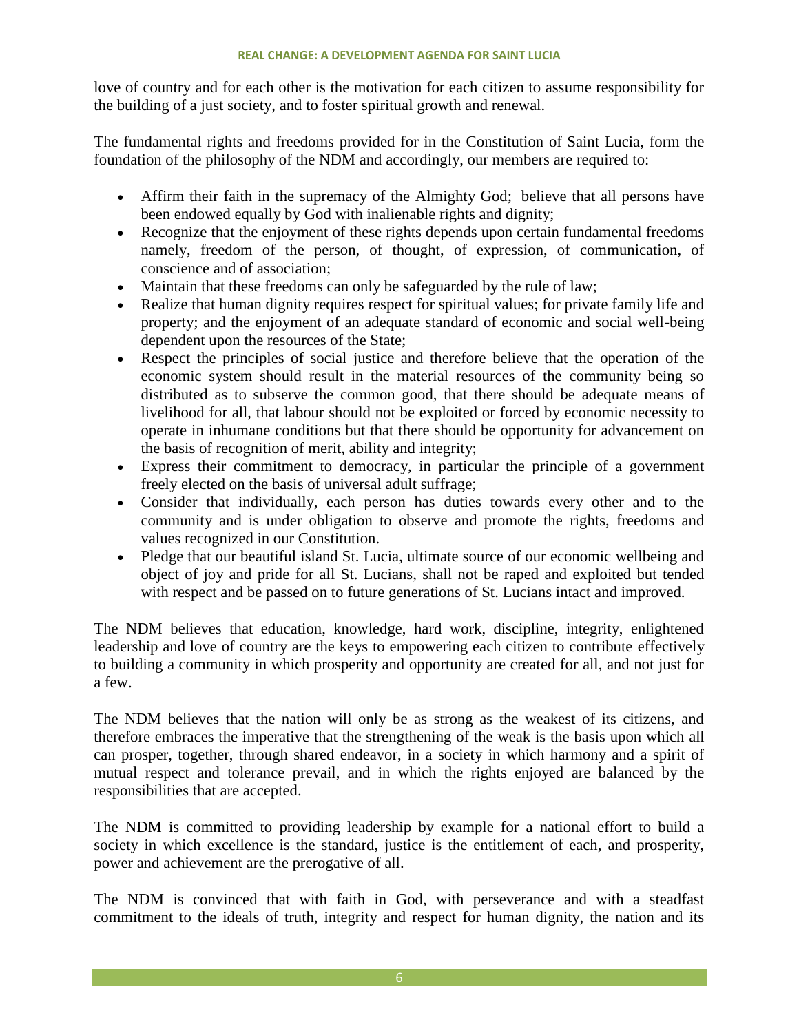love of country and for each other is the motivation for each citizen to assume responsibility for the building of a just society, and to foster spiritual growth and renewal.

The fundamental rights and freedoms provided for in the Constitution of Saint Lucia, form the foundation of the philosophy of the NDM and accordingly, our members are required to:

- Affirm their faith in the supremacy of the Almighty God; believe that all persons have been endowed equally by God with inalienable rights and dignity;
- Recognize that the enjoyment of these rights depends upon certain fundamental freedoms namely, freedom of the person, of thought, of expression, of communication, of conscience and of association;
- Maintain that these freedoms can only be safeguarded by the rule of law;
- Realize that human dignity requires respect for spiritual values; for private family life and property; and the enjoyment of an adequate standard of economic and social well-being dependent upon the resources of the State;
- Respect the principles of social justice and therefore believe that the operation of the economic system should result in the material resources of the community being so distributed as to subserve the common good, that there should be adequate means of livelihood for all, that labour should not be exploited or forced by economic necessity to operate in inhumane conditions but that there should be opportunity for advancement on the basis of recognition of merit, ability and integrity;
- Express their commitment to democracy, in particular the principle of a government freely elected on the basis of universal adult suffrage;
- Consider that individually, each person has duties towards every other and to the community and is under obligation to observe and promote the rights, freedoms and values recognized in our Constitution.
- Pledge that our beautiful island St. Lucia, ultimate source of our economic wellbeing and object of joy and pride for all St. Lucians, shall not be raped and exploited but tended with respect and be passed on to future generations of St. Lucians intact and improved.

The NDM believes that education, knowledge, hard work, discipline, integrity, enlightened leadership and love of country are the keys to empowering each citizen to contribute effectively to building a community in which prosperity and opportunity are created for all, and not just for a few.

The NDM believes that the nation will only be as strong as the weakest of its citizens, and therefore embraces the imperative that the strengthening of the weak is the basis upon which all can prosper, together, through shared endeavor, in a society in which harmony and a spirit of mutual respect and tolerance prevail, and in which the rights enjoyed are balanced by the responsibilities that are accepted.

The NDM is committed to providing leadership by example for a national effort to build a society in which excellence is the standard, justice is the entitlement of each, and prosperity, power and achievement are the prerogative of all.

The NDM is convinced that with faith in God, with perseverance and with a steadfast commitment to the ideals of truth, integrity and respect for human dignity, the nation and its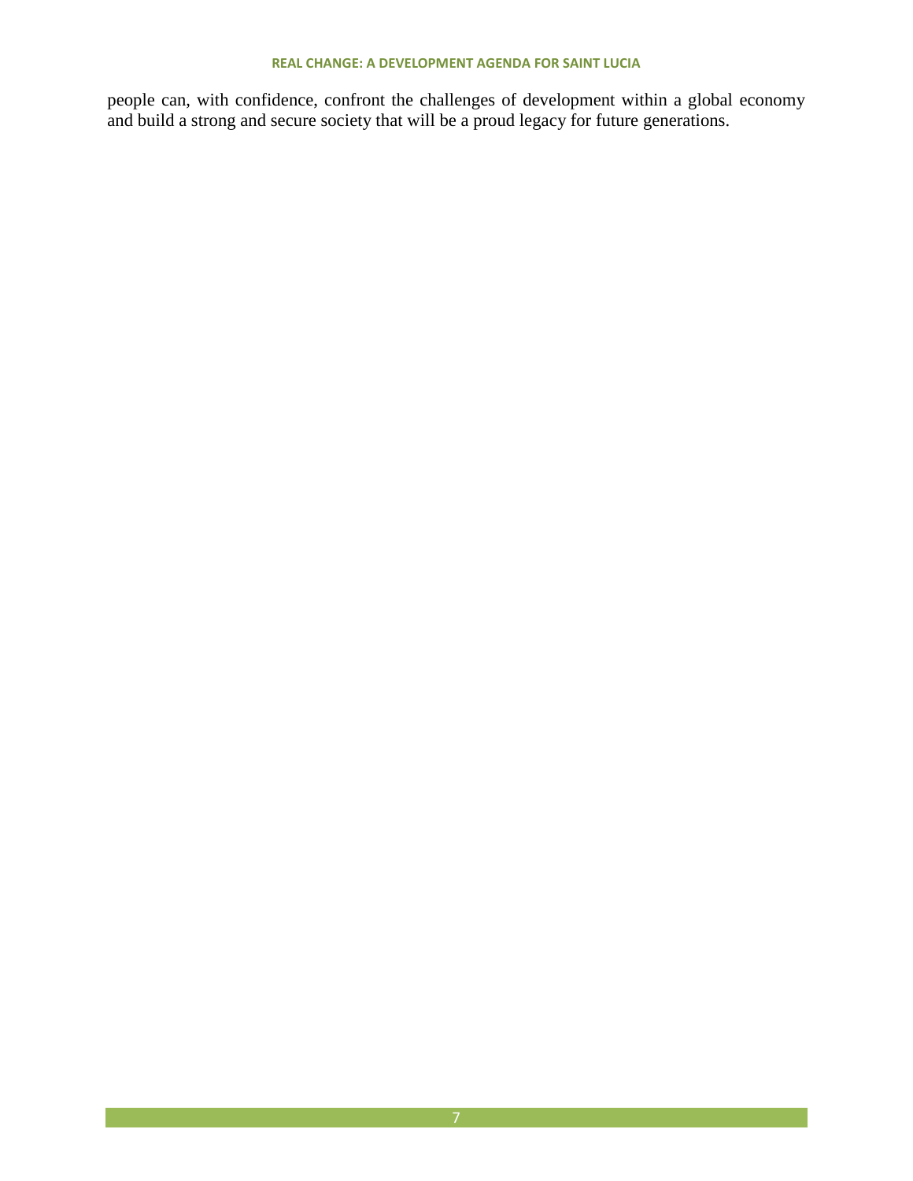people can, with confidence, confront the challenges of development within a global economy and build a strong and secure society that will be a proud legacy for future generations.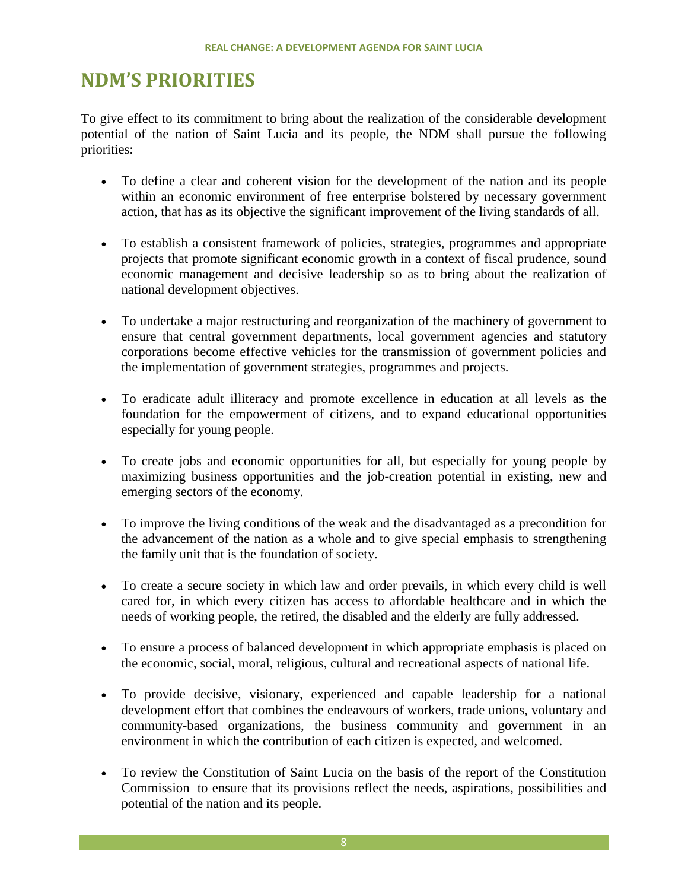# NDM'S PRIORITIES

To give effect to its commitment to bring about the realization of the considerable development potential of the nation of Saint Lucia and its people, the NDM shall pursue the following priorities:

- To define a clear and coherent vision for the development of the nation and its people within an economic environment of free enterprise bolstered by necessary government action, that has as its objective the significant improvement of the living standards of all.

- To establish a consistent framework of policies, strategies, programmes and appropriate projects that promote significant economic growth in a context of fiscal prudence, sound economic management and decisive leadership so as to bring about the realization of national development objectives.

- To undertake a major restructuring and reorganization of the machinery of government to ensure that central government departments, local government agencies and statutory corporations become effective vehicles for the transmission of government policies and the implementation of government strategies, programmes and projects.

- To eradicate adult illiteracy and promote excellence in education at all levels as the foundation for the empowerment of citizens, and to expand educational opportunities especially for young people.

- To create jobs and economic opportunities for all, but especially for young people by maximizing business opportunities and the job-creation potential in existing, new and emerging sectors of the economy.

- To improve the living conditions of the weak and the disadvantaged as a precondition for the advancement of the nation as a whole and to give special emphasis to strengthening the family unit that is the foundation of society.

- To create a secure society in which law and order prevails, in which every child is well cared for, in which every citizen has access to affordable healthcare and in which the needs of working people, the retired, the disabled and the elderly are fully addressed.

- To ensure a process of balanced development in which appropriate emphasis is placed on the economic, social, moral, religious, cultural and recreational aspects of national life.

- To provide decisive, visionary, experienced and capable leadership for a national development effort that combines the endeavours of workers, trade unions, voluntary and community-based organizations, the business community and government in an environment in which the contribution of each citizen is expected, and welcomed.

- To review the Constitution of Saint Lucia on the basis of the report of the Constitution Commission to ensure that its provisions reflect the needs, aspirations, possibilities and potential of the nation and its people.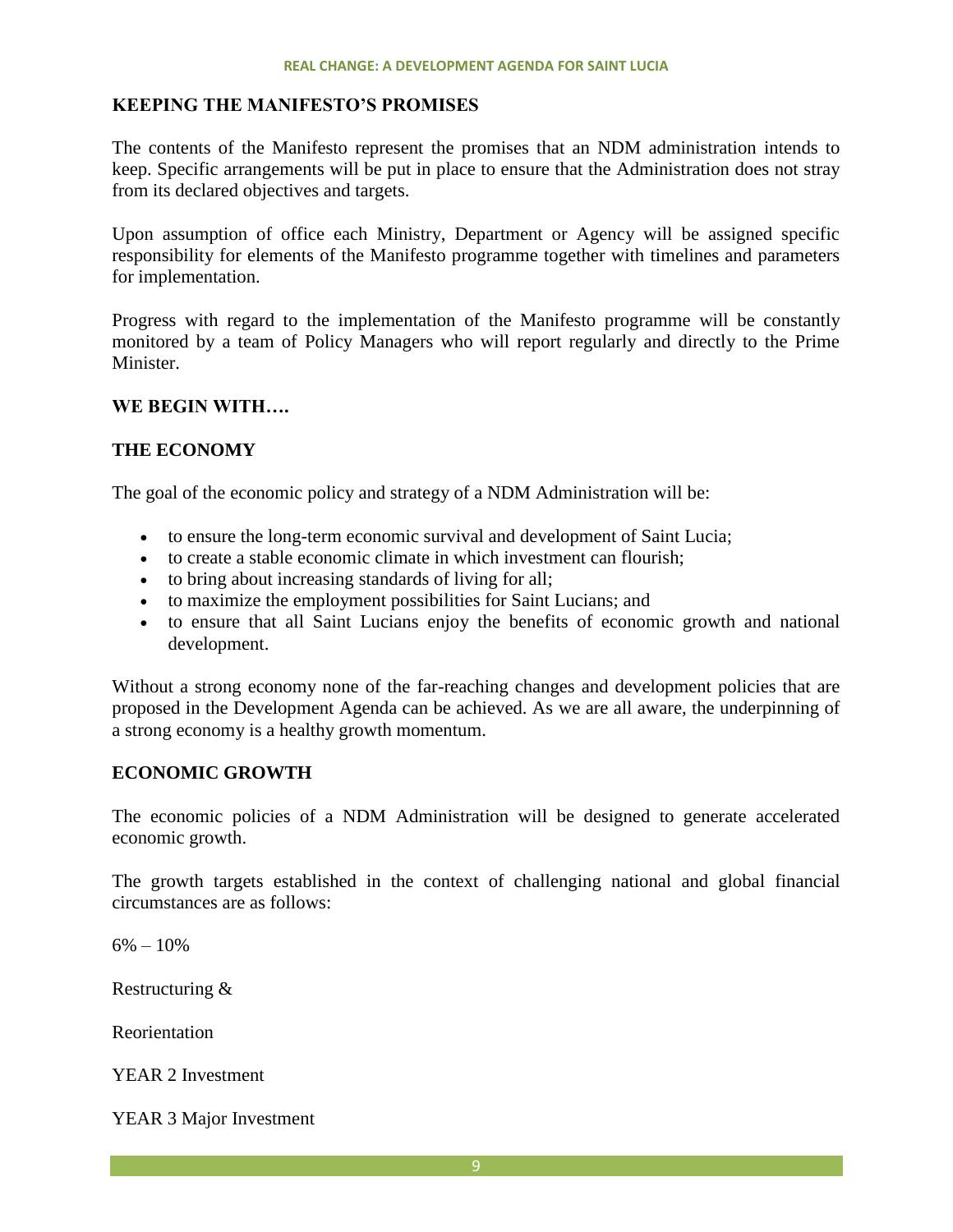## KEEPING THE MANIFESTO'S PROMISES

The contents of the Manifesto represent the promises that an NDM administration intends to keep. Specific arrangements will be put in place to ensure that the Administration does not stray from its declared objectives and targets.

Upon assumption of office each Ministry, Department or Agency will be assigned specific responsibility for elements of the Manifesto programme together with timelines and parameters for implementation.

Progress with regard to the implementation of the Manifesto programme will be constantly monitored by a team of Policy Managers who will report regularly and directly to the Prime Minister.

## WE BEGIN WITH….

## THE ECONOMY

The goal of the economic policy and strategy of a NDM Administration will be:

- to ensure the long-term economic survival and development of Saint Lucia;
- to create a stable economic climate in which investment can flourish;
- to bring about increasing standards of living for all;
- to maximize the employment possibilities for Saint Lucians; and
- to ensure that all Saint Lucians enjoy the benefits of economic growth and national development.

Without a strong economy none of the far-reaching changes and development policies that are proposed in the Development Agenda can be achieved. As we are all aware, the underpinning of a strong economy is a healthy growth momentum.

## ECONOMIC GROWTH

The economic policies of a NDM Administration will be designed to generate accelerated economic growth.

The growth targets established in the context of challenging national and global financial circumstances are as follows:

6% – 10%

Restructuring &

Reorientation

YEAR 2 Investment

YEAR 3 Major Investment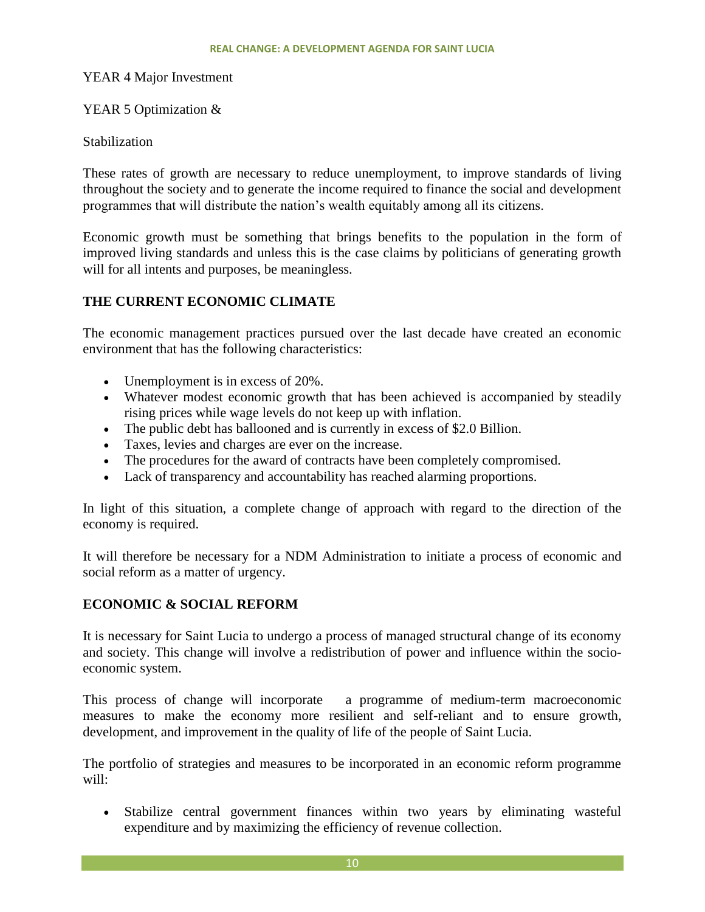YEAR 4 Major Investment

YEAR 5 Optimization &

Stabilization

These rates of growth are necessary to reduce unemployment, to improve standards of living throughout the society and to generate the income required to finance the social and development programmes that will distribute the nation's wealth equitably among all its citizens.

Economic growth must be something that brings benefits to the population in the form of improved living standards and unless this is the case claims by politicians of generating growth will for all intents and purposes, be meaningless.

## THE CURRENT ECONOMIC CLIMATE

The economic management practices pursued over the last decade have created an economic environment that has the following characteristics:

- Unemployment is in excess of 20%.
- Whatever modest economic growth that has been achieved is accompanied by steadily rising prices while wage levels do not keep up with inflation.
- The public debt has ballooned and is currently in excess of $2.0 Billion.
- Taxes, levies and charges are ever on the increase.
- The procedures for the award of contracts have been completely compromised.
- Lack of transparency and accountability has reached alarming proportions.

In light of this situation, a complete change of approach with regard to the direction of the economy is required.

It will therefore be necessary for a NDM Administration to initiate a process of economic and social reform as a matter of urgency.

## ECONOMIC & SOCIAL REFORM

It is necessary for Saint Lucia to undergo a process of managed structural change of its economy and society. This change will involve a redistribution of power and influence within the socio-economic system.

This process of change will incorporate a programme of medium-term macroeconomic measures to make the economy more resilient and self-reliant and to ensure growth, development, and improvement in the quality of life of the people of Saint Lucia.

The portfolio of strategies and measures to be incorporated in an economic reform programme will:

- Stabilize central government finances within two years by eliminating wasteful expenditure and by maximizing the efficiency of revenue collection.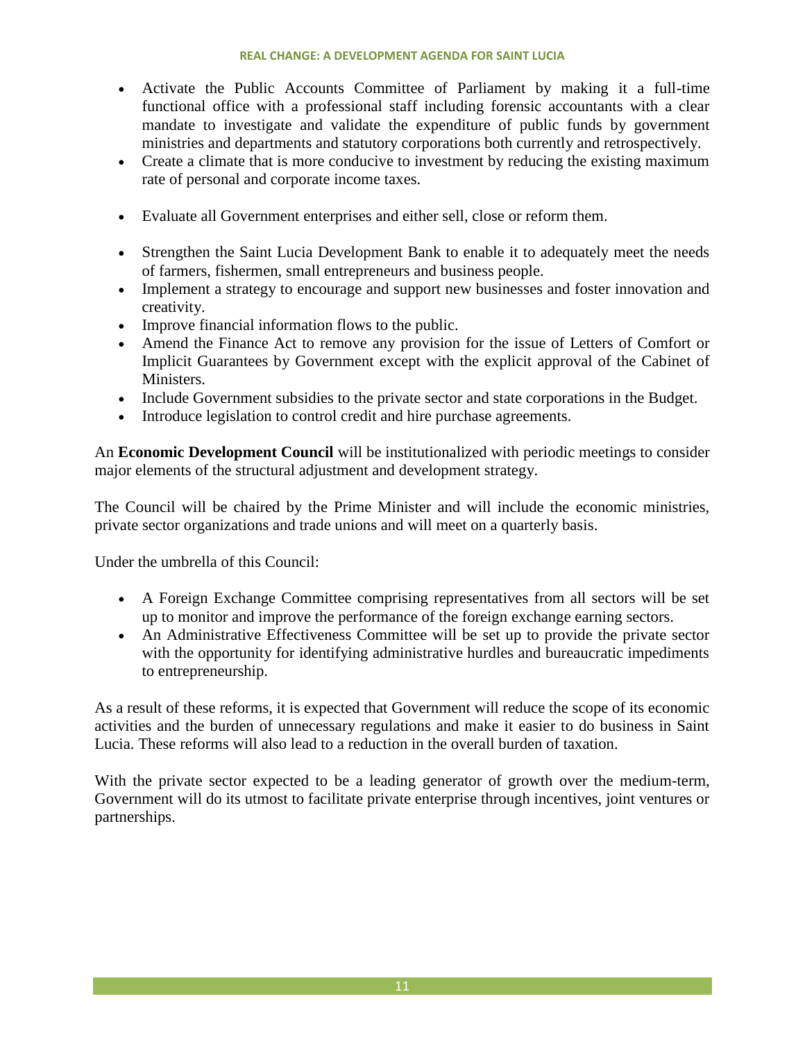- Activate the Public Accounts Committee of Parliament by making it a full-time functional office with a professional staff including forensic accountants with a clear mandate to investigate and validate the expenditure of public funds by government ministries and departments and statutory corporations both currently and retrospectively.
- Create a climate that is more conducive to investment by reducing the existing maximum rate of personal and corporate income taxes.
- Evaluate all Government enterprises and either sell, close or reform them.
- Strengthen the Saint Lucia Development Bank to enable it to adequately meet the needs of farmers, fishermen, small entrepreneurs and business people.
- Implement a strategy to encourage and support new businesses and foster innovation and creativity.
- Improve financial information flows to the public.
- Amend the Finance Act to remove any provision for the issue of Letters of Comfort or Implicit Guarantees by Government except with the explicit approval of the Cabinet of Ministers.
- Include Government subsidies to the private sector and state corporations in the Budget.
- Introduce legislation to control credit and hire purchase agreements.

An **Economic Development Council** will be institutionalized with periodic meetings to consider major elements of the structural adjustment and development strategy.

The Council will be chaired by the Prime Minister and will include the economic ministries, private sector organizations and trade unions and will meet on a quarterly basis.

Under the umbrella of this Council:

- A Foreign Exchange Committee comprising representatives from all sectors will be set up to monitor and improve the performance of the foreign exchange earning sectors.
- An Administrative Effectiveness Committee will be set up to provide the private sector with the opportunity for identifying administrative hurdles and bureaucratic impediments to entrepreneurship.

As a result of these reforms, it is expected that Government will reduce the scope of its economic activities and the burden of unnecessary regulations and make it easier to do business in Saint Lucia. These reforms will also lead to a reduction in the overall burden of taxation.

With the private sector expected to be a leading generator of growth over the medium-term, Government will do its utmost to facilitate private enterprise through incentives, joint ventures or partnerships.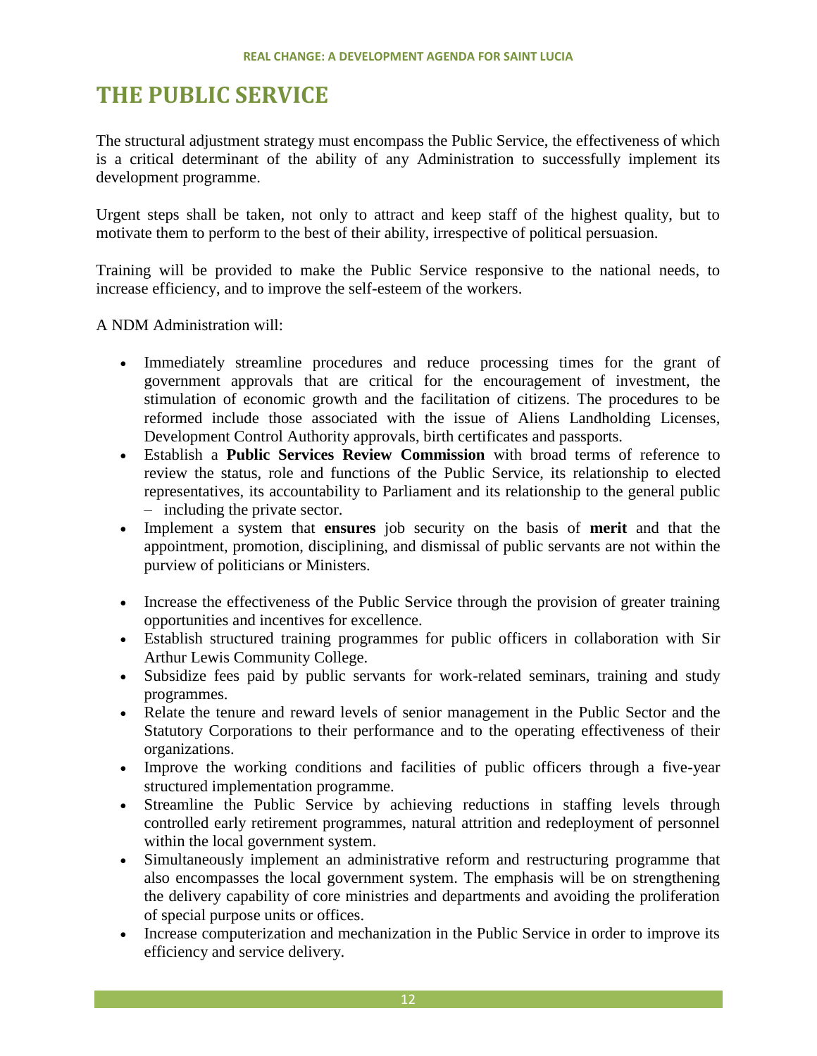# THE PUBLIC SERVICE

The structural adjustment strategy must encompass the Public Service, the effectiveness of which is a critical determinant of the ability of any Administration to successfully implement its development programme.

Urgent steps shall be taken, not only to attract and keep staff of the highest quality, but to motivate them to perform to the best of their ability, irrespective of political persuasion.

Training will be provided to make the Public Service responsive to the national needs, to increase efficiency, and to improve the self-esteem of the workers.

A NDM Administration will:

- Immediately streamline procedures and reduce processing times for the grant of government approvals that are critical for the encouragement of investment, the stimulation of economic growth and the facilitation of citizens. The procedures to be reformed include those associated with the issue of Aliens Landholding Licenses, Development Control Authority approvals, birth certificates and passports.
- Establish a **Public Services Review Commission** with broad terms of reference to review the status, role and functions of the Public Service, its relationship to elected representatives, its accountability to Parliament and its relationship to the general public – including the private sector.
- Implement a system that **ensures** job security on the basis of **merit** and that the appointment, promotion, disciplining, and dismissal of public servants are not within the purview of politicians or Ministers.
- Increase the effectiveness of the Public Service through the provision of greater training opportunities and incentives for excellence.
- Establish structured training programmes for public officers in collaboration with Sir Arthur Lewis Community College.
- Subsidize fees paid by public servants for work-related seminars, training and study programmes.
- Relate the tenure and reward levels of senior management in the Public Sector and the Statutory Corporations to their performance and to the operating effectiveness of their organizations.
- Improve the working conditions and facilities of public officers through a five-year structured implementation programme.
- Streamline the Public Service by achieving reductions in staffing levels through controlled early retirement programmes, natural attrition and redeployment of personnel within the local government system.
- Simultaneously implement an administrative reform and restructuring programme that also encompasses the local government system. The emphasis will be on strengthening the delivery capability of core ministries and departments and avoiding the proliferation of special purpose units or offices.
- Increase computerization and mechanization in the Public Service in order to improve its efficiency and service delivery.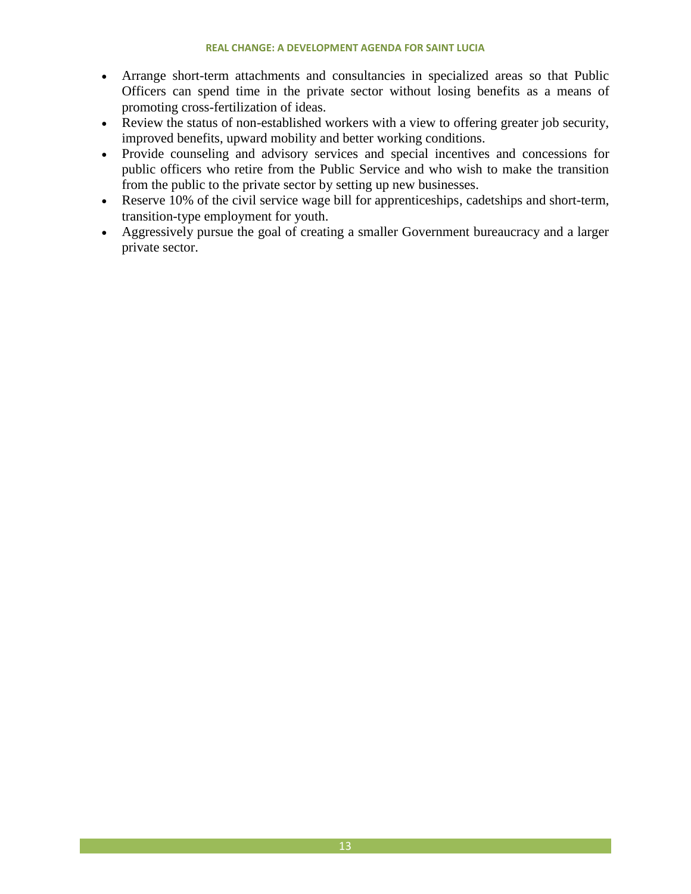- Arrange short-term attachments and consultancies in specialized areas so that Public Officers can spend time in the private sector without losing benefits as a means of promoting cross-fertilization of ideas.
- Review the status of non-established workers with a view to offering greater job security, improved benefits, upward mobility and better working conditions.
- Provide counseling and advisory services and special incentives and concessions for public officers who retire from the Public Service and who wish to make the transition from the public to the private sector by setting up new businesses.
- Reserve 10% of the civil service wage bill for apprenticeships, cadetships and short-term, transition-type employment for youth.
- Aggressively pursue the goal of creating a smaller Government bureaucracy and a larger private sector.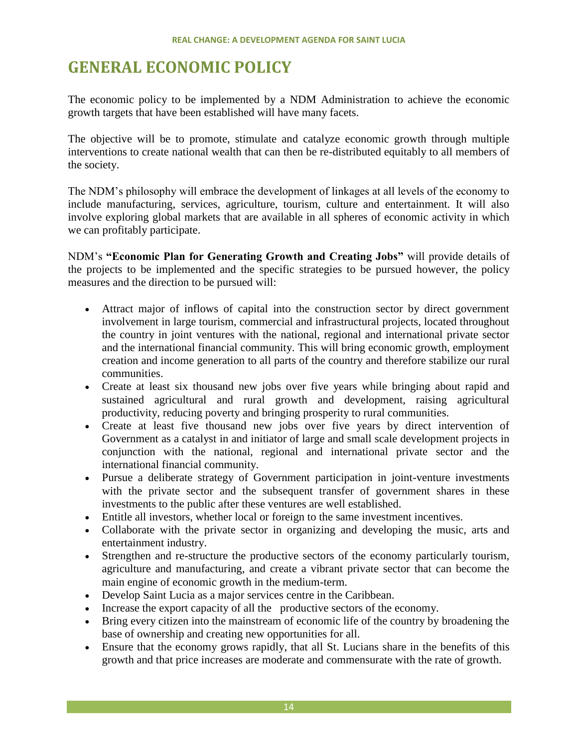# GENERAL ECONOMIC POLICY

The economic policy to be implemented by a NDM Administration to achieve the economic growth targets that have been established will have many facets.

The objective will be to promote, stimulate and catalyze economic growth through multiple interventions to create national wealth that can then be re-distributed equitably to all members of the society.

The NDM's philosophy will embrace the development of linkages at all levels of the economy to include manufacturing, services, agriculture, tourism, culture and entertainment. It will also involve exploring global markets that are available in all spheres of economic activity in which we can profitably participate.

NDM's **"Economic Plan for Generating Growth and Creating Jobs"** will provide details of the projects to be implemented and the specific strategies to be pursued however, the policy measures and the direction to be pursued will:

- Attract major of inflows of capital into the construction sector by direct government involvement in large tourism, commercial and infrastructural projects, located throughout the country in joint ventures with the national, regional and international private sector and the international financial community. This will bring economic growth, employment creation and income generation to all parts of the country and therefore stabilize our rural communities.
- Create at least six thousand new jobs over five years while bringing about rapid and sustained agricultural and rural growth and development, raising agricultural productivity, reducing poverty and bringing prosperity to rural communities.
- Create at least five thousand new jobs over five years by direct intervention of Government as a catalyst in and initiator of large and small scale development projects in conjunction with the national, regional and international private sector and the international financial community.
- Pursue a deliberate strategy of Government participation in joint-venture investments with the private sector and the subsequent transfer of government shares in these investments to the public after these ventures are well established.
- Entitle all investors, whether local or foreign to the same investment incentives.
- Collaborate with the private sector in organizing and developing the music, arts and entertainment industry.
- Strengthen and re-structure the productive sectors of the economy particularly tourism, agriculture and manufacturing, and create a vibrant private sector that can become the main engine of economic growth in the medium-term.
- Develop Saint Lucia as a major services centre in the Caribbean.
- Increase the export capacity of all the productive sectors of the economy.
- Bring every citizen into the mainstream of economic life of the country by broadening the base of ownership and creating new opportunities for all.
- Ensure that the economy grows rapidly, that all St. Lucians share in the benefits of this growth and that price increases are moderate and commensurate with the rate of growth.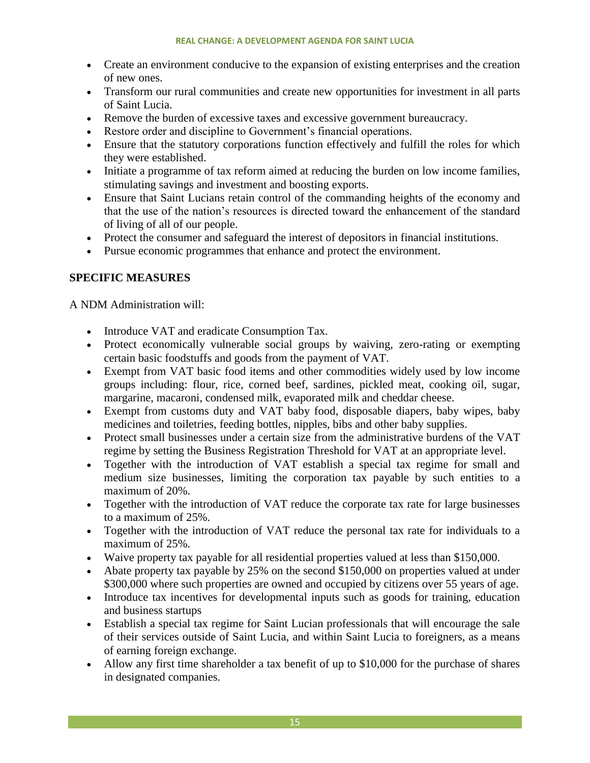- Create an environment conducive to the expansion of existing enterprises and the creation of new ones.
- Transform our rural communities and create new opportunities for investment in all parts of Saint Lucia.
- Remove the burden of excessive taxes and excessive government bureaucracy.
- Restore order and discipline to Government's financial operations.
- Ensure that the statutory corporations function effectively and fulfill the roles for which they were established.
- Initiate a programme of tax reform aimed at reducing the burden on low income families, stimulating savings and investment and boosting exports.
- Ensure that Saint Lucians retain control of the commanding heights of the economy and that the use of the nation's resources is directed toward the enhancement of the standard of living of all of our people.
- Protect the consumer and safeguard the interest of depositors in financial institutions.
- Pursue economic programmes that enhance and protect the environment.

## SPECIFIC MEASURES

A NDM Administration will:

- Introduce VAT and eradicate Consumption Tax.
- Protect economically vulnerable social groups by waiving, zero-rating or exempting certain basic foodstuffs and goods from the payment of VAT.
- Exempt from VAT basic food items and other commodities widely used by low income groups including: flour, rice, corned beef, sardines, pickled meat, cooking oil, sugar, margarine, macaroni, condensed milk, evaporated milk and cheddar cheese.
- Exempt from customs duty and VAT baby food, disposable diapers, baby wipes, baby medicines and toiletries, feeding bottles, nipples, bibs and other baby supplies.
- Protect small businesses under a certain size from the administrative burdens of the VAT regime by setting the Business Registration Threshold for VAT at an appropriate level.
- Together with the introduction of VAT establish a special tax regime for small and medium size businesses, limiting the corporation tax payable by such entities to a maximum of 20%.
- Together with the introduction of VAT reduce the corporate tax rate for large businesses to a maximum of 25%.
- Together with the introduction of VAT reduce the personal tax rate for individuals to a maximum of 25%.
- Waive property tax payable for all residential properties valued at less than $150,000.
- Abate property tax payable by 25% on the second $150,000 on properties valued at under $300,000 where such properties are owned and occupied by citizens over 55 years of age.
- Introduce tax incentives for developmental inputs such as goods for training, education and business startups
- Establish a special tax regime for Saint Lucian professionals that will encourage the sale of their services outside of Saint Lucia, and within Saint Lucia to foreigners, as a means of earning foreign exchange.
- Allow any first time shareholder a tax benefit of up to $10,000 for the purchase of shares in designated companies.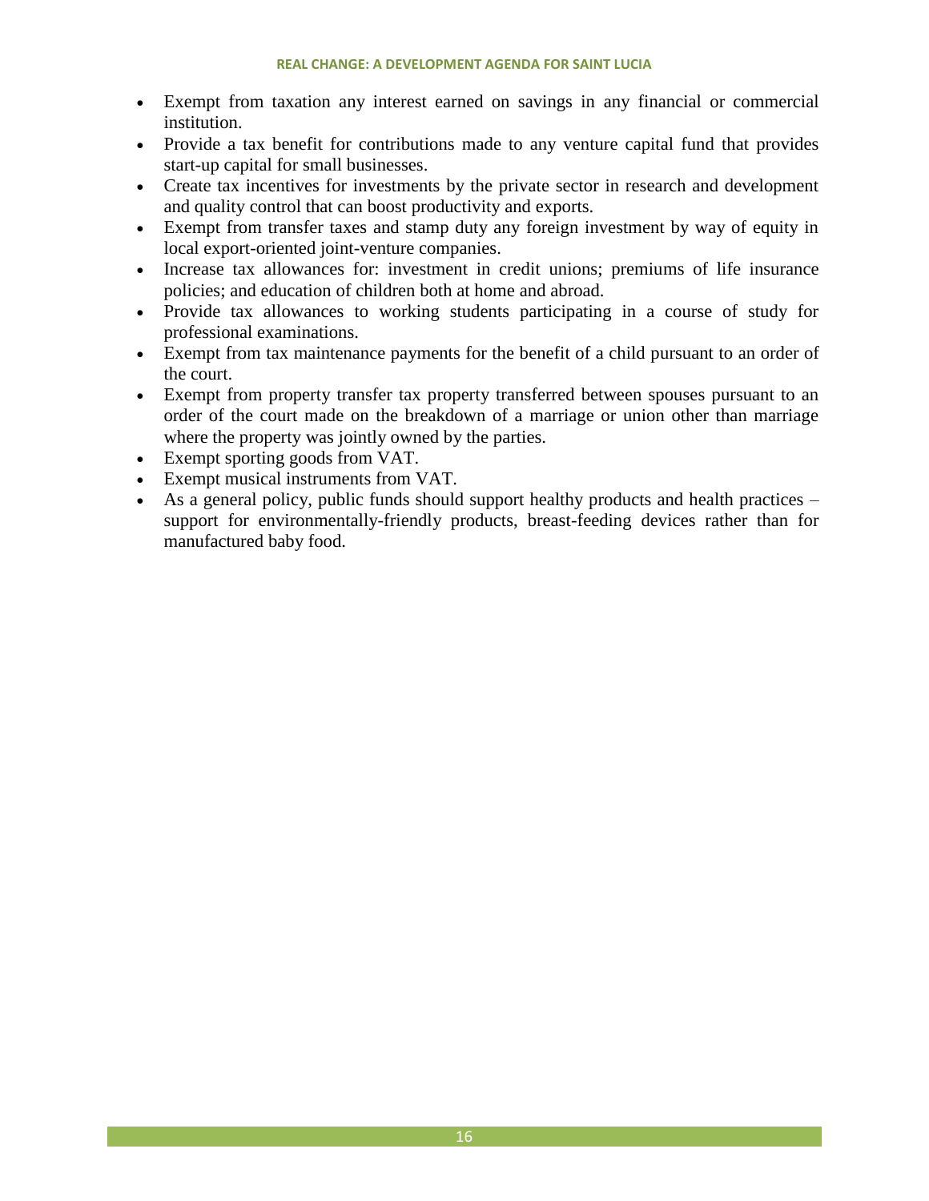- Exempt from taxation any interest earned on savings in any financial or commercial institution.
- Provide a tax benefit for contributions made to any venture capital fund that provides start-up capital for small businesses.
- Create tax incentives for investments by the private sector in research and development and quality control that can boost productivity and exports.
- Exempt from transfer taxes and stamp duty any foreign investment by way of equity in local export-oriented joint-venture companies.
- Increase tax allowances for: investment in credit unions; premiums of life insurance policies; and education of children both at home and abroad.
- Provide tax allowances to working students participating in a course of study for professional examinations.
- Exempt from tax maintenance payments for the benefit of a child pursuant to an order of the court.
- Exempt from property transfer tax property transferred between spouses pursuant to an order of the court made on the breakdown of a marriage or union other than marriage where the property was jointly owned by the parties.
- Exempt sporting goods from VAT.
- Exempt musical instruments from VAT.
- As a general policy, public funds should support healthy products and health practices – support for environmentally-friendly products, breast-feeding devices rather than for manufactured baby food.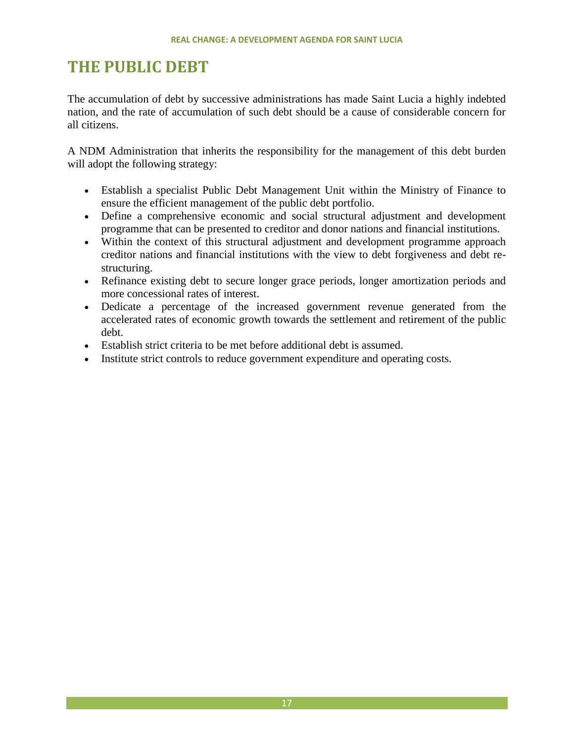# THE PUBLIC DEBT

The accumulation of debt by successive administrations has made Saint Lucia a highly indebted nation, and the rate of accumulation of such debt should be a cause of considerable concern for all citizens.

A NDM Administration that inherits the responsibility for the management of this debt burden will adopt the following strategy:

- Establish a specialist Public Debt Management Unit within the Ministry of Finance to ensure the efficient management of the public debt portfolio.
- Define a comprehensive economic and social structural adjustment and development programme that can be presented to creditor and donor nations and financial institutions.
- Within the context of this structural adjustment and development programme approach creditor nations and financial institutions with the view to debt forgiveness and debt re-structuring.
- Refinance existing debt to secure longer grace periods, longer amortization periods and more concessional rates of interest.
- Dedicate a percentage of the increased government revenue generated from the accelerated rates of economic growth towards the settlement and retirement of the public debt.
- Establish strict criteria to be met before additional debt is assumed.
- Institute strict controls to reduce government expenditure and operating costs.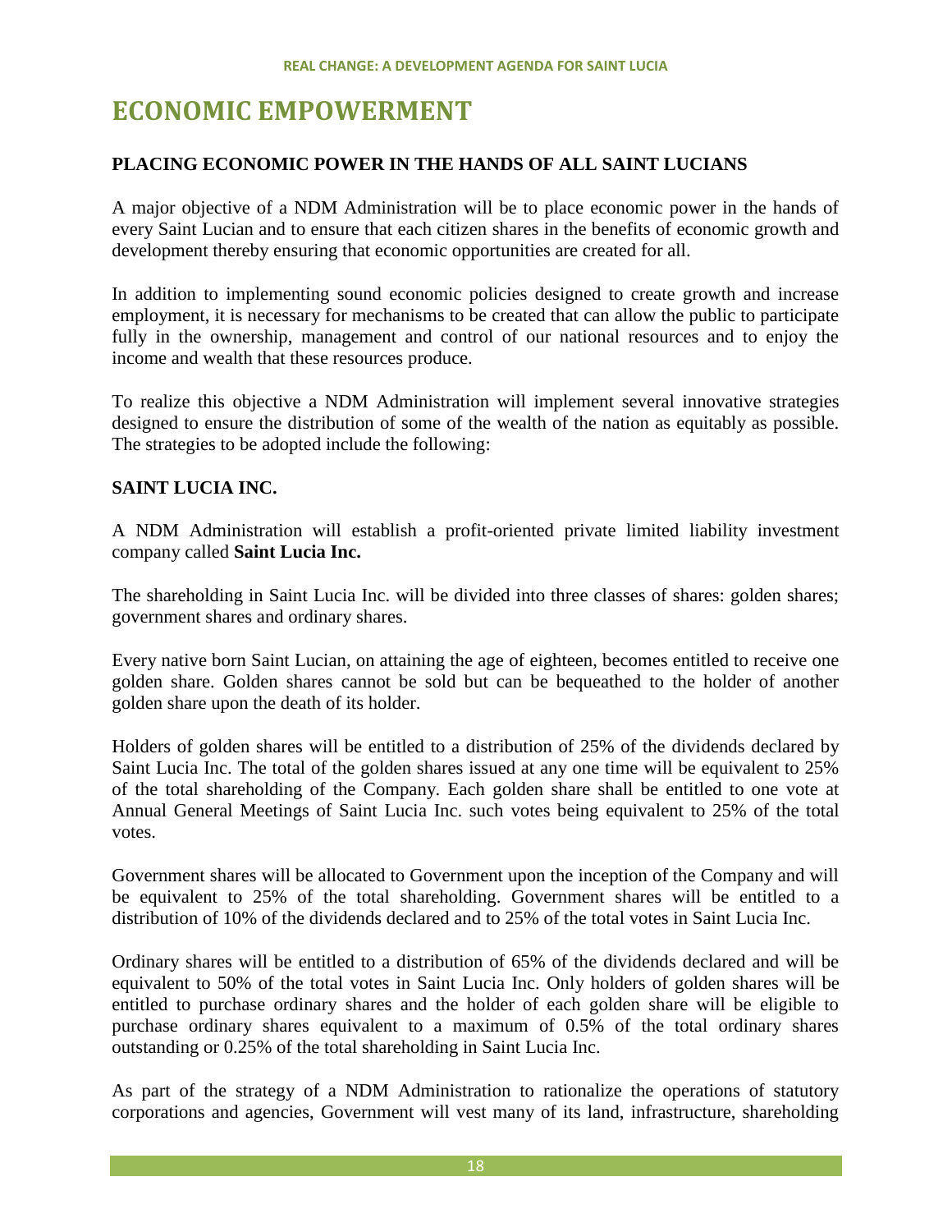# ECONOMIC EMPOWERMENT

## PLACING ECONOMIC POWER IN THE HANDS OF ALL SAINT LUCIANS

A major objective of a NDM Administration will be to place economic power in the hands of every Saint Lucian and to ensure that each citizen shares in the benefits of economic growth and development thereby ensuring that economic opportunities are created for all.

In addition to implementing sound economic policies designed to create growth and increase employment, it is necessary for mechanisms to be created that can allow the public to participate fully in the ownership, management and control of our national resources and to enjoy the income and wealth that these resources produce.

To realize this objective a NDM Administration will implement several innovative strategies designed to ensure the distribution of some of the wealth of the nation as equitably as possible. The strategies to be adopted include the following:

## SAINT LUCIA INC.

A NDM Administration will establish a profit-oriented private limited liability investment company called **Saint Lucia Inc.**

The shareholding in Saint Lucia Inc. will be divided into three classes of shares: golden shares; government shares and ordinary shares.

Every native born Saint Lucian, on attaining the age of eighteen, becomes entitled to receive one golden share. Golden shares cannot be sold but can be bequeathed to the holder of another golden share upon the death of its holder.

Holders of golden shares will be entitled to a distribution of 25% of the dividends declared by Saint Lucia Inc. The total of the golden shares issued at any one time will be equivalent to 25% of the total shareholding of the Company. Each golden share shall be entitled to one vote at Annual General Meetings of Saint Lucia Inc. such votes being equivalent to 25% of the total votes.

Government shares will be allocated to Government upon the inception of the Company and will be equivalent to 25% of the total shareholding. Government shares will be entitled to a distribution of 10% of the dividends declared and to 25% of the total votes in Saint Lucia Inc.

Ordinary shares will be entitled to a distribution of 65% of the dividends declared and will be equivalent to 50% of the total votes in Saint Lucia Inc. Only holders of golden shares will be entitled to purchase ordinary shares and the holder of each golden share will be eligible to purchase ordinary shares equivalent to a maximum of 0.5% of the total ordinary shares outstanding or 0.25% of the total shareholding in Saint Lucia Inc.

As part of the strategy of a NDM Administration to rationalize the operations of statutory corporations and agencies, Government will vest many of its land, infrastructure, shareholding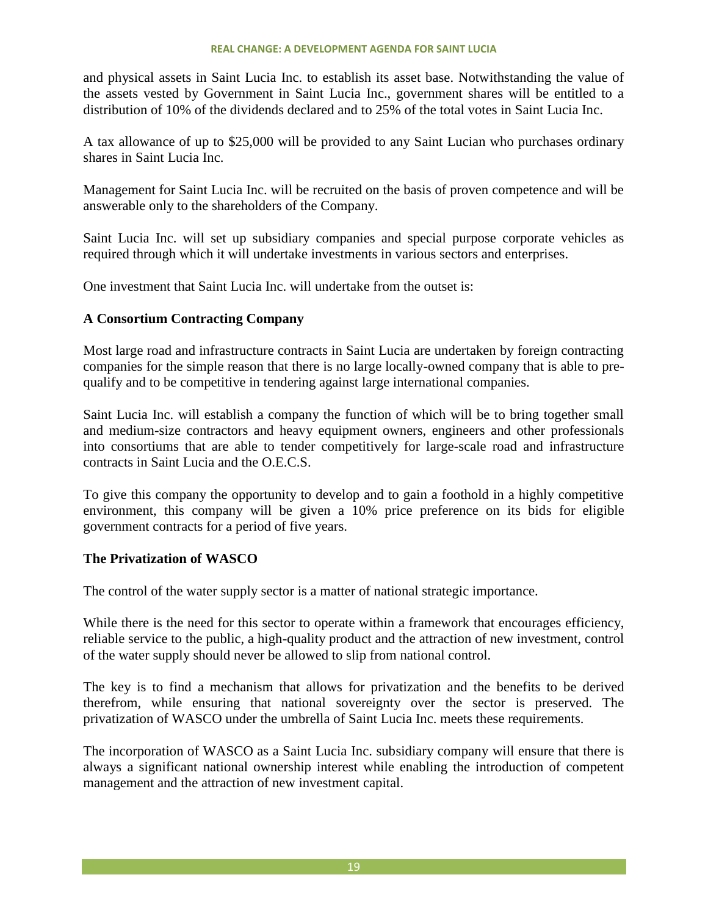and physical assets in Saint Lucia Inc. to establish its asset base. Notwithstanding the value of the assets vested by Government in Saint Lucia Inc., government shares will be entitled to a distribution of 10% of the dividends declared and to 25% of the total votes in Saint Lucia Inc.

A tax allowance of up to $25,000 will be provided to any Saint Lucian who purchases ordinary shares in Saint Lucia Inc.

Management for Saint Lucia Inc. will be recruited on the basis of proven competence and will be answerable only to the shareholders of the Company.

Saint Lucia Inc. will set up subsidiary companies and special purpose corporate vehicles as required through which it will undertake investments in various sectors and enterprises.

One investment that Saint Lucia Inc. will undertake from the outset is:

### A Consortium Contracting Company

Most large road and infrastructure contracts in Saint Lucia are undertaken by foreign contracting companies for the simple reason that there is no large locally-owned company that is able to pre-qualify and to be competitive in tendering against large international companies.

Saint Lucia Inc. will establish a company the function of which will be to bring together small and medium-size contractors and heavy equipment owners, engineers and other professionals into consortiums that are able to tender competitively for large-scale road and infrastructure contracts in Saint Lucia and the O.E.C.S.

To give this company the opportunity to develop and to gain a foothold in a highly competitive environment, this company will be given a 10% price preference on its bids for eligible government contracts for a period of five years.

### The Privatization of WASCO

The control of the water supply sector is a matter of national strategic importance.

While there is the need for this sector to operate within a framework that encourages efficiency, reliable service to the public, a high-quality product and the attraction of new investment, control of the water supply should never be allowed to slip from national control.

The key is to find a mechanism that allows for privatization and the benefits to be derived therefrom, while ensuring that national sovereignty over the sector is preserved. The privatization of WASCO under the umbrella of Saint Lucia Inc. meets these requirements.

The incorporation of WASCO as a Saint Lucia Inc. subsidiary company will ensure that there is always a significant national ownership interest while enabling the introduction of competent management and the attraction of new investment capital.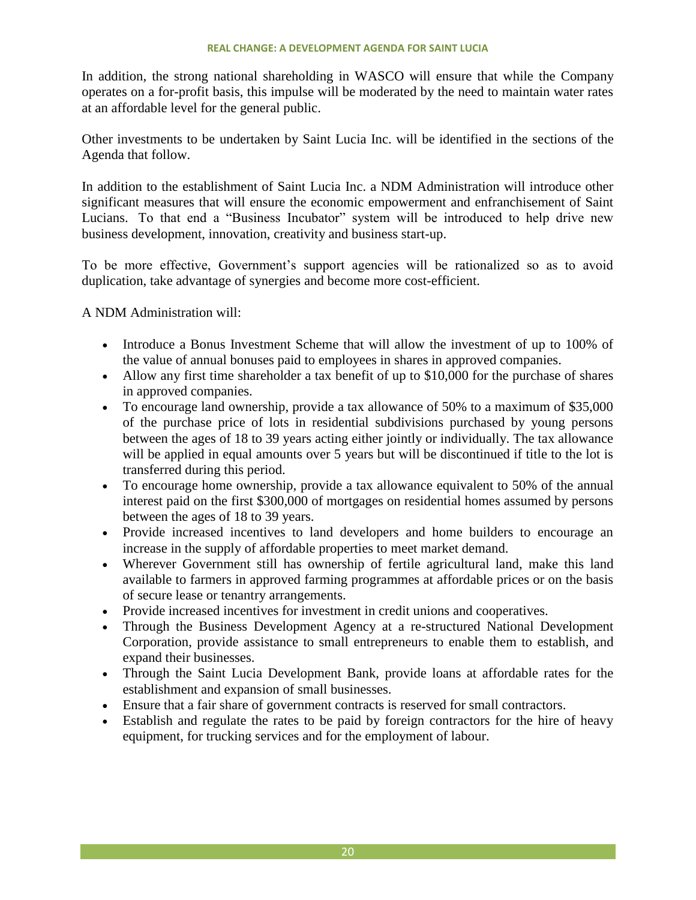In addition, the strong national shareholding in WASCO will ensure that while the Company operates on a for-profit basis, this impulse will be moderated by the need to maintain water rates at an affordable level for the general public.

Other investments to be undertaken by Saint Lucia Inc. will be identified in the sections of the Agenda that follow.

In addition to the establishment of Saint Lucia Inc. a NDM Administration will introduce other significant measures that will ensure the economic empowerment and enfranchisement of Saint Lucians. To that end a "Business Incubator" system will be introduced to help drive new business development, innovation, creativity and business start-up.

To be more effective, Government's support agencies will be rationalized so as to avoid duplication, take advantage of synergies and become more cost-efficient.

A NDM Administration will:

- Introduce a Bonus Investment Scheme that will allow the investment of up to 100% of the value of annual bonuses paid to employees in shares in approved companies.
- Allow any first time shareholder a tax benefit of up to $10,000 for the purchase of shares in approved companies.
- To encourage land ownership, provide a tax allowance of 50% to a maximum of $35,000 of the purchase price of lots in residential subdivisions purchased by young persons between the ages of 18 to 39 years acting either jointly or individually. The tax allowance will be applied in equal amounts over 5 years but will be discontinued if title to the lot is transferred during this period.
- To encourage home ownership, provide a tax allowance equivalent to 50% of the annual interest paid on the first $300,000 of mortgages on residential homes assumed by persons between the ages of 18 to 39 years.
- Provide increased incentives to land developers and home builders to encourage an increase in the supply of affordable properties to meet market demand.
- Wherever Government still has ownership of fertile agricultural land, make this land available to farmers in approved farming programmes at affordable prices or on the basis of secure lease or tenantry arrangements.
- Provide increased incentives for investment in credit unions and cooperatives.
- Through the Business Development Agency at a re-structured National Development Corporation, provide assistance to small entrepreneurs to enable them to establish, and expand their businesses.
- Through the Saint Lucia Development Bank, provide loans at affordable rates for the establishment and expansion of small businesses.
- Ensure that a fair share of government contracts is reserved for small contractors.
- Establish and regulate the rates to be paid by foreign contractors for the hire of heavy equipment, for trucking services and for the employment of labour.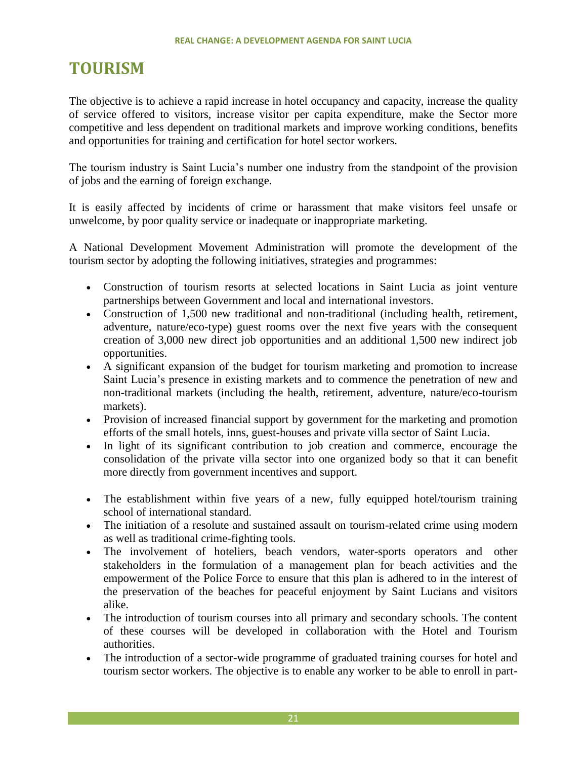# TOURISM

The objective is to achieve a rapid increase in hotel occupancy and capacity, increase the quality of service offered to visitors, increase visitor per capita expenditure, make the Sector more competitive and less dependent on traditional markets and improve working conditions, benefits and opportunities for training and certification for hotel sector workers.

The tourism industry is Saint Lucia's number one industry from the standpoint of the provision of jobs and the earning of foreign exchange.

It is easily affected by incidents of crime or harassment that make visitors feel unsafe or unwelcome, by poor quality service or inadequate or inappropriate marketing.

A National Development Movement Administration will promote the development of the tourism sector by adopting the following initiatives, strategies and programmes:

- Construction of tourism resorts at selected locations in Saint Lucia as joint venture partnerships between Government and local and international investors.
- Construction of 1,500 new traditional and non-traditional (including health, retirement, adventure, nature/eco-type) guest rooms over the next five years with the consequent creation of 3,000 new direct job opportunities and an additional 1,500 new indirect job opportunities.
- A significant expansion of the budget for tourism marketing and promotion to increase Saint Lucia's presence in existing markets and to commence the penetration of new and non-traditional markets (including the health, retirement, adventure, nature/eco-tourism markets).
- Provision of increased financial support by government for the marketing and promotion efforts of the small hotels, inns, guest-houses and private villa sector of Saint Lucia.
- In light of its significant contribution to job creation and commerce, encourage the consolidation of the private villa sector into one organized body so that it can benefit more directly from government incentives and support.
- The establishment within five years of a new, fully equipped hotel/tourism training school of international standard.
- The initiation of a resolute and sustained assault on tourism-related crime using modern as well as traditional crime-fighting tools.
- The involvement of hoteliers, beach vendors, water-sports operators and other stakeholders in the formulation of a management plan for beach activities and the empowerment of the Police Force to ensure that this plan is adhered to in the interest of the preservation of the beaches for peaceful enjoyment by Saint Lucians and visitors alike.
- The introduction of tourism courses into all primary and secondary schools. The content of these courses will be developed in collaboration with the Hotel and Tourism authorities.
- The introduction of a sector-wide programme of graduated training courses for hotel and tourism sector workers. The objective is to enable any worker to be able to enroll in part-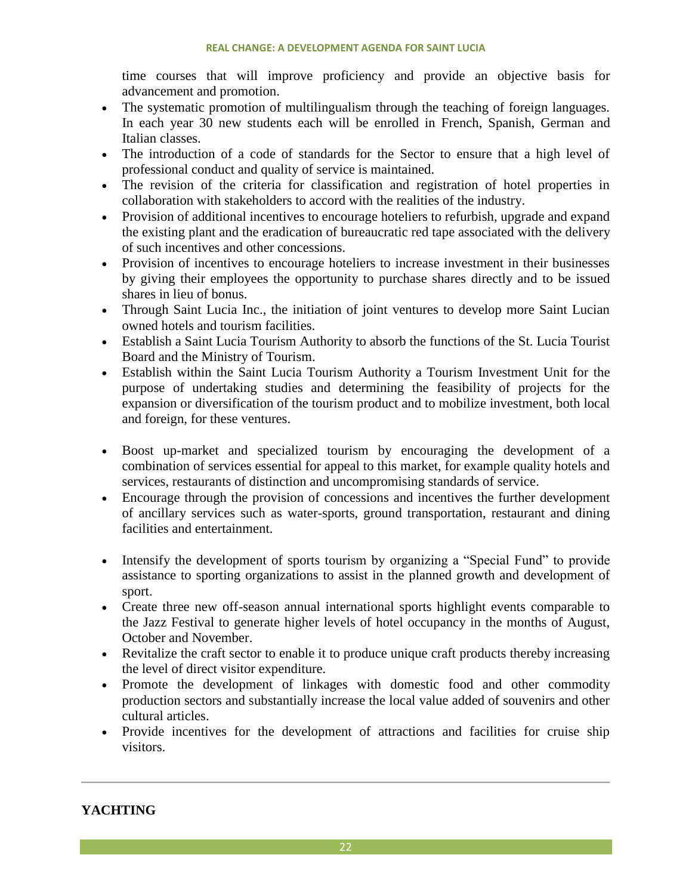time courses that will improve proficiency and provide an objective basis for advancement and promotion.

- The systematic promotion of multilingualism through the teaching of foreign languages. In each year 30 new students each will be enrolled in French, Spanish, German and Italian classes.
- The introduction of a code of standards for the Sector to ensure that a high level of professional conduct and quality of service is maintained.
- The revision of the criteria for classification and registration of hotel properties in collaboration with stakeholders to accord with the realities of the industry.
- Provision of additional incentives to encourage hoteliers to refurbish, upgrade and expand the existing plant and the eradication of bureaucratic red tape associated with the delivery of such incentives and other concessions.
- Provision of incentives to encourage hoteliers to increase investment in their businesses by giving their employees the opportunity to purchase shares directly and to be issued shares in lieu of bonus.
- Through Saint Lucia Inc., the initiation of joint ventures to develop more Saint Lucian owned hotels and tourism facilities.
- Establish a Saint Lucia Tourism Authority to absorb the functions of the St. Lucia Tourist Board and the Ministry of Tourism.
- Establish within the Saint Lucia Tourism Authority a Tourism Investment Unit for the purpose of undertaking studies and determining the feasibility of projects for the expansion or diversification of the tourism product and to mobilize investment, both local and foreign, for these ventures.
- Boost up-market and specialized tourism by encouraging the development of a combination of services essential for appeal to this market, for example quality hotels and services, restaurants of distinction and uncompromising standards of service.
- Encourage through the provision of concessions and incentives the further development of ancillary services such as water-sports, ground transportation, restaurant and dining facilities and entertainment.
- Intensify the development of sports tourism by organizing a "Special Fund" to provide assistance to sporting organizations to assist in the planned growth and development of sport.
- Create three new off-season annual international sports highlight events comparable to the Jazz Festival to generate higher levels of hotel occupancy in the months of August, October and November.
- Revitalize the craft sector to enable it to produce unique craft products thereby increasing the level of direct visitor expenditure.
- Promote the development of linkages with domestic food and other commodity production sectors and substantially increase the local value added of souvenirs and other cultural articles.
- Provide incentives for the development of attractions and facilities for cruise ship visitors.

---

## YACHTING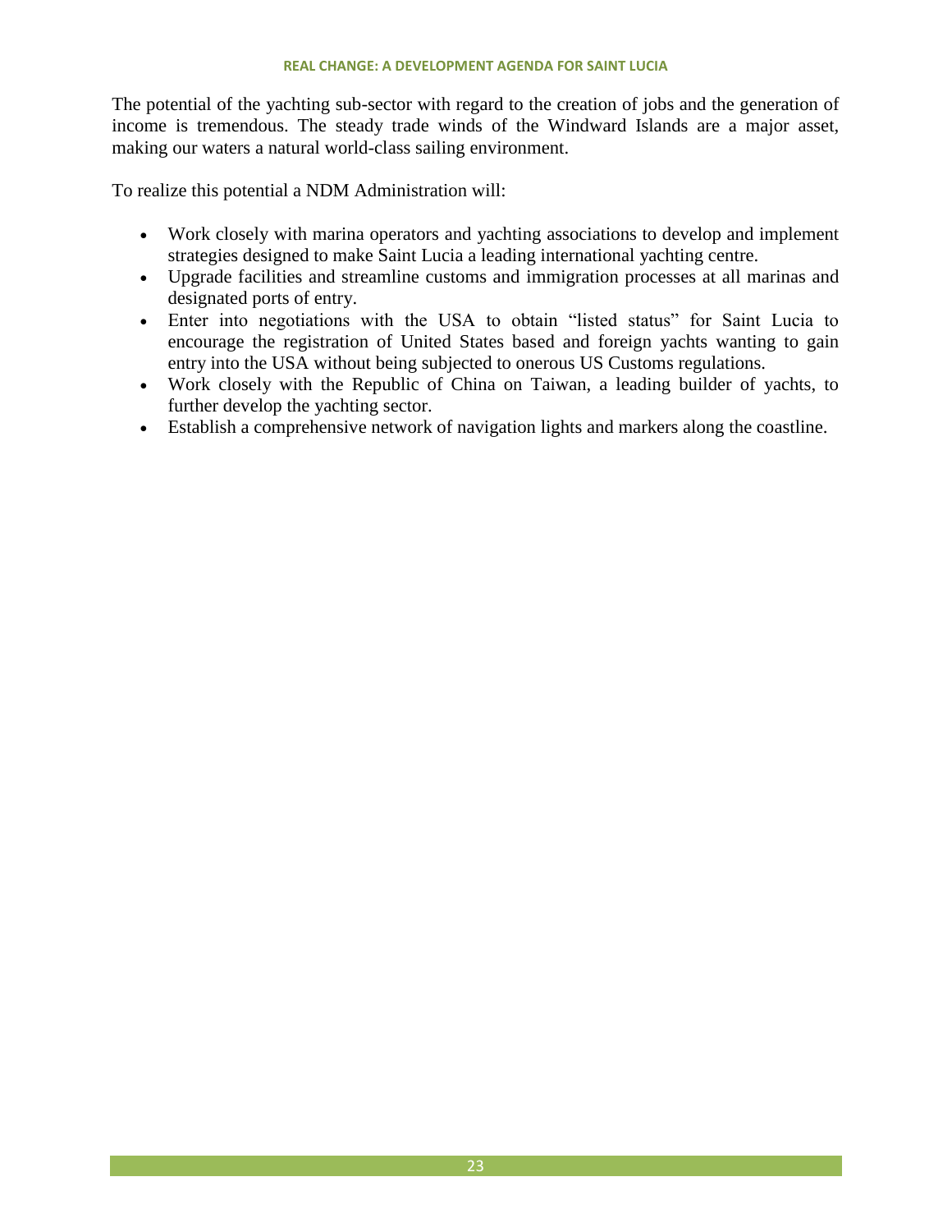The potential of the yachting sub-sector with regard to the creation of jobs and the generation of income is tremendous. The steady trade winds of the Windward Islands are a major asset, making our waters a natural world-class sailing environment.

To realize this potential a NDM Administration will:

- Work closely with marina operators and yachting associations to develop and implement strategies designed to make Saint Lucia a leading international yachting centre.
- Upgrade facilities and streamline customs and immigration processes at all marinas and designated ports of entry.
- Enter into negotiations with the USA to obtain "listed status" for Saint Lucia to encourage the registration of United States based and foreign yachts wanting to gain entry into the USA without being subjected to onerous US Customs regulations.
- Work closely with the Republic of China on Taiwan, a leading builder of yachts, to further develop the yachting sector.
- Establish a comprehensive network of navigation lights and markers along the coastline.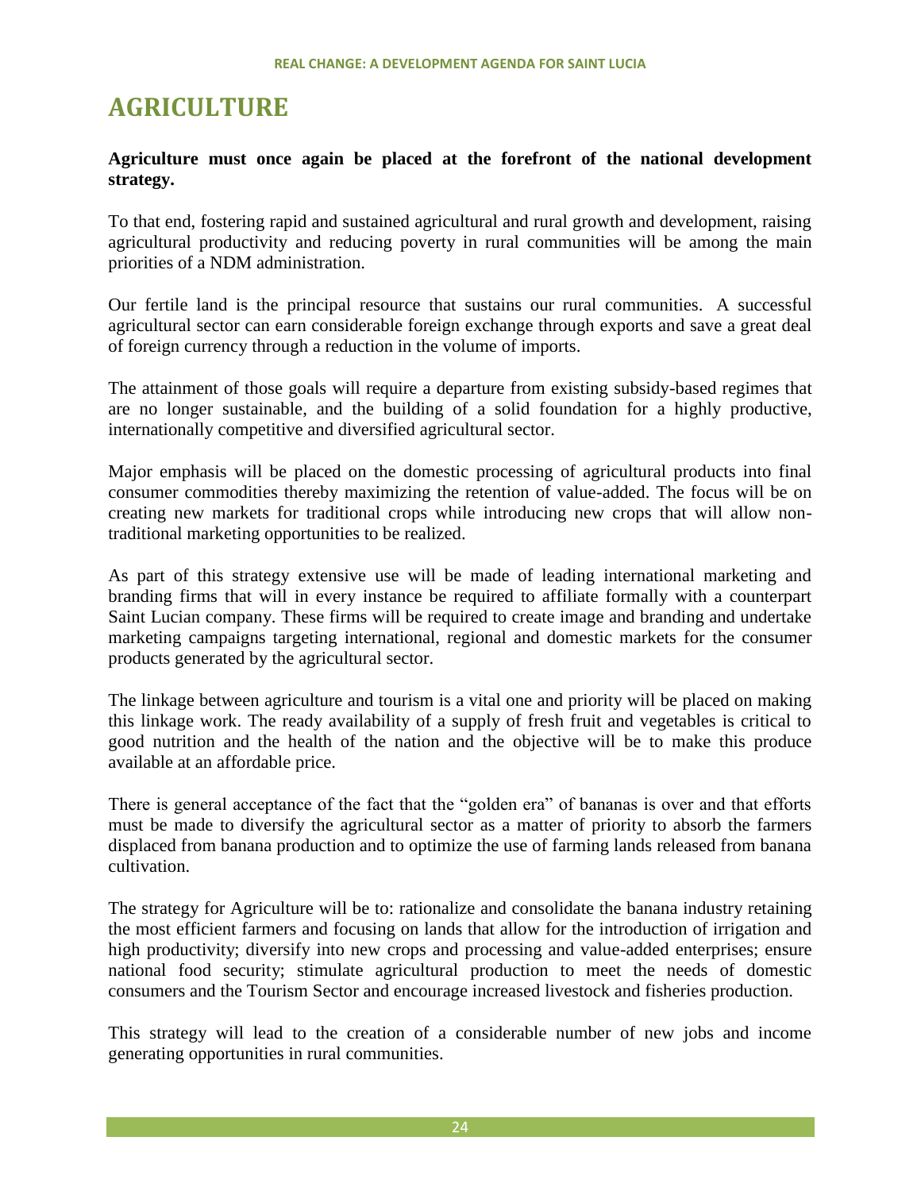# AGRICULTURE

**Agriculture must once again be placed at the forefront of the national development strategy.**

To that end, fostering rapid and sustained agricultural and rural growth and development, raising agricultural productivity and reducing poverty in rural communities will be among the main priorities of a NDM administration.

Our fertile land is the principal resource that sustains our rural communities. A successful agricultural sector can earn considerable foreign exchange through exports and save a great deal of foreign currency through a reduction in the volume of imports.

The attainment of those goals will require a departure from existing subsidy-based regimes that are no longer sustainable, and the building of a solid foundation for a highly productive, internationally competitive and diversified agricultural sector.

Major emphasis will be placed on the domestic processing of agricultural products into final consumer commodities thereby maximizing the retention of value-added. The focus will be on creating new markets for traditional crops while introducing new crops that will allow non-traditional marketing opportunities to be realized.

As part of this strategy extensive use will be made of leading international marketing and branding firms that will in every instance be required to affiliate formally with a counterpart Saint Lucian company. These firms will be required to create image and branding and undertake marketing campaigns targeting international, regional and domestic markets for the consumer products generated by the agricultural sector.

The linkage between agriculture and tourism is a vital one and priority will be placed on making this linkage work. The ready availability of a supply of fresh fruit and vegetables is critical to good nutrition and the health of the nation and the objective will be to make this produce available at an affordable price.

There is general acceptance of the fact that the "golden era" of bananas is over and that efforts must be made to diversify the agricultural sector as a matter of priority to absorb the farmers displaced from banana production and to optimize the use of farming lands released from banana cultivation.

The strategy for Agriculture will be to: rationalize and consolidate the banana industry retaining the most efficient farmers and focusing on lands that allow for the introduction of irrigation and high productivity; diversify into new crops and processing and value-added enterprises; ensure national food security; stimulate agricultural production to meet the needs of domestic consumers and the Tourism Sector and encourage increased livestock and fisheries production.

This strategy will lead to the creation of a considerable number of new jobs and income generating opportunities in rural communities.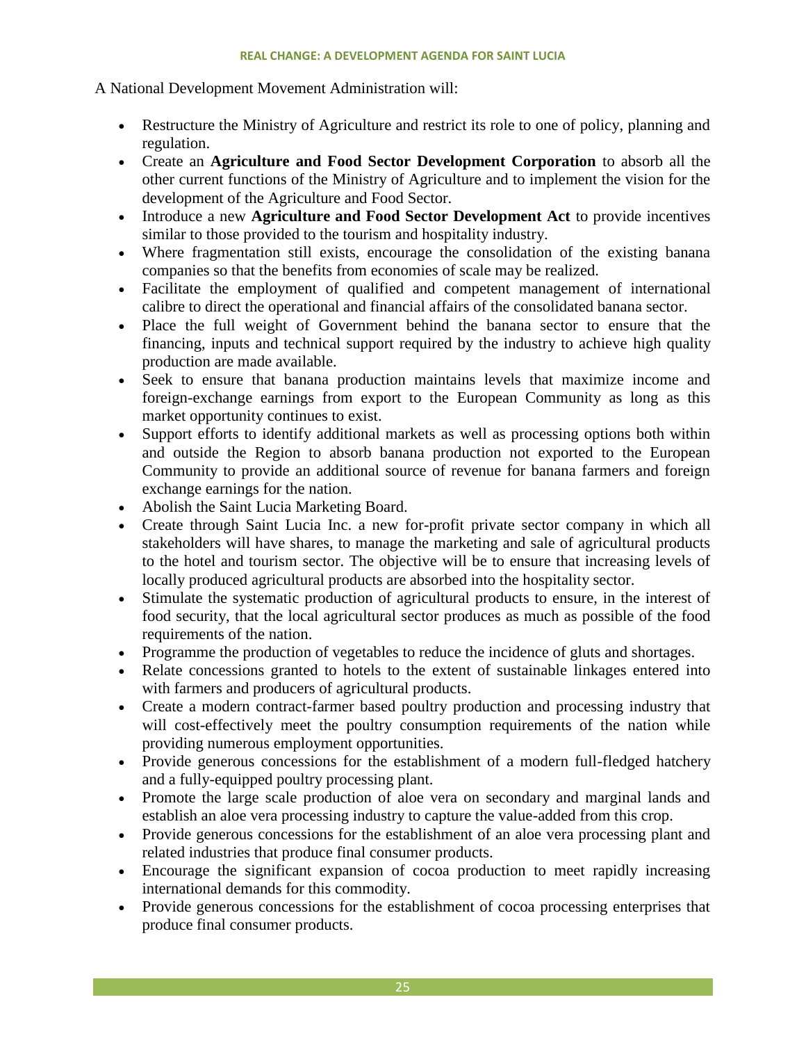A National Development Movement Administration will:

- Restructure the Ministry of Agriculture and restrict its role to one of policy, planning and regulation.
- Create an **Agriculture and Food Sector Development Corporation** to absorb all the other current functions of the Ministry of Agriculture and to implement the vision for the development of the Agriculture and Food Sector.
- Introduce a new **Agriculture and Food Sector Development Act** to provide incentives similar to those provided to the tourism and hospitality industry.
- Where fragmentation still exists, encourage the consolidation of the existing banana companies so that the benefits from economies of scale may be realized.
- Facilitate the employment of qualified and competent management of international calibre to direct the operational and financial affairs of the consolidated banana sector.
- Place the full weight of Government behind the banana sector to ensure that the financing, inputs and technical support required by the industry to achieve high quality production are made available.
- Seek to ensure that banana production maintains levels that maximize income and foreign-exchange earnings from export to the European Community as long as this market opportunity continues to exist.
- Support efforts to identify additional markets as well as processing options both within and outside the Region to absorb banana production not exported to the European Community to provide an additional source of revenue for banana farmers and foreign exchange earnings for the nation.
- Abolish the Saint Lucia Marketing Board.
- Create through Saint Lucia Inc. a new for-profit private sector company in which all stakeholders will have shares, to manage the marketing and sale of agricultural products to the hotel and tourism sector. The objective will be to ensure that increasing levels of locally produced agricultural products are absorbed into the hospitality sector.
- Stimulate the systematic production of agricultural products to ensure, in the interest of food security, that the local agricultural sector produces as much as possible of the food requirements of the nation.
- Programme the production of vegetables to reduce the incidence of gluts and shortages.
- Relate concessions granted to hotels to the extent of sustainable linkages entered into with farmers and producers of agricultural products.
- Create a modern contract-farmer based poultry production and processing industry that will cost-effectively meet the poultry consumption requirements of the nation while providing numerous employment opportunities.
- Provide generous concessions for the establishment of a modern full-fledged hatchery and a fully-equipped poultry processing plant.
- Promote the large scale production of aloe vera on secondary and marginal lands and establish an aloe vera processing industry to capture the value-added from this crop.
- Provide generous concessions for the establishment of an aloe vera processing plant and related industries that produce final consumer products.
- Encourage the significant expansion of cocoa production to meet rapidly increasing international demands for this commodity.
- Provide generous concessions for the establishment of cocoa processing enterprises that produce final consumer products.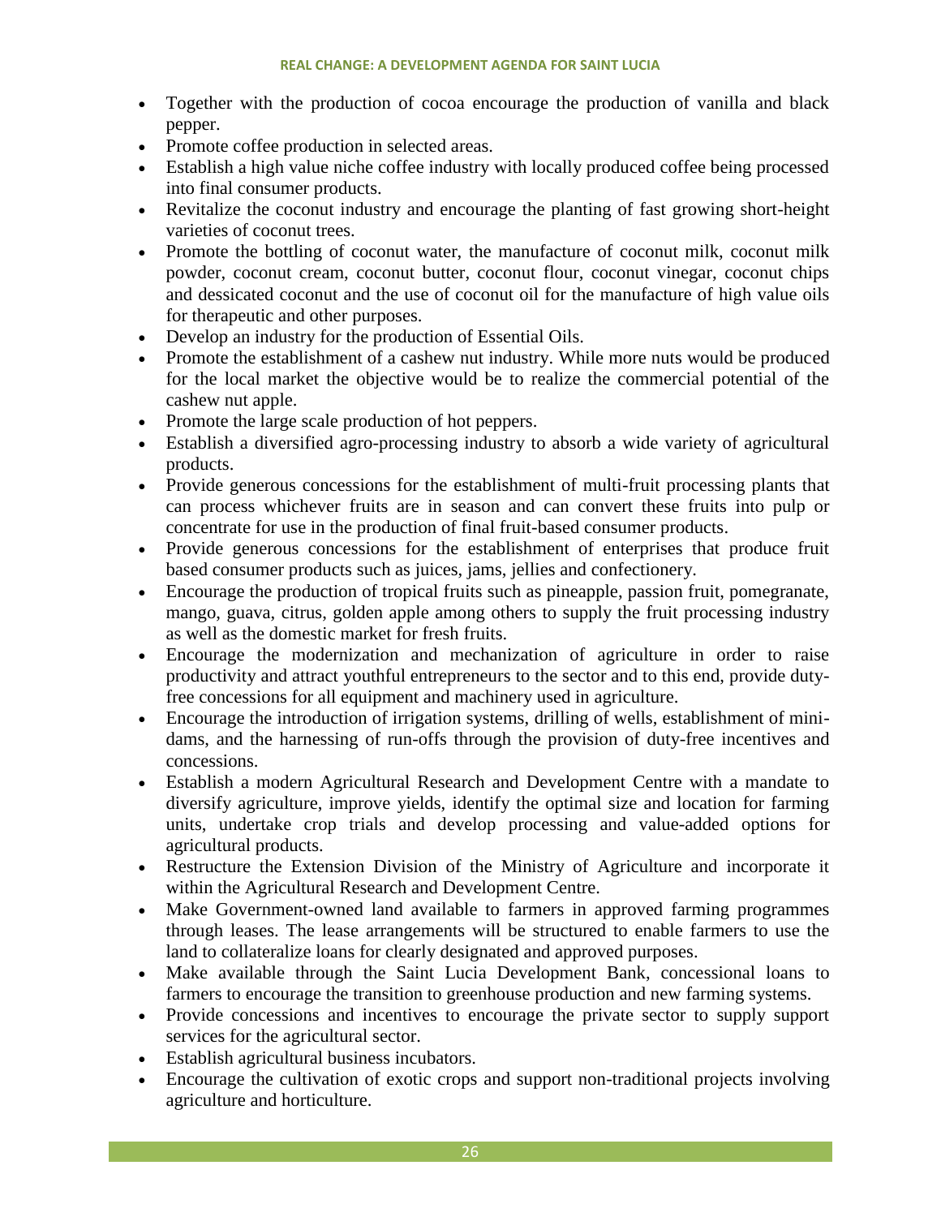- Together with the production of cocoa encourage the production of vanilla and black pepper.
- Promote coffee production in selected areas.
- Establish a high value niche coffee industry with locally produced coffee being processed into final consumer products.
- Revitalize the coconut industry and encourage the planting of fast growing short-height varieties of coconut trees.
- Promote the bottling of coconut water, the manufacture of coconut milk, coconut milk powder, coconut cream, coconut butter, coconut flour, coconut vinegar, coconut chips and dessicated coconut and the use of coconut oil for the manufacture of high value oils for therapeutic and other purposes.
- Develop an industry for the production of Essential Oils.
- Promote the establishment of a cashew nut industry. While more nuts would be produced for the local market the objective would be to realize the commercial potential of the cashew nut apple.
- Promote the large scale production of hot peppers.
- Establish a diversified agro-processing industry to absorb a wide variety of agricultural products.
- Provide generous concessions for the establishment of multi-fruit processing plants that can process whichever fruits are in season and can convert these fruits into pulp or concentrate for use in the production of final fruit-based consumer products.
- Provide generous concessions for the establishment of enterprises that produce fruit based consumer products such as juices, jams, jellies and confectionery.
- Encourage the production of tropical fruits such as pineapple, passion fruit, pomegranate, mango, guava, citrus, golden apple among others to supply the fruit processing industry as well as the domestic market for fresh fruits.
- Encourage the modernization and mechanization of agriculture in order to raise productivity and attract youthful entrepreneurs to the sector and to this end, provide duty-free concessions for all equipment and machinery used in agriculture.
- Encourage the introduction of irrigation systems, drilling of wells, establishment of mini-dams, and the harnessing of run-offs through the provision of duty-free incentives and concessions.
- Establish a modern Agricultural Research and Development Centre with a mandate to diversify agriculture, improve yields, identify the optimal size and location for farming units, undertake crop trials and develop processing and value-added options for agricultural products.
- Restructure the Extension Division of the Ministry of Agriculture and incorporate it within the Agricultural Research and Development Centre.
- Make Government-owned land available to farmers in approved farming programmes through leases. The lease arrangements will be structured to enable farmers to use the land to collateralize loans for clearly designated and approved purposes.
- Make available through the Saint Lucia Development Bank, concessional loans to farmers to encourage the transition to greenhouse production and new farming systems.
- Provide concessions and incentives to encourage the private sector to supply support services for the agricultural sector.
- Establish agricultural business incubators.
- Encourage the cultivation of exotic crops and support non-traditional projects involving agriculture and horticulture.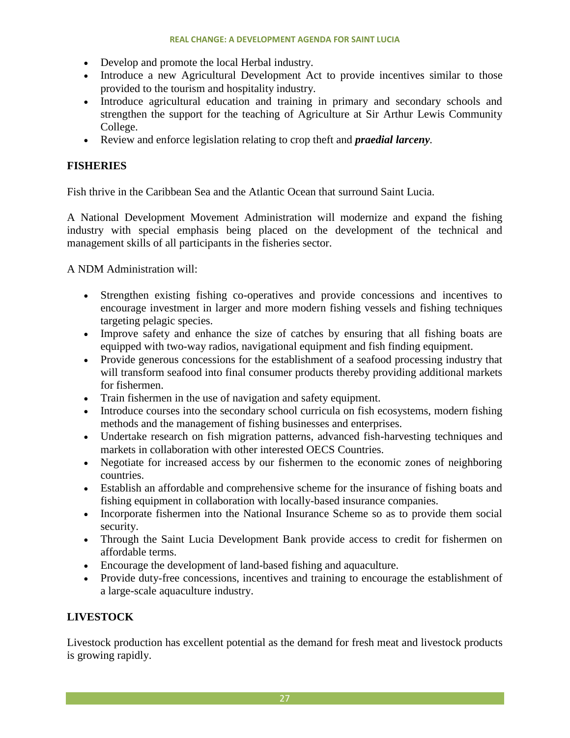- Develop and promote the local Herbal industry.
- Introduce a new Agricultural Development Act to provide incentives similar to those provided to the tourism and hospitality industry.
- Introduce agricultural education and training in primary and secondary schools and strengthen the support for the teaching of Agriculture at Sir Arthur Lewis Community College.
- Review and enforce legislation relating to crop theft and ***praedial larceny***.

## FISHERIES

Fish thrive in the Caribbean Sea and the Atlantic Ocean that surround Saint Lucia.

A National Development Movement Administration will modernize and expand the fishing industry with special emphasis being placed on the development of the technical and management skills of all participants in the fisheries sector.

A NDM Administration will:

- Strengthen existing fishing co-operatives and provide concessions and incentives to encourage investment in larger and more modern fishing vessels and fishing techniques targeting pelagic species.
- Improve safety and enhance the size of catches by ensuring that all fishing boats are equipped with two-way radios, navigational equipment and fish finding equipment.
- Provide generous concessions for the establishment of a seafood processing industry that will transform seafood into final consumer products thereby providing additional markets for fishermen.
- Train fishermen in the use of navigation and safety equipment.
- Introduce courses into the secondary school curricula on fish ecosystems, modern fishing methods and the management of fishing businesses and enterprises.
- Undertake research on fish migration patterns, advanced fish-harvesting techniques and markets in collaboration with other interested OECS Countries.
- Negotiate for increased access by our fishermen to the economic zones of neighboring countries.
- Establish an affordable and comprehensive scheme for the insurance of fishing boats and fishing equipment in collaboration with locally-based insurance companies.
- Incorporate fishermen into the National Insurance Scheme so as to provide them social security.
- Through the Saint Lucia Development Bank provide access to credit for fishermen on affordable terms.
- Encourage the development of land-based fishing and aquaculture.
- Provide duty-free concessions, incentives and training to encourage the establishment of a large-scale aquaculture industry.

## LIVESTOCK

Livestock production has excellent potential as the demand for fresh meat and livestock products is growing rapidly.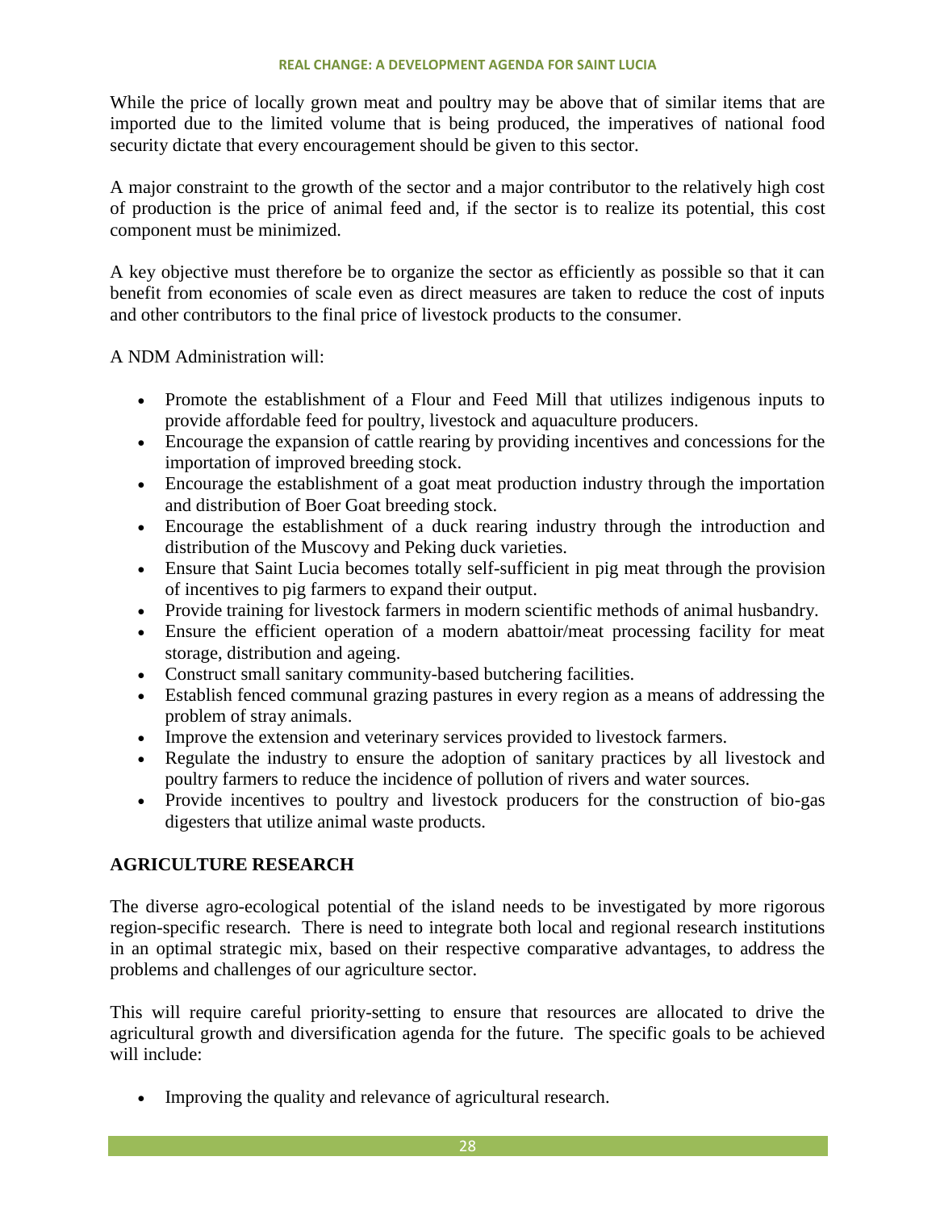While the price of locally grown meat and poultry may be above that of similar items that are imported due to the limited volume that is being produced, the imperatives of national food security dictate that every encouragement should be given to this sector.

A major constraint to the growth of the sector and a major contributor to the relatively high cost of production is the price of animal feed and, if the sector is to realize its potential, this cost component must be minimized.

A key objective must therefore be to organize the sector as efficiently as possible so that it can benefit from economies of scale even as direct measures are taken to reduce the cost of inputs and other contributors to the final price of livestock products to the consumer.

A NDM Administration will:

- Promote the establishment of a Flour and Feed Mill that utilizes indigenous inputs to provide affordable feed for poultry, livestock and aquaculture producers.
- Encourage the expansion of cattle rearing by providing incentives and concessions for the importation of improved breeding stock.
- Encourage the establishment of a goat meat production industry through the importation and distribution of Boer Goat breeding stock.
- Encourage the establishment of a duck rearing industry through the introduction and distribution of the Muscovy and Peking duck varieties.
- Ensure that Saint Lucia becomes totally self-sufficient in pig meat through the provision of incentives to pig farmers to expand their output.
- Provide training for livestock farmers in modern scientific methods of animal husbandry.
- Ensure the efficient operation of a modern abattoir/meat processing facility for meat storage, distribution and ageing.
- Construct small sanitary community-based butchering facilities.
- Establish fenced communal grazing pastures in every region as a means of addressing the problem of stray animals.
- Improve the extension and veterinary services provided to livestock farmers.
- Regulate the industry to ensure the adoption of sanitary practices by all livestock and poultry farmers to reduce the incidence of pollution of rivers and water sources.
- Provide incentives to poultry and livestock producers for the construction of bio-gas digesters that utilize animal waste products.

## AGRICULTURE RESEARCH

The diverse agro-ecological potential of the island needs to be investigated by more rigorous region-specific research. There is need to integrate both local and regional research institutions in an optimal strategic mix, based on their respective comparative advantages, to address the problems and challenges of our agriculture sector.

This will require careful priority-setting to ensure that resources are allocated to drive the agricultural growth and diversification agenda for the future. The specific goals to be achieved will include:

- Improving the quality and relevance of agricultural research.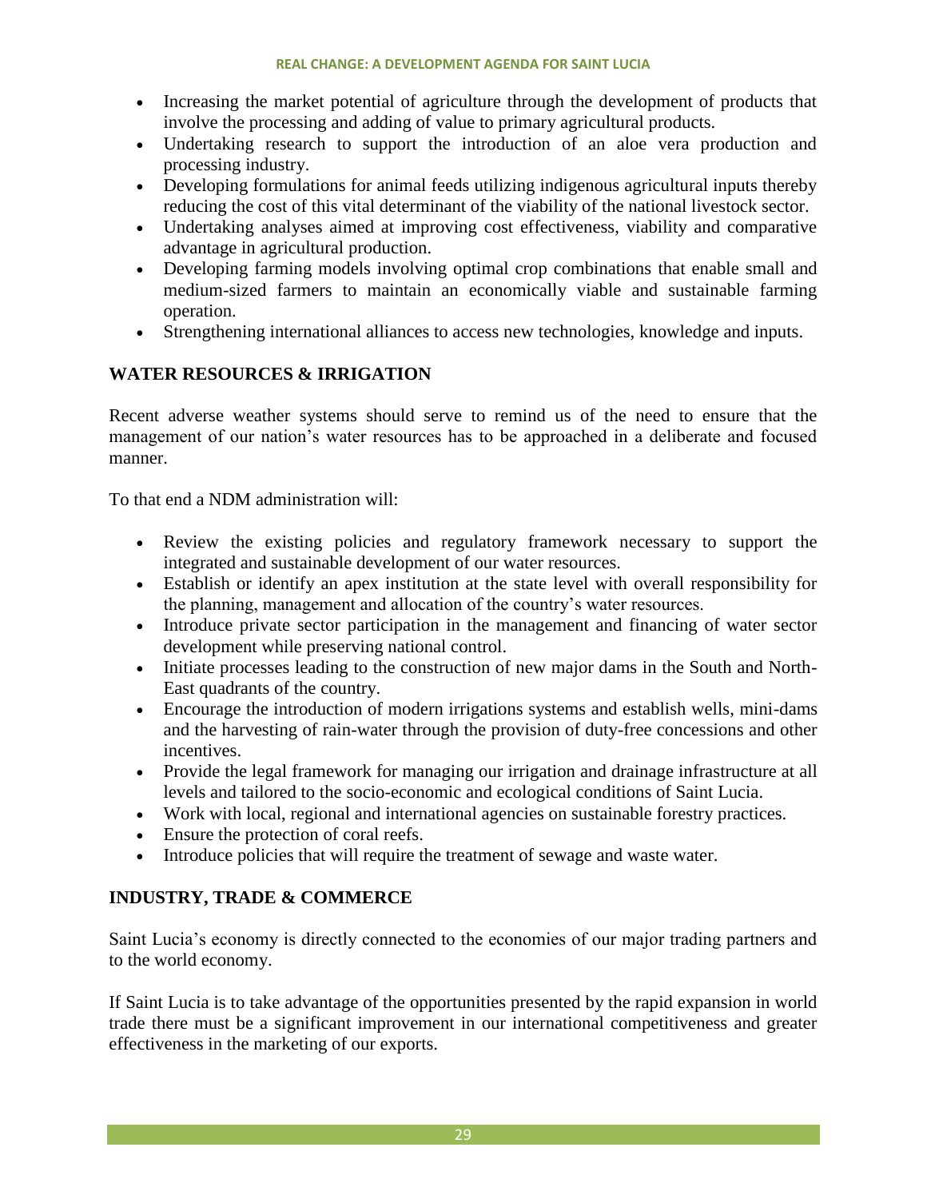- Increasing the market potential of agriculture through the development of products that involve the processing and adding of value to primary agricultural products.
- Undertaking research to support the introduction of an aloe vera production and processing industry.
- Developing formulations for animal feeds utilizing indigenous agricultural inputs thereby reducing the cost of this vital determinant of the viability of the national livestock sector.
- Undertaking analyses aimed at improving cost effectiveness, viability and comparative advantage in agricultural production.
- Developing farming models involving optimal crop combinations that enable small and medium-sized farmers to maintain an economically viable and sustainable farming operation.
- Strengthening international alliances to access new technologies, knowledge and inputs.

## WATER RESOURCES & IRRIGATION

Recent adverse weather systems should serve to remind us of the need to ensure that the management of our nation's water resources has to be approached in a deliberate and focused manner.

To that end a NDM administration will:

- Review the existing policies and regulatory framework necessary to support the integrated and sustainable development of our water resources.
- Establish or identify an apex institution at the state level with overall responsibility for the planning, management and allocation of the country's water resources.
- Introduce private sector participation in the management and financing of water sector development while preserving national control.
- Initiate processes leading to the construction of new major dams in the South and North-East quadrants of the country.
- Encourage the introduction of modern irrigations systems and establish wells, mini-dams and the harvesting of rain-water through the provision of duty-free concessions and other incentives.
- Provide the legal framework for managing our irrigation and drainage infrastructure at all levels and tailored to the socio-economic and ecological conditions of Saint Lucia.
- Work with local, regional and international agencies on sustainable forestry practices.
- Ensure the protection of coral reefs.
- Introduce policies that will require the treatment of sewage and waste water.

## INDUSTRY, TRADE & COMMERCE

Saint Lucia's economy is directly connected to the economies of our major trading partners and to the world economy.

If Saint Lucia is to take advantage of the opportunities presented by the rapid expansion in world trade there must be a significant improvement in our international competitiveness and greater effectiveness in the marketing of our exports.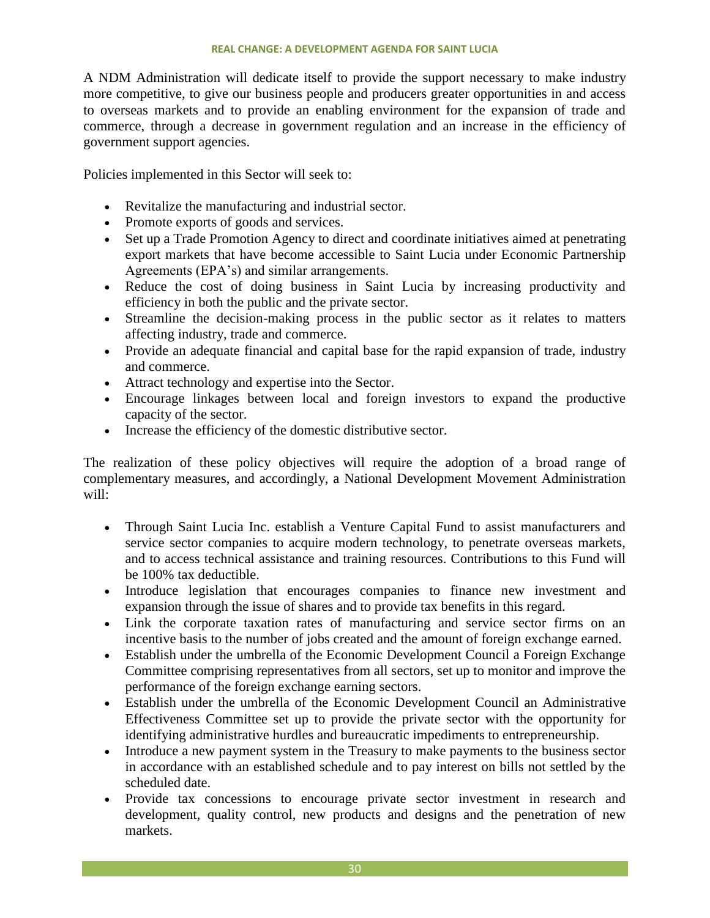A NDM Administration will dedicate itself to provide the support necessary to make industry more competitive, to give our business people and producers greater opportunities in and access to overseas markets and to provide an enabling environment for the expansion of trade and commerce, through a decrease in government regulation and an increase in the efficiency of government support agencies.

Policies implemented in this Sector will seek to:

- Revitalize the manufacturing and industrial sector.
- Promote exports of goods and services.
- Set up a Trade Promotion Agency to direct and coordinate initiatives aimed at penetrating export markets that have become accessible to Saint Lucia under Economic Partnership Agreements (EPA's) and similar arrangements.
- Reduce the cost of doing business in Saint Lucia by increasing productivity and efficiency in both the public and the private sector.
- Streamline the decision-making process in the public sector as it relates to matters affecting industry, trade and commerce.
- Provide an adequate financial and capital base for the rapid expansion of trade, industry and commerce.
- Attract technology and expertise into the Sector.
- Encourage linkages between local and foreign investors to expand the productive capacity of the sector.
- Increase the efficiency of the domestic distributive sector.

The realization of these policy objectives will require the adoption of a broad range of complementary measures, and accordingly, a National Development Movement Administration will:

- Through Saint Lucia Inc. establish a Venture Capital Fund to assist manufacturers and service sector companies to acquire modern technology, to penetrate overseas markets, and to access technical assistance and training resources. Contributions to this Fund will be 100% tax deductible.
- Introduce legislation that encourages companies to finance new investment and expansion through the issue of shares and to provide tax benefits in this regard.
- Link the corporate taxation rates of manufacturing and service sector firms on an incentive basis to the number of jobs created and the amount of foreign exchange earned.
- Establish under the umbrella of the Economic Development Council a Foreign Exchange Committee comprising representatives from all sectors, set up to monitor and improve the performance of the foreign exchange earning sectors.
- Establish under the umbrella of the Economic Development Council an Administrative Effectiveness Committee set up to provide the private sector with the opportunity for identifying administrative hurdles and bureaucratic impediments to entrepreneurship.
- Introduce a new payment system in the Treasury to make payments to the business sector in accordance with an established schedule and to pay interest on bills not settled by the scheduled date.
- Provide tax concessions to encourage private sector investment in research and development, quality control, new products and designs and the penetration of new markets.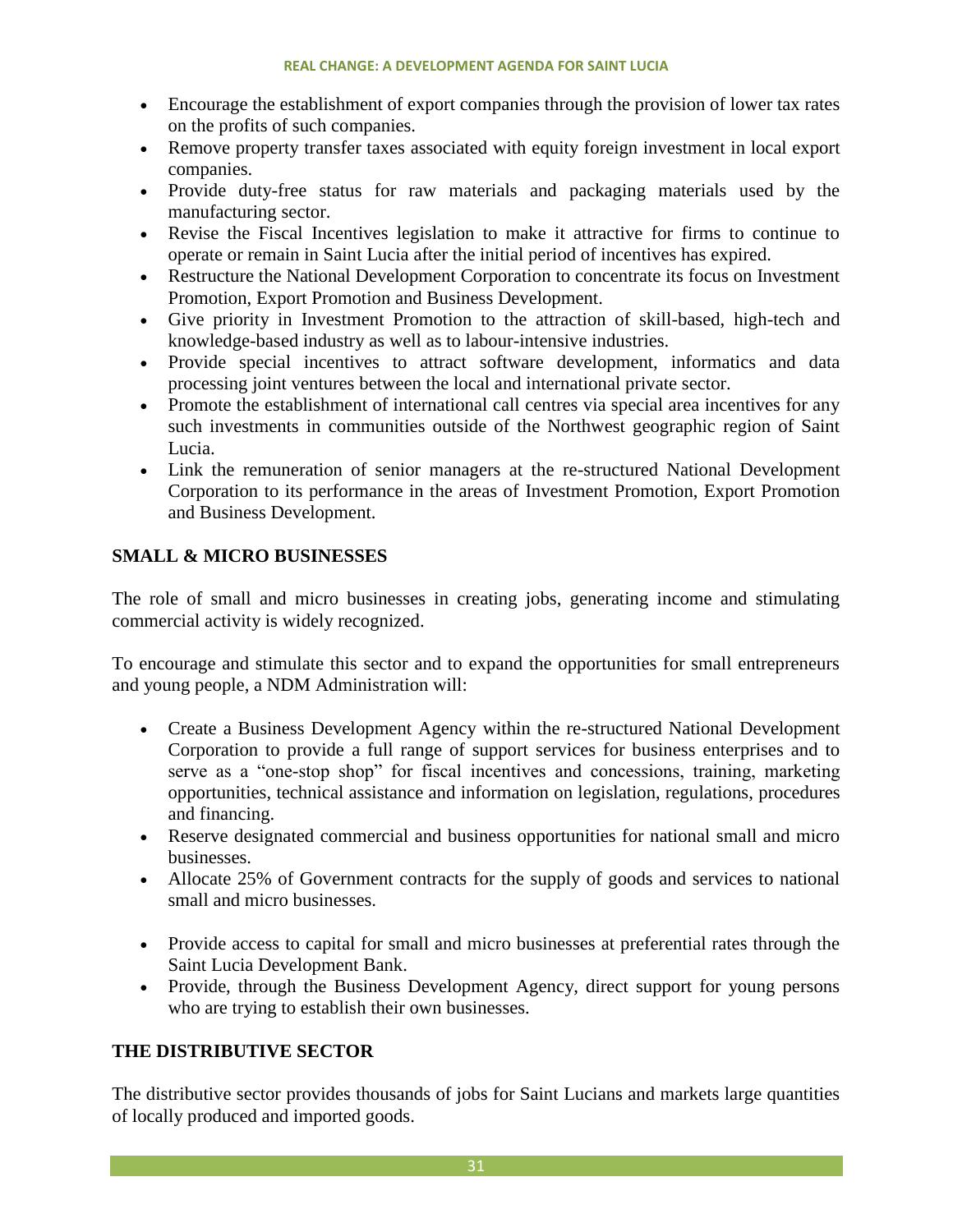- Encourage the establishment of export companies through the provision of lower tax rates on the profits of such companies.
- Remove property transfer taxes associated with equity foreign investment in local export companies.
- Provide duty-free status for raw materials and packaging materials used by the manufacturing sector.
- Revise the Fiscal Incentives legislation to make it attractive for firms to continue to operate or remain in Saint Lucia after the initial period of incentives has expired.
- Restructure the National Development Corporation to concentrate its focus on Investment Promotion, Export Promotion and Business Development.
- Give priority in Investment Promotion to the attraction of skill-based, high-tech and knowledge-based industry as well as to labour-intensive industries.
- Provide special incentives to attract software development, informatics and data processing joint ventures between the local and international private sector.
- Promote the establishment of international call centres via special area incentives for any such investments in communities outside of the Northwest geographic region of Saint Lucia.
- Link the remuneration of senior managers at the re-structured National Development Corporation to its performance in the areas of Investment Promotion, Export Promotion and Business Development.

## SMALL & MICRO BUSINESSES

The role of small and micro businesses in creating jobs, generating income and stimulating commercial activity is widely recognized.

To encourage and stimulate this sector and to expand the opportunities for small entrepreneurs and young people, a NDM Administration will:

- Create a Business Development Agency within the re-structured National Development Corporation to provide a full range of support services for business enterprises and to serve as a "one-stop shop" for fiscal incentives and concessions, training, marketing opportunities, technical assistance and information on legislation, regulations, procedures and financing.
- Reserve designated commercial and business opportunities for national small and micro businesses.
- Allocate 25% of Government contracts for the supply of goods and services to national small and micro businesses.
- Provide access to capital for small and micro businesses at preferential rates through the Saint Lucia Development Bank.
- Provide, through the Business Development Agency, direct support for young persons who are trying to establish their own businesses.

## THE DISTRIBUTIVE SECTOR

The distributive sector provides thousands of jobs for Saint Lucians and markets large quantities of locally produced and imported goods.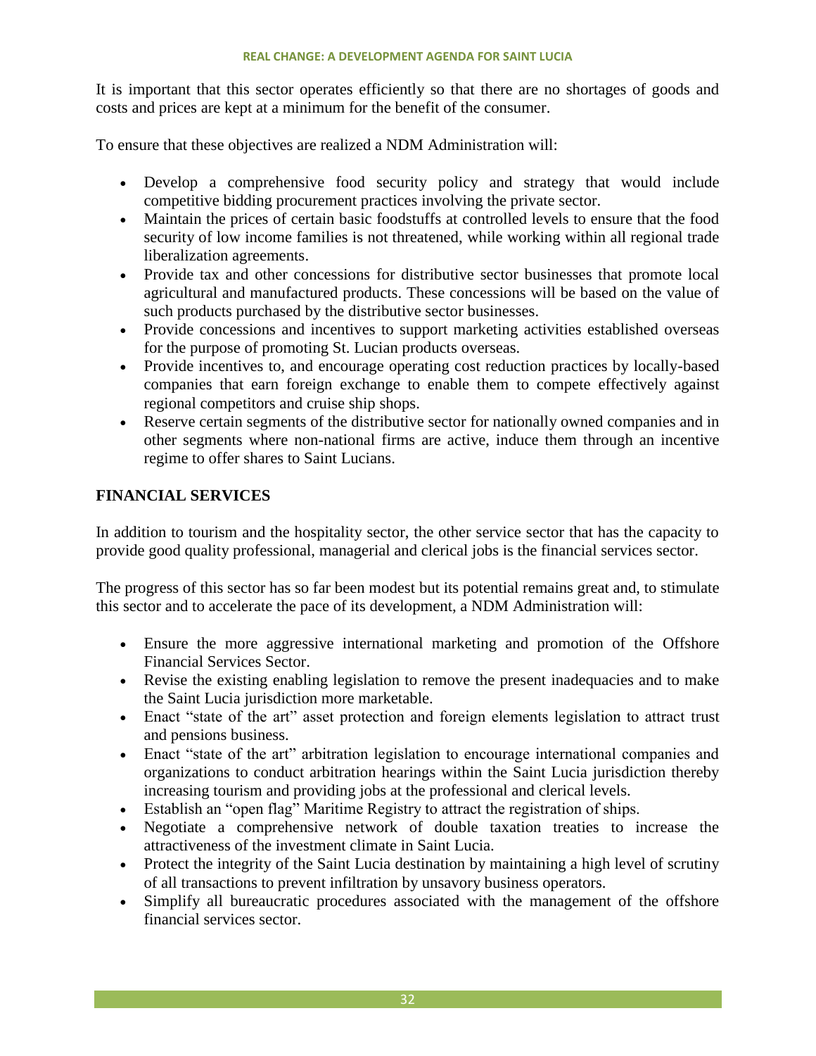It is important that this sector operates efficiently so that there are no shortages of goods and costs and prices are kept at a minimum for the benefit of the consumer.

To ensure that these objectives are realized a NDM Administration will:

- Develop a comprehensive food security policy and strategy that would include competitive bidding procurement practices involving the private sector.
- Maintain the prices of certain basic foodstuffs at controlled levels to ensure that the food security of low income families is not threatened, while working within all regional trade liberalization agreements.
- Provide tax and other concessions for distributive sector businesses that promote local agricultural and manufactured products. These concessions will be based on the value of such products purchased by the distributive sector businesses.
- Provide concessions and incentives to support marketing activities established overseas for the purpose of promoting St. Lucian products overseas.
- Provide incentives to, and encourage operating cost reduction practices by locally-based companies that earn foreign exchange to enable them to compete effectively against regional competitors and cruise ship shops.
- Reserve certain segments of the distributive sector for nationally owned companies and in other segments where non-national firms are active, induce them through an incentive regime to offer shares to Saint Lucians.

## FINANCIAL SERVICES

In addition to tourism and the hospitality sector, the other service sector that has the capacity to provide good quality professional, managerial and clerical jobs is the financial services sector.

The progress of this sector has so far been modest but its potential remains great and, to stimulate this sector and to accelerate the pace of its development, a NDM Administration will:

- Ensure the more aggressive international marketing and promotion of the Offshore Financial Services Sector.
- Revise the existing enabling legislation to remove the present inadequacies and to make the Saint Lucia jurisdiction more marketable.
- Enact "state of the art" asset protection and foreign elements legislation to attract trust and pensions business.
- Enact "state of the art" arbitration legislation to encourage international companies and organizations to conduct arbitration hearings within the Saint Lucia jurisdiction thereby increasing tourism and providing jobs at the professional and clerical levels.
- Establish an "open flag" Maritime Registry to attract the registration of ships.
- Negotiate a comprehensive network of double taxation treaties to increase the attractiveness of the investment climate in Saint Lucia.
- Protect the integrity of the Saint Lucia destination by maintaining a high level of scrutiny of all transactions to prevent infiltration by unsavory business operators.
- Simplify all bureaucratic procedures associated with the management of the offshore financial services sector.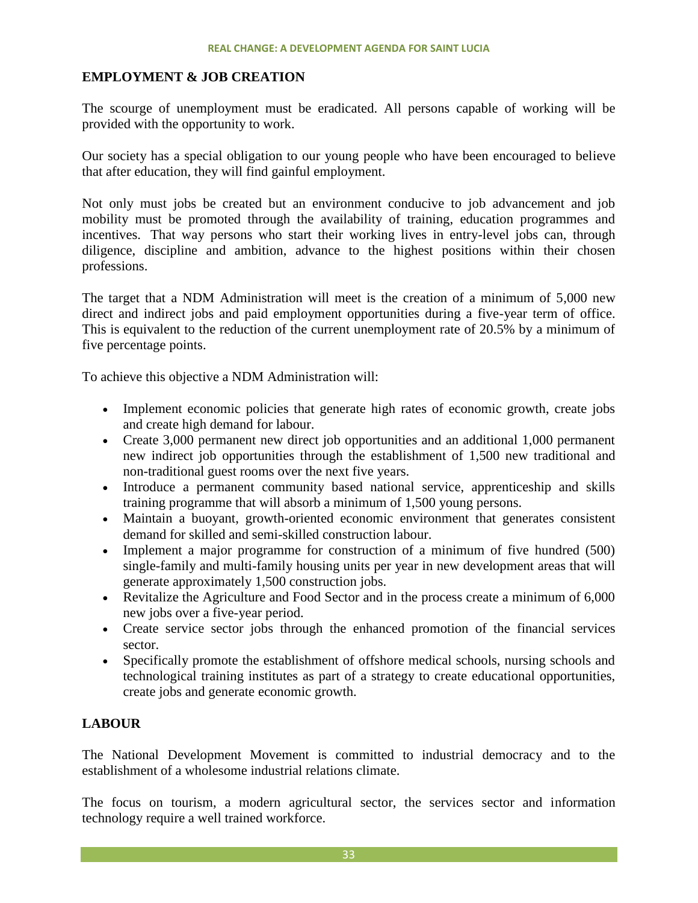## EMPLOYMENT & JOB CREATION

The scourge of unemployment must be eradicated. All persons capable of working will be provided with the opportunity to work.

Our society has a special obligation to our young people who have been encouraged to believe that after education, they will find gainful employment.

Not only must jobs be created but an environment conducive to job advancement and job mobility must be promoted through the availability of training, education programmes and incentives. That way persons who start their working lives in entry-level jobs can, through diligence, discipline and ambition, advance to the highest positions within their chosen professions.

The target that a NDM Administration will meet is the creation of a minimum of 5,000 new direct and indirect jobs and paid employment opportunities during a five-year term of office. This is equivalent to the reduction of the current unemployment rate of 20.5% by a minimum of five percentage points.

To achieve this objective a NDM Administration will:

- Implement economic policies that generate high rates of economic growth, create jobs and create high demand for labour.
- Create 3,000 permanent new direct job opportunities and an additional 1,000 permanent new indirect job opportunities through the establishment of 1,500 new traditional and non-traditional guest rooms over the next five years.
- Introduce a permanent community based national service, apprenticeship and skills training programme that will absorb a minimum of 1,500 young persons.
- Maintain a buoyant, growth-oriented economic environment that generates consistent demand for skilled and semi-skilled construction labour.
- Implement a major programme for construction of a minimum of five hundred (500) single-family and multi-family housing units per year in new development areas that will generate approximately 1,500 construction jobs.
- Revitalize the Agriculture and Food Sector and in the process create a minimum of 6,000 new jobs over a five-year period.
- Create service sector jobs through the enhanced promotion of the financial services sector.
- Specifically promote the establishment of offshore medical schools, nursing schools and technological training institutes as part of a strategy to create educational opportunities, create jobs and generate economic growth.

## LABOUR

The National Development Movement is committed to industrial democracy and to the establishment of a wholesome industrial relations climate.

The focus on tourism, a modern agricultural sector, the services sector and information technology require a well trained workforce.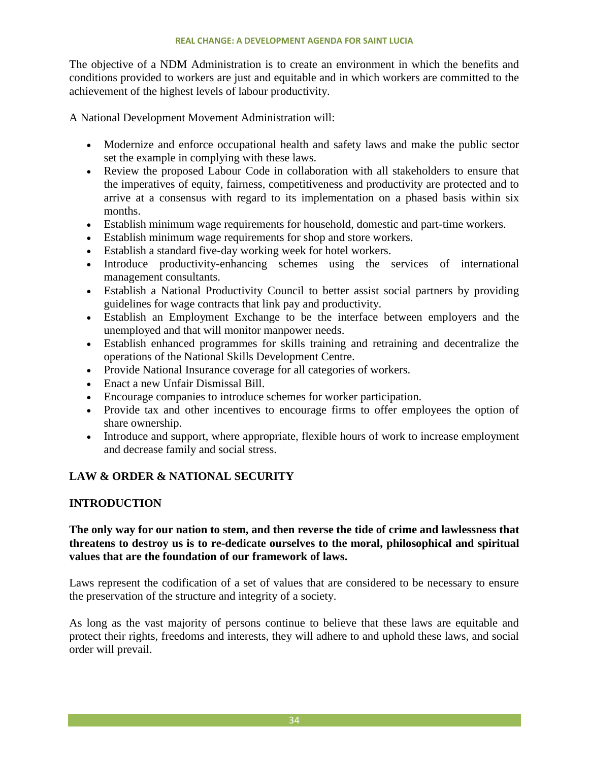The objective of a NDM Administration is to create an environment in which the benefits and conditions provided to workers are just and equitable and in which workers are committed to the achievement of the highest levels of labour productivity.

A National Development Movement Administration will:

- Modernize and enforce occupational health and safety laws and make the public sector set the example in complying with these laws.
- Review the proposed Labour Code in collaboration with all stakeholders to ensure that the imperatives of equity, fairness, competitiveness and productivity are protected and to arrive at a consensus with regard to its implementation on a phased basis within six months.
- Establish minimum wage requirements for household, domestic and part-time workers.
- Establish minimum wage requirements for shop and store workers.
- Establish a standard five-day working week for hotel workers.
- Introduce productivity-enhancing schemes using the services of international management consultants.
- Establish a National Productivity Council to better assist social partners by providing guidelines for wage contracts that link pay and productivity.
- Establish an Employment Exchange to be the interface between employers and the unemployed and that will monitor manpower needs.
- Establish enhanced programmes for skills training and retraining and decentralize the operations of the National Skills Development Centre.
- Provide National Insurance coverage for all categories of workers.
- Enact a new Unfair Dismissal Bill.
- Encourage companies to introduce schemes for worker participation.
- Provide tax and other incentives to encourage firms to offer employees the option of share ownership.
- Introduce and support, where appropriate, flexible hours of work to increase employment and decrease family and social stress.

## LAW & ORDER & NATIONAL SECURITY

### INTRODUCTION

**The only way for our nation to stem, and then reverse the tide of crime and lawlessness that threatens to destroy us is to re-dedicate ourselves to the moral, philosophical and spiritual values that are the foundation of our framework of laws.**

Laws represent the codification of a set of values that are considered to be necessary to ensure the preservation of the structure and integrity of a society.

As long as the vast majority of persons continue to believe that these laws are equitable and protect their rights, freedoms and interests, they will adhere to and uphold these laws, and social order will prevail.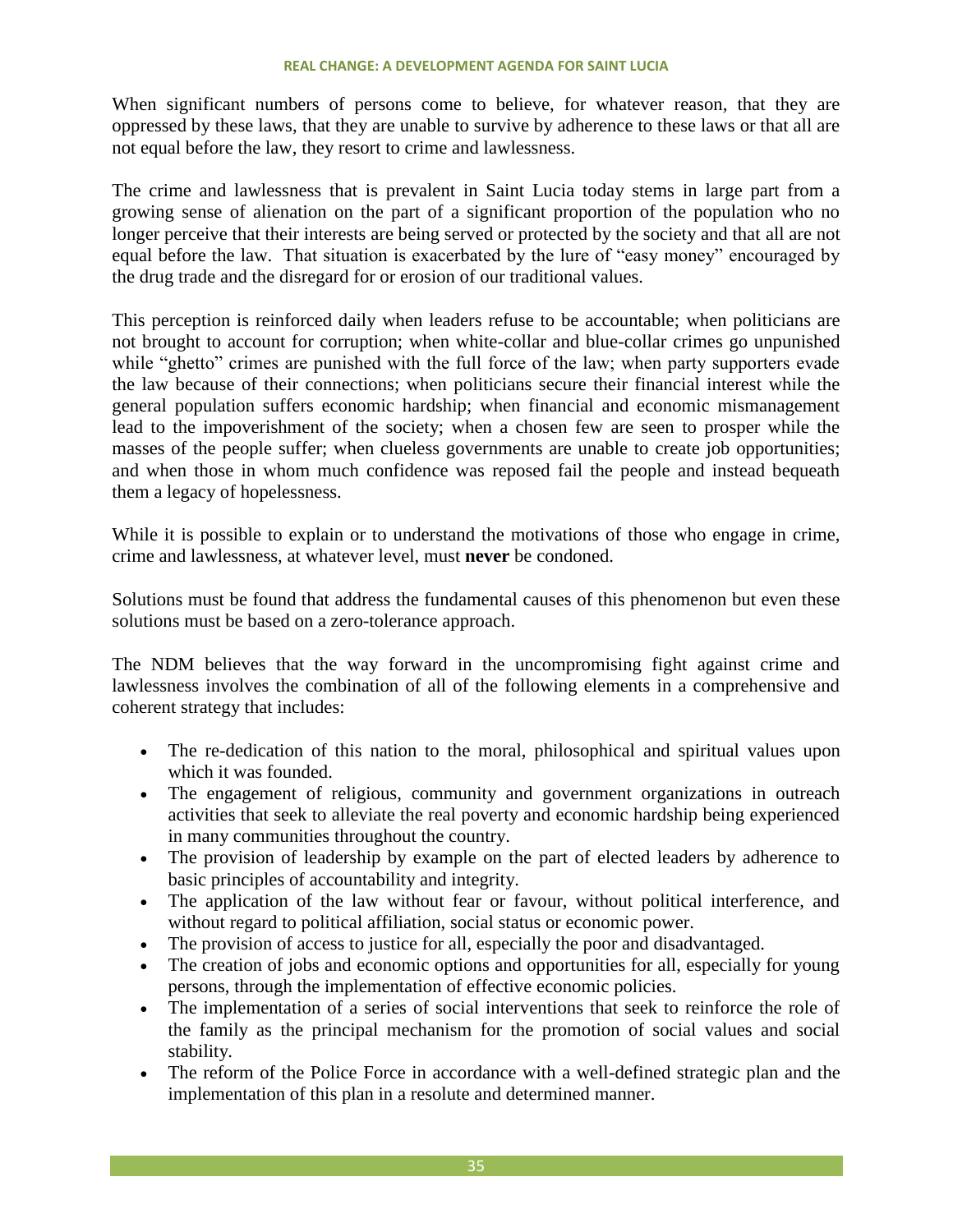When significant numbers of persons come to believe, for whatever reason, that they are oppressed by these laws, that they are unable to survive by adherence to these laws or that all are not equal before the law, they resort to crime and lawlessness.

The crime and lawlessness that is prevalent in Saint Lucia today stems in large part from a growing sense of alienation on the part of a significant proportion of the population who no longer perceive that their interests are being served or protected by the society and that all are not equal before the law. That situation is exacerbated by the lure of "easy money" encouraged by the drug trade and the disregard for or erosion of our traditional values.

This perception is reinforced daily when leaders refuse to be accountable; when politicians are not brought to account for corruption; when white-collar and blue-collar crimes go unpunished while "ghetto" crimes are punished with the full force of the law; when party supporters evade the law because of their connections; when politicians secure their financial interest while the general population suffers economic hardship; when financial and economic mismanagement lead to the impoverishment of the society; when a chosen few are seen to prosper while the masses of the people suffer; when clueless governments are unable to create job opportunities; and when those in whom much confidence was reposed fail the people and instead bequeath them a legacy of hopelessness.

While it is possible to explain or to understand the motivations of those who engage in crime, crime and lawlessness, at whatever level, must **never** be condoned.

Solutions must be found that address the fundamental causes of this phenomenon but even these solutions must be based on a zero-tolerance approach.

The NDM believes that the way forward in the uncompromising fight against crime and lawlessness involves the combination of all of the following elements in a comprehensive and coherent strategy that includes:

- The re-dedication of this nation to the moral, philosophical and spiritual values upon which it was founded.
- The engagement of religious, community and government organizations in outreach activities that seek to alleviate the real poverty and economic hardship being experienced in many communities throughout the country.
- The provision of leadership by example on the part of elected leaders by adherence to basic principles of accountability and integrity.
- The application of the law without fear or favour, without political interference, and without regard to political affiliation, social status or economic power.
- The provision of access to justice for all, especially the poor and disadvantaged.
- The creation of jobs and economic options and opportunities for all, especially for young persons, through the implementation of effective economic policies.
- The implementation of a series of social interventions that seek to reinforce the role of the family as the principal mechanism for the promotion of social values and social stability.
- The reform of the Police Force in accordance with a well-defined strategic plan and the implementation of this plan in a resolute and determined manner.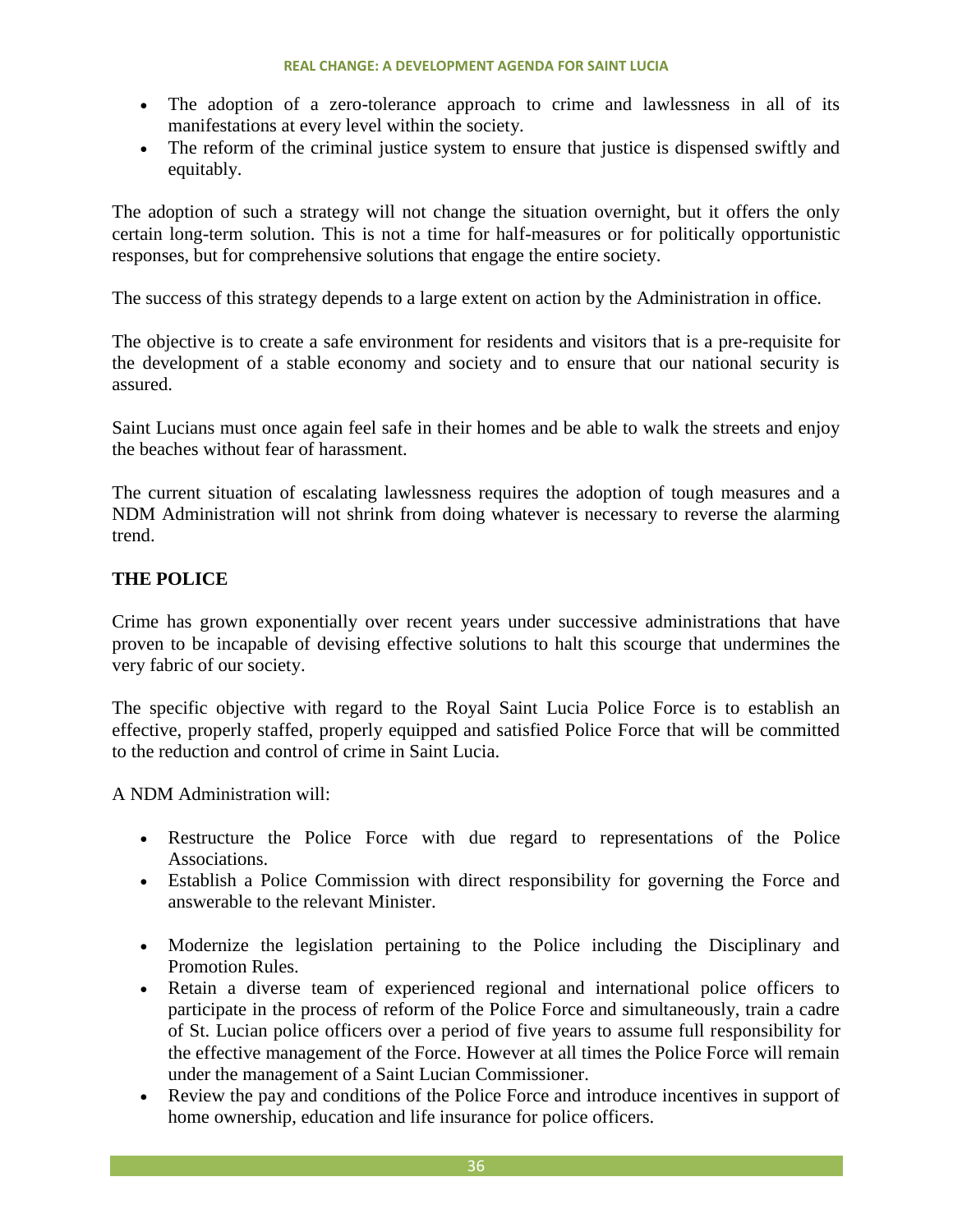- The adoption of a zero-tolerance approach to crime and lawlessness in all of its manifestations at every level within the society.
- The reform of the criminal justice system to ensure that justice is dispensed swiftly and equitably.

The adoption of such a strategy will not change the situation overnight, but it offers the only certain long-term solution. This is not a time for half-measures or for politically opportunistic responses, but for comprehensive solutions that engage the entire society.

The success of this strategy depends to a large extent on action by the Administration in office.

The objective is to create a safe environment for residents and visitors that is a pre-requisite for the development of a stable economy and society and to ensure that our national security is assured.

Saint Lucians must once again feel safe in their homes and be able to walk the streets and enjoy the beaches without fear of harassment.

The current situation of escalating lawlessness requires the adoption of tough measures and a NDM Administration will not shrink from doing whatever is necessary to reverse the alarming trend.

## THE POLICE

Crime has grown exponentially over recent years under successive administrations that have proven to be incapable of devising effective solutions to halt this scourge that undermines the very fabric of our society.

The specific objective with regard to the Royal Saint Lucia Police Force is to establish an effective, properly staffed, properly equipped and satisfied Police Force that will be committed to the reduction and control of crime in Saint Lucia.

A NDM Administration will:

- Restructure the Police Force with due regard to representations of the Police Associations.
- Establish a Police Commission with direct responsibility for governing the Force and answerable to the relevant Minister.
- Modernize the legislation pertaining to the Police including the Disciplinary and Promotion Rules.
- Retain a diverse team of experienced regional and international police officers to participate in the process of reform of the Police Force and simultaneously, train a cadre of St. Lucian police officers over a period of five years to assume full responsibility for the effective management of the Force. However at all times the Police Force will remain under the management of a Saint Lucian Commissioner.
- Review the pay and conditions of the Police Force and introduce incentives in support of home ownership, education and life insurance for police officers.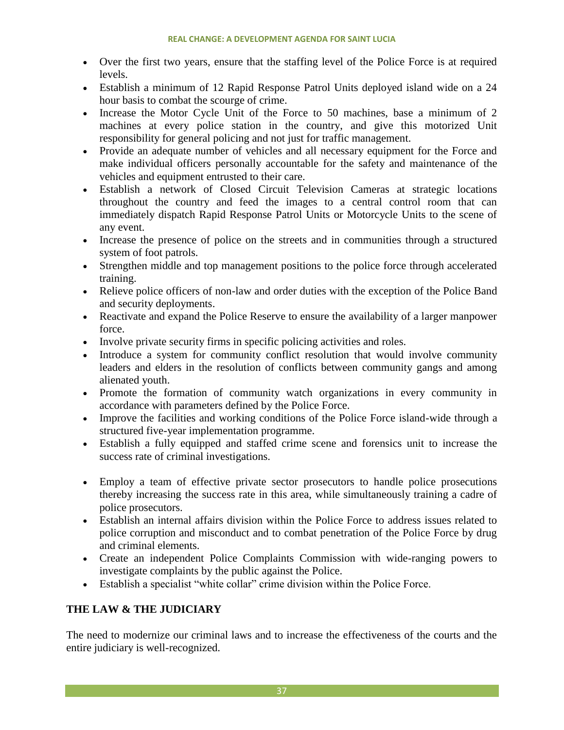- Over the first two years, ensure that the staffing level of the Police Force is at required levels.
- Establish a minimum of 12 Rapid Response Patrol Units deployed island wide on a 24 hour basis to combat the scourge of crime.
- Increase the Motor Cycle Unit of the Force to 50 machines, base a minimum of 2 machines at every police station in the country, and give this motorized Unit responsibility for general policing and not just for traffic management.
- Provide an adequate number of vehicles and all necessary equipment for the Force and make individual officers personally accountable for the safety and maintenance of the vehicles and equipment entrusted to their care.
- Establish a network of Closed Circuit Television Cameras at strategic locations throughout the country and feed the images to a central control room that can immediately dispatch Rapid Response Patrol Units or Motorcycle Units to the scene of any event.
- Increase the presence of police on the streets and in communities through a structured system of foot patrols.
- Strengthen middle and top management positions to the police force through accelerated training.
- Relieve police officers of non-law and order duties with the exception of the Police Band and security deployments.
- Reactivate and expand the Police Reserve to ensure the availability of a larger manpower force.
- Involve private security firms in specific policing activities and roles.
- Introduce a system for community conflict resolution that would involve community leaders and elders in the resolution of conflicts between community gangs and among alienated youth.
- Promote the formation of community watch organizations in every community in accordance with parameters defined by the Police Force.
- Improve the facilities and working conditions of the Police Force island-wide through a structured five-year implementation programme.
- Establish a fully equipped and staffed crime scene and forensics unit to increase the success rate of criminal investigations.
- Employ a team of effective private sector prosecutors to handle police prosecutions thereby increasing the success rate in this area, while simultaneously training a cadre of police prosecutors.
- Establish an internal affairs division within the Police Force to address issues related to police corruption and misconduct and to combat penetration of the Police Force by drug and criminal elements.
- Create an independent Police Complaints Commission with wide-ranging powers to investigate complaints by the public against the Police.
- Establish a specialist "white collar" crime division within the Police Force.

## THE LAW & THE JUDICIARY

The need to modernize our criminal laws and to increase the effectiveness of the courts and the entire judiciary is well-recognized.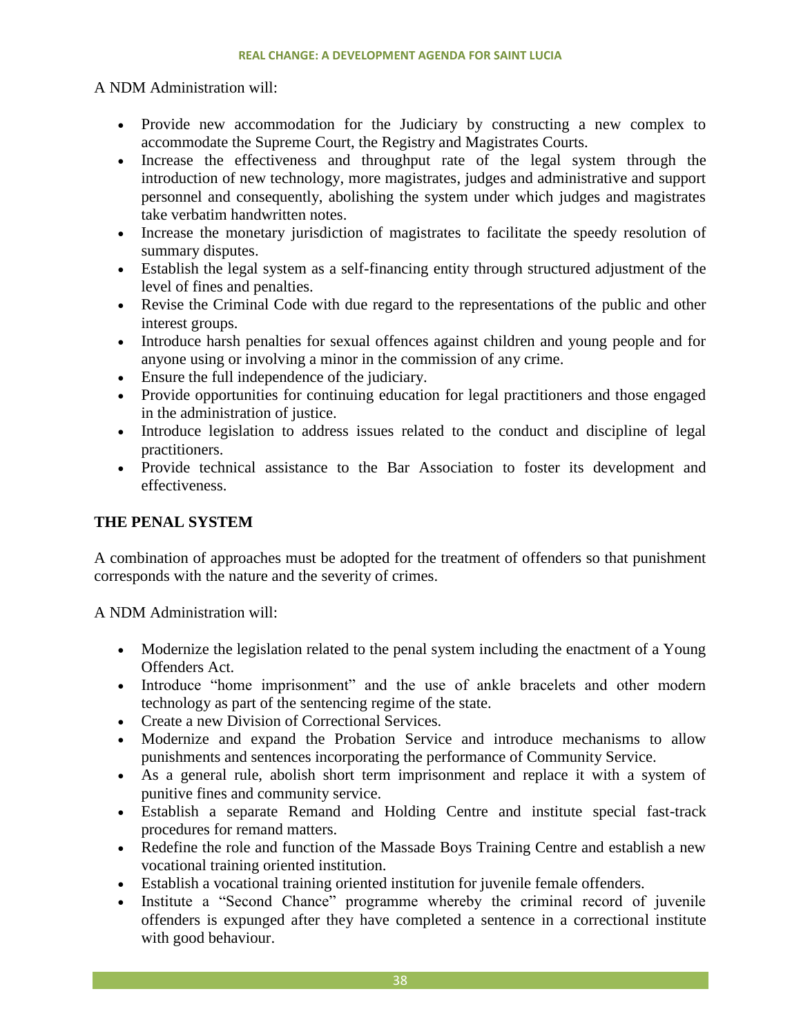A NDM Administration will:

- Provide new accommodation for the Judiciary by constructing a new complex to accommodate the Supreme Court, the Registry and Magistrates Courts.
- Increase the effectiveness and throughput rate of the legal system through the introduction of new technology, more magistrates, judges and administrative and support personnel and consequently, abolishing the system under which judges and magistrates take verbatim handwritten notes.
- Increase the monetary jurisdiction of magistrates to facilitate the speedy resolution of summary disputes.
- Establish the legal system as a self-financing entity through structured adjustment of the level of fines and penalties.
- Revise the Criminal Code with due regard to the representations of the public and other interest groups.
- Introduce harsh penalties for sexual offences against children and young people and for anyone using or involving a minor in the commission of any crime.
- Ensure the full independence of the judiciary.
- Provide opportunities for continuing education for legal practitioners and those engaged in the administration of justice.
- Introduce legislation to address issues related to the conduct and discipline of legal practitioners.
- Provide technical assistance to the Bar Association to foster its development and effectiveness.

## THE PENAL SYSTEM

A combination of approaches must be adopted for the treatment of offenders so that punishment corresponds with the nature and the severity of crimes.

A NDM Administration will:

- Modernize the legislation related to the penal system including the enactment of a Young Offenders Act.
- Introduce "home imprisonment" and the use of ankle bracelets and other modern technology as part of the sentencing regime of the state.
- Create a new Division of Correctional Services.
- Modernize and expand the Probation Service and introduce mechanisms to allow punishments and sentences incorporating the performance of Community Service.
- As a general rule, abolish short term imprisonment and replace it with a system of punitive fines and community service.
- Establish a separate Remand and Holding Centre and institute special fast-track procedures for remand matters.
- Redefine the role and function of the Massade Boys Training Centre and establish a new vocational training oriented institution.
- Establish a vocational training oriented institution for juvenile female offenders.
- Institute a "Second Chance" programme whereby the criminal record of juvenile offenders is expunged after they have completed a sentence in a correctional institute with good behaviour.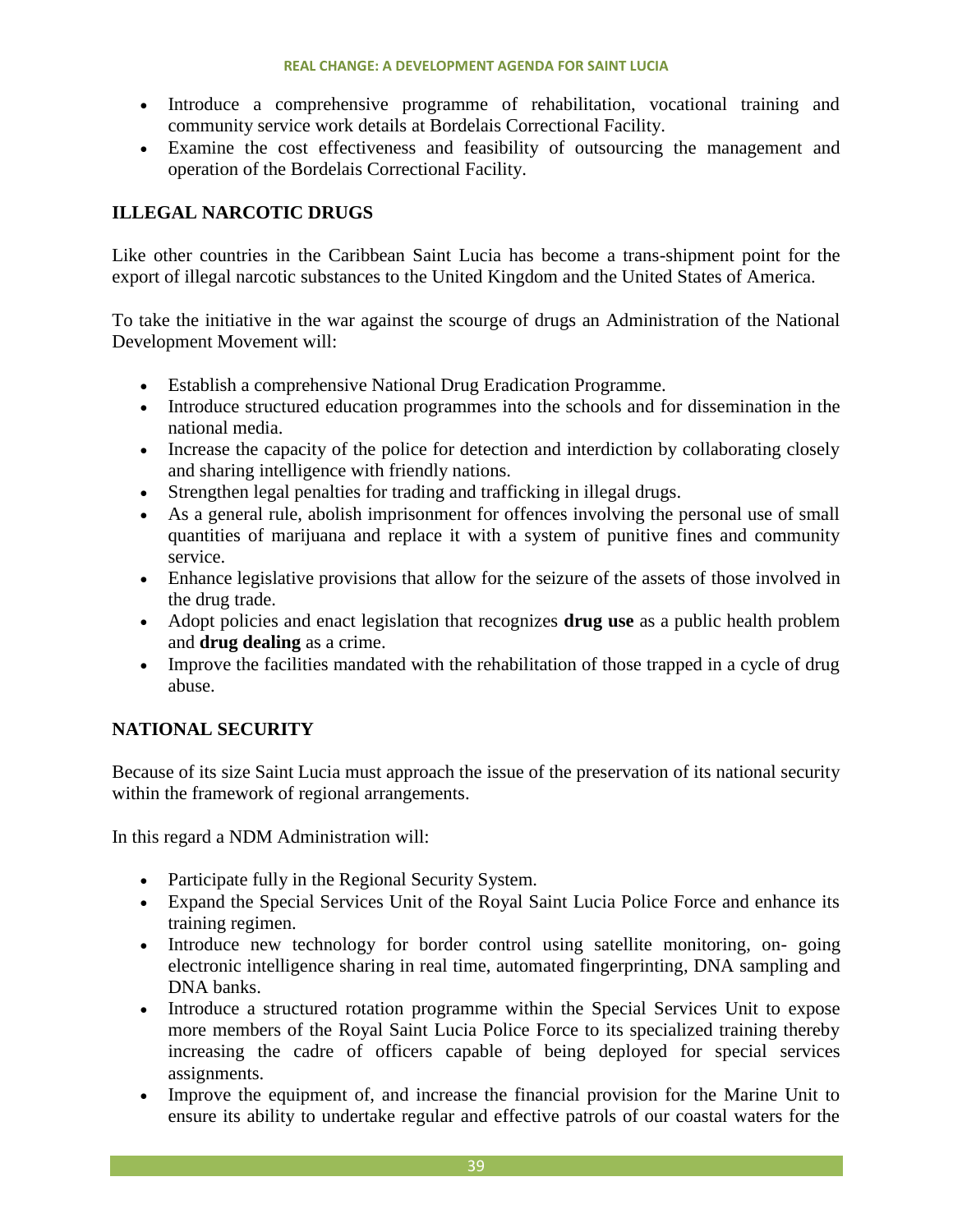- Introduce a comprehensive programme of rehabilitation, vocational training and community service work details at Bordelais Correctional Facility.
- Examine the cost effectiveness and feasibility of outsourcing the management and operation of the Bordelais Correctional Facility.

## ILLEGAL NARCOTIC DRUGS

Like other countries in the Caribbean Saint Lucia has become a trans-shipment point for the export of illegal narcotic substances to the United Kingdom and the United States of America.

To take the initiative in the war against the scourge of drugs an Administration of the National Development Movement will:

- Establish a comprehensive National Drug Eradication Programme.
- Introduce structured education programmes into the schools and for dissemination in the national media.
- Increase the capacity of the police for detection and interdiction by collaborating closely and sharing intelligence with friendly nations.
- Strengthen legal penalties for trading and trafficking in illegal drugs.
- As a general rule, abolish imprisonment for offences involving the personal use of small quantities of marijuana and replace it with a system of punitive fines and community service.
- Enhance legislative provisions that allow for the seizure of the assets of those involved in the drug trade.
- Adopt policies and enact legislation that recognizes **drug use** as a public health problem and **drug dealing** as a crime.
- Improve the facilities mandated with the rehabilitation of those trapped in a cycle of drug abuse.

## NATIONAL SECURITY

Because of its size Saint Lucia must approach the issue of the preservation of its national security within the framework of regional arrangements.

In this regard a NDM Administration will:

- Participate fully in the Regional Security System.
- Expand the Special Services Unit of the Royal Saint Lucia Police Force and enhance its training regimen.
- Introduce new technology for border control using satellite monitoring, on- going electronic intelligence sharing in real time, automated fingerprinting, DNA sampling and DNA banks.
- Introduce a structured rotation programme within the Special Services Unit to expose more members of the Royal Saint Lucia Police Force to its specialized training thereby increasing the cadre of officers capable of being deployed for special services assignments.
- Improve the equipment of, and increase the financial provision for the Marine Unit to ensure its ability to undertake regular and effective patrols of our coastal waters for the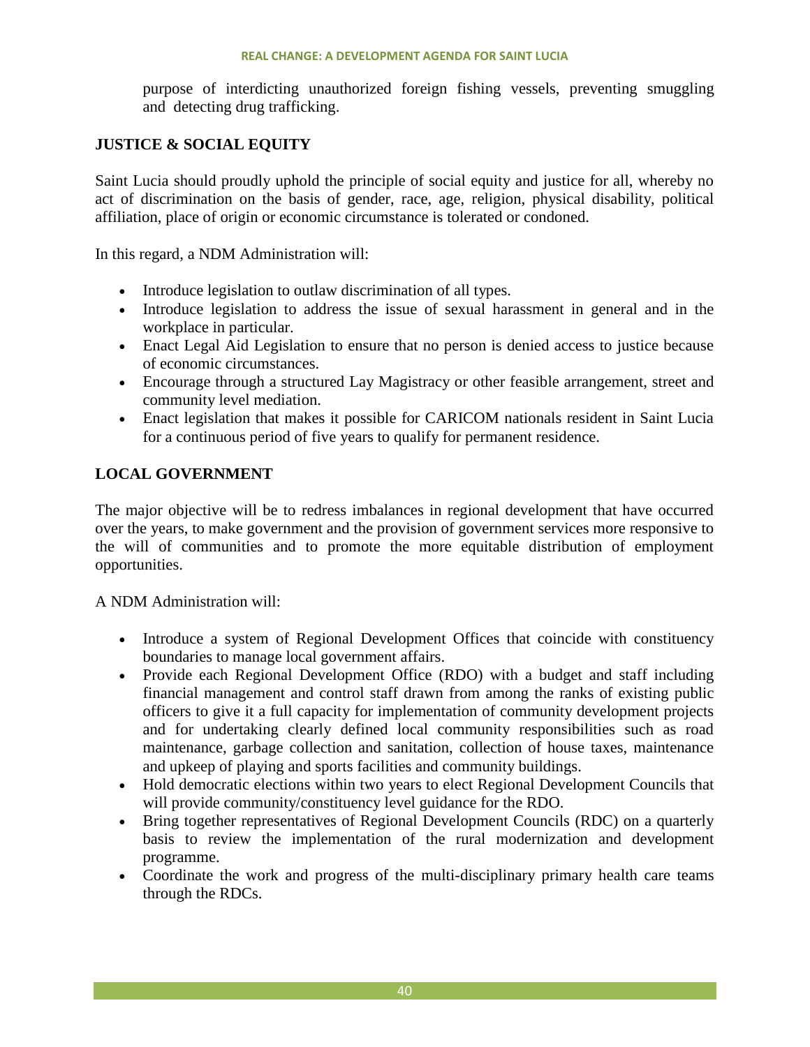purpose of interdicting unauthorized foreign fishing vessels, preventing smuggling and detecting drug trafficking.

## JUSTICE & SOCIAL EQUITY

Saint Lucia should proudly uphold the principle of social equity and justice for all, whereby no act of discrimination on the basis of gender, race, age, religion, physical disability, political affiliation, place of origin or economic circumstance is tolerated or condoned.

In this regard, a NDM Administration will:

- Introduce legislation to outlaw discrimination of all types.
- Introduce legislation to address the issue of sexual harassment in general and in the workplace in particular.
- Enact Legal Aid Legislation to ensure that no person is denied access to justice because of economic circumstances.
- Encourage through a structured Lay Magistracy or other feasible arrangement, street and community level mediation.
- Enact legislation that makes it possible for CARICOM nationals resident in Saint Lucia for a continuous period of five years to qualify for permanent residence.

## LOCAL GOVERNMENT

The major objective will be to redress imbalances in regional development that have occurred over the years, to make government and the provision of government services more responsive to the will of communities and to promote the more equitable distribution of employment opportunities.

A NDM Administration will:

- Introduce a system of Regional Development Offices that coincide with constituency boundaries to manage local government affairs.
- Provide each Regional Development Office (RDO) with a budget and staff including financial management and control staff drawn from among the ranks of existing public officers to give it a full capacity for implementation of community development projects and for undertaking clearly defined local community responsibilities such as road maintenance, garbage collection and sanitation, collection of house taxes, maintenance and upkeep of playing and sports facilities and community buildings.
- Hold democratic elections within two years to elect Regional Development Councils that will provide community/constituency level guidance for the RDO.
- Bring together representatives of Regional Development Councils (RDC) on a quarterly basis to review the implementation of the rural modernization and development programme.
- Coordinate the work and progress of the multi-disciplinary primary health care teams through the RDCs.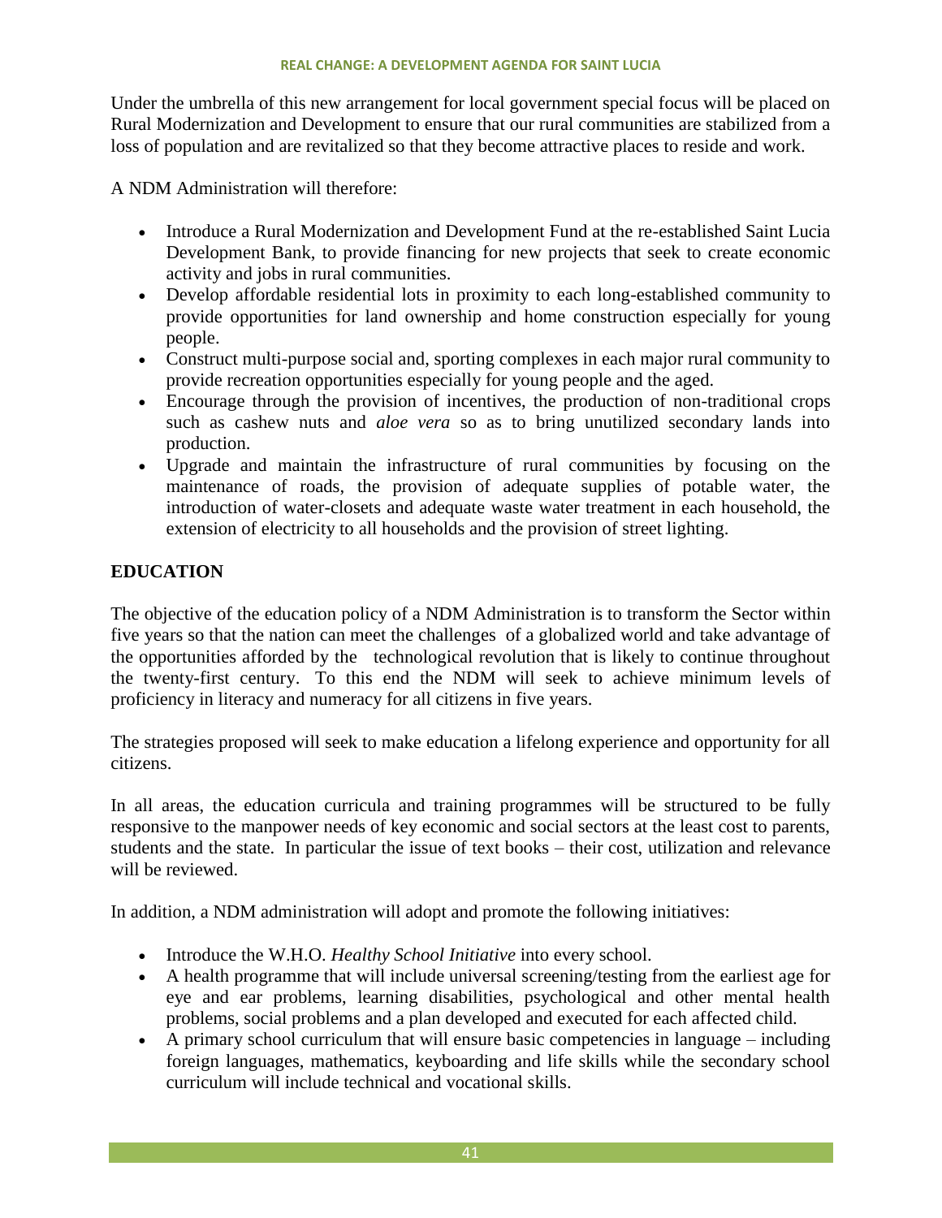Under the umbrella of this new arrangement for local government special focus will be placed on Rural Modernization and Development to ensure that our rural communities are stabilized from a loss of population and are revitalized so that they become attractive places to reside and work.

A NDM Administration will therefore:

- Introduce a Rural Modernization and Development Fund at the re-established Saint Lucia Development Bank, to provide financing for new projects that seek to create economic activity and jobs in rural communities.
- Develop affordable residential lots in proximity to each long-established community to provide opportunities for land ownership and home construction especially for young people.
- Construct multi-purpose social and, sporting complexes in each major rural community to provide recreation opportunities especially for young people and the aged.
- Encourage through the provision of incentives, the production of non-traditional crops such as cashew nuts and *aloe vera* so as to bring unutilized secondary lands into production.
- Upgrade and maintain the infrastructure of rural communities by focusing on the maintenance of roads, the provision of adequate supplies of potable water, the introduction of water-closets and adequate waste water treatment in each household, the extension of electricity to all households and the provision of street lighting.

## EDUCATION

The objective of the education policy of a NDM Administration is to transform the Sector within five years so that the nation can meet the challenges of a globalized world and take advantage of the opportunities afforded by the technological revolution that is likely to continue throughout the twenty-first century. To this end the NDM will seek to achieve minimum levels of proficiency in literacy and numeracy for all citizens in five years.

The strategies proposed will seek to make education a lifelong experience and opportunity for all citizens.

In all areas, the education curricula and training programmes will be structured to be fully responsive to the manpower needs of key economic and social sectors at the least cost to parents, students and the state. In particular the issue of text books – their cost, utilization and relevance will be reviewed.

In addition, a NDM administration will adopt and promote the following initiatives:

- Introduce the W.H.O. *Healthy School Initiative* into every school.
- A health programme that will include universal screening/testing from the earliest age for eye and ear problems, learning disabilities, psychological and other mental health problems, social problems and a plan developed and executed for each affected child.
- A primary school curriculum that will ensure basic competencies in language – including foreign languages, mathematics, keyboarding and life skills while the secondary school curriculum will include technical and vocational skills.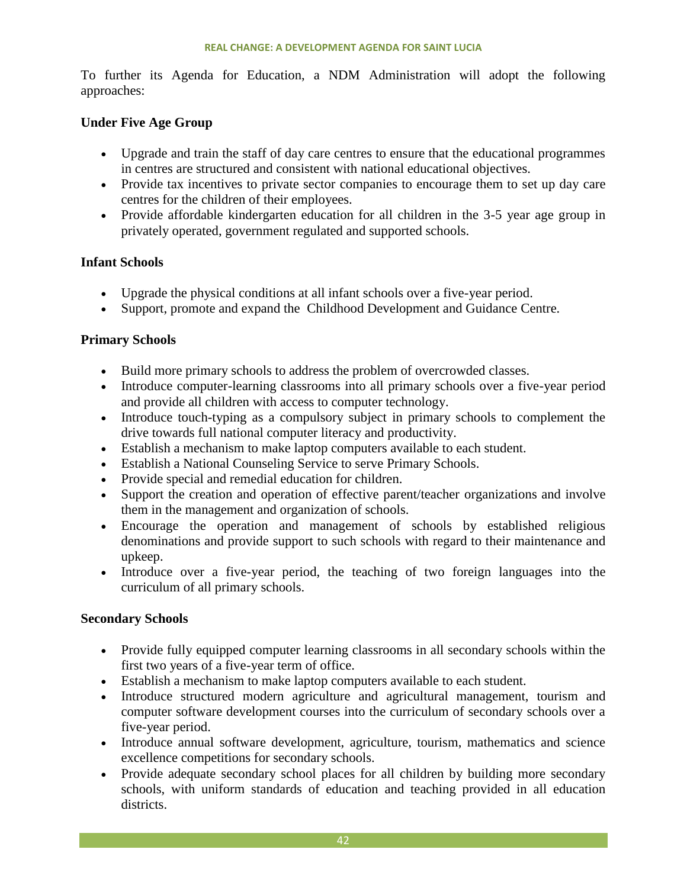To further its Agenda for Education, a NDM Administration will adopt the following approaches:

**Under Five Age Group**

- Upgrade and train the staff of day care centres to ensure that the educational programmes in centres are structured and consistent with national educational objectives.
- Provide tax incentives to private sector companies to encourage them to set up day care centres for the children of their employees.
- Provide affordable kindergarten education for all children in the 3-5 year age group in privately operated, government regulated and supported schools.

**Infant Schools**

- Upgrade the physical conditions at all infant schools over a five-year period.
- Support, promote and expand the Childhood Development and Guidance Centre.

**Primary Schools**

- Build more primary schools to address the problem of overcrowded classes.
- Introduce computer-learning classrooms into all primary schools over a five-year period and provide all children with access to computer technology.
- Introduce touch-typing as a compulsory subject in primary schools to complement the drive towards full national computer literacy and productivity.
- Establish a mechanism to make laptop computers available to each student.
- Establish a National Counseling Service to serve Primary Schools.
- Provide special and remedial education for children.
- Support the creation and operation of effective parent/teacher organizations and involve them in the management and organization of schools.
- Encourage the operation and management of schools by established religious denominations and provide support to such schools with regard to their maintenance and upkeep.
- Introduce over a five-year period, the teaching of two foreign languages into the curriculum of all primary schools.

**Secondary Schools**

- Provide fully equipped computer learning classrooms in all secondary schools within the first two years of a five-year term of office.
- Establish a mechanism to make laptop computers available to each student.
- Introduce structured modern agriculture and agricultural management, tourism and computer software development courses into the curriculum of secondary schools over a five-year period.
- Introduce annual software development, agriculture, tourism, mathematics and science excellence competitions for secondary schools.
- Provide adequate secondary school places for all children by building more secondary schools, with uniform standards of education and teaching provided in all education districts.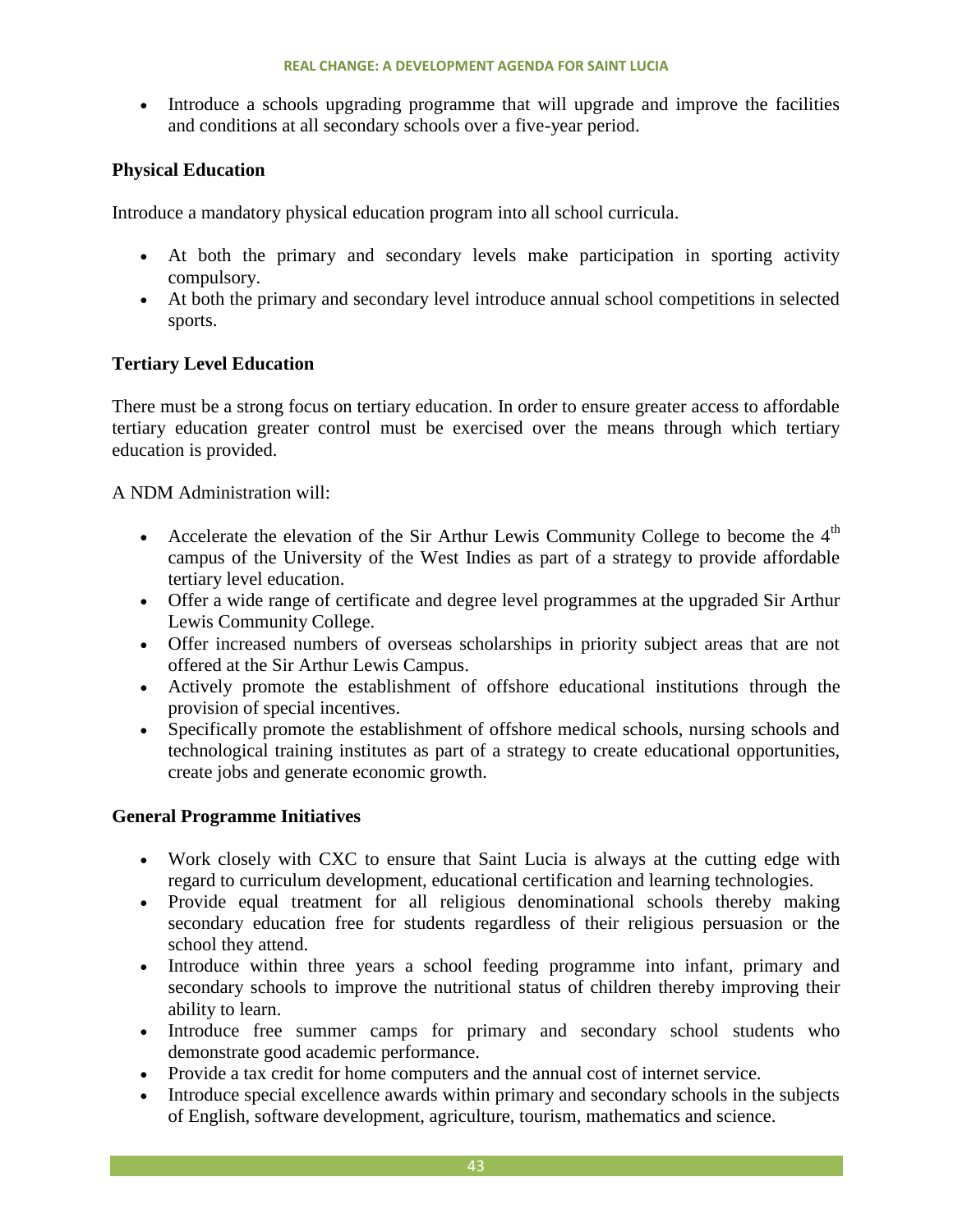- Introduce a schools upgrading programme that will upgrade and improve the facilities and conditions at all secondary schools over a five-year period.

### Physical Education

Introduce a mandatory physical education program into all school curricula.

- At both the primary and secondary levels make participation in sporting activity compulsory.
- At both the primary and secondary level introduce annual school competitions in selected sports.

### Tertiary Level Education

There must be a strong focus on tertiary education. In order to ensure greater access to affordable tertiary education greater control must be exercised over the means through which tertiary education is provided.

A NDM Administration will:

- Accelerate the elevation of the Sir Arthur Lewis Community College to become the 4th campus of the University of the West Indies as part of a strategy to provide affordable tertiary level education.
- Offer a wide range of certificate and degree level programmes at the upgraded Sir Arthur Lewis Community College.
- Offer increased numbers of overseas scholarships in priority subject areas that are not offered at the Sir Arthur Lewis Campus.
- Actively promote the establishment of offshore educational institutions through the provision of special incentives.
- Specifically promote the establishment of offshore medical schools, nursing schools and technological training institutes as part of a strategy to create educational opportunities, create jobs and generate economic growth.

### General Programme Initiatives

- Work closely with CXC to ensure that Saint Lucia is always at the cutting edge with regard to curriculum development, educational certification and learning technologies.
- Provide equal treatment for all religious denominational schools thereby making secondary education free for students regardless of their religious persuasion or the school they attend.
- Introduce within three years a school feeding programme into infant, primary and secondary schools to improve the nutritional status of children thereby improving their ability to learn.
- Introduce free summer camps for primary and secondary school students who demonstrate good academic performance.
- Provide a tax credit for home computers and the annual cost of internet service.
- Introduce special excellence awards within primary and secondary schools in the subjects of English, software development, agriculture, tourism, mathematics and science.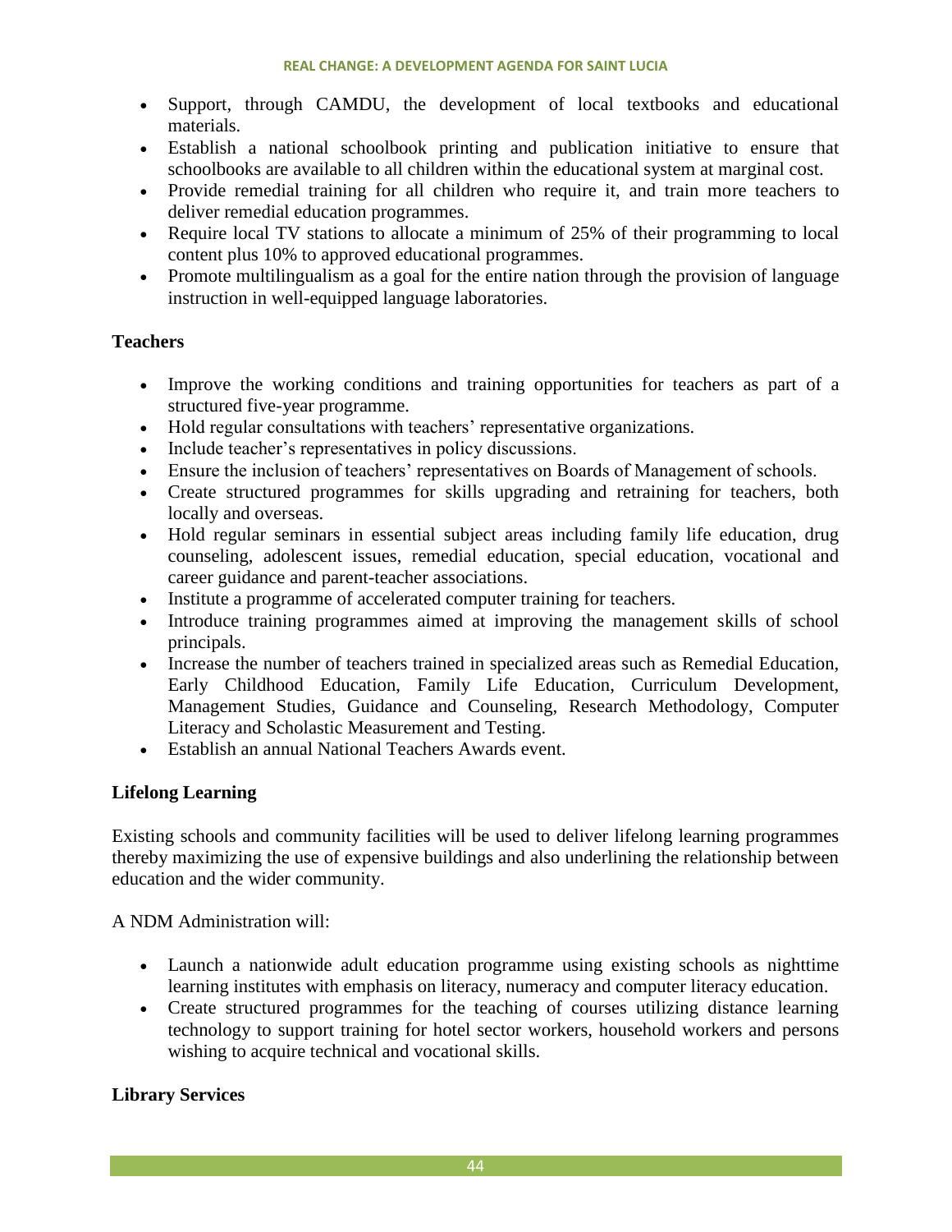- Support, through CAMDU, the development of local textbooks and educational materials.
- Establish a national schoolbook printing and publication initiative to ensure that schoolbooks are available to all children within the educational system at marginal cost.
- Provide remedial training for all children who require it, and train more teachers to deliver remedial education programmes.
- Require local TV stations to allocate a minimum of 25% of their programming to local content plus 10% to approved educational programmes.
- Promote multilingualism as a goal for the entire nation through the provision of language instruction in well-equipped language laboratories.

### Teachers

- Improve the working conditions and training opportunities for teachers as part of a structured five-year programme.
- Hold regular consultations with teachers' representative organizations.
- Include teacher's representatives in policy discussions.
- Ensure the inclusion of teachers' representatives on Boards of Management of schools.
- Create structured programmes for skills upgrading and retraining for teachers, both locally and overseas.
- Hold regular seminars in essential subject areas including family life education, drug counseling, adolescent issues, remedial education, special education, vocational and career guidance and parent-teacher associations.
- Institute a programme of accelerated computer training for teachers.
- Introduce training programmes aimed at improving the management skills of school principals.
- Increase the number of teachers trained in specialized areas such as Remedial Education, Early Childhood Education, Family Life Education, Curriculum Development, Management Studies, Guidance and Counseling, Research Methodology, Computer Literacy and Scholastic Measurement and Testing.
- Establish an annual National Teachers Awards event.

### Lifelong Learning

Existing schools and community facilities will be used to deliver lifelong learning programmes thereby maximizing the use of expensive buildings and also underlining the relationship between education and the wider community.

A NDM Administration will:

- Launch a nationwide adult education programme using existing schools as nighttime learning institutes with emphasis on literacy, numeracy and computer literacy education.
- Create structured programmes for the teaching of courses utilizing distance learning technology to support training for hotel sector workers, household workers and persons wishing to acquire technical and vocational skills.

### Library Services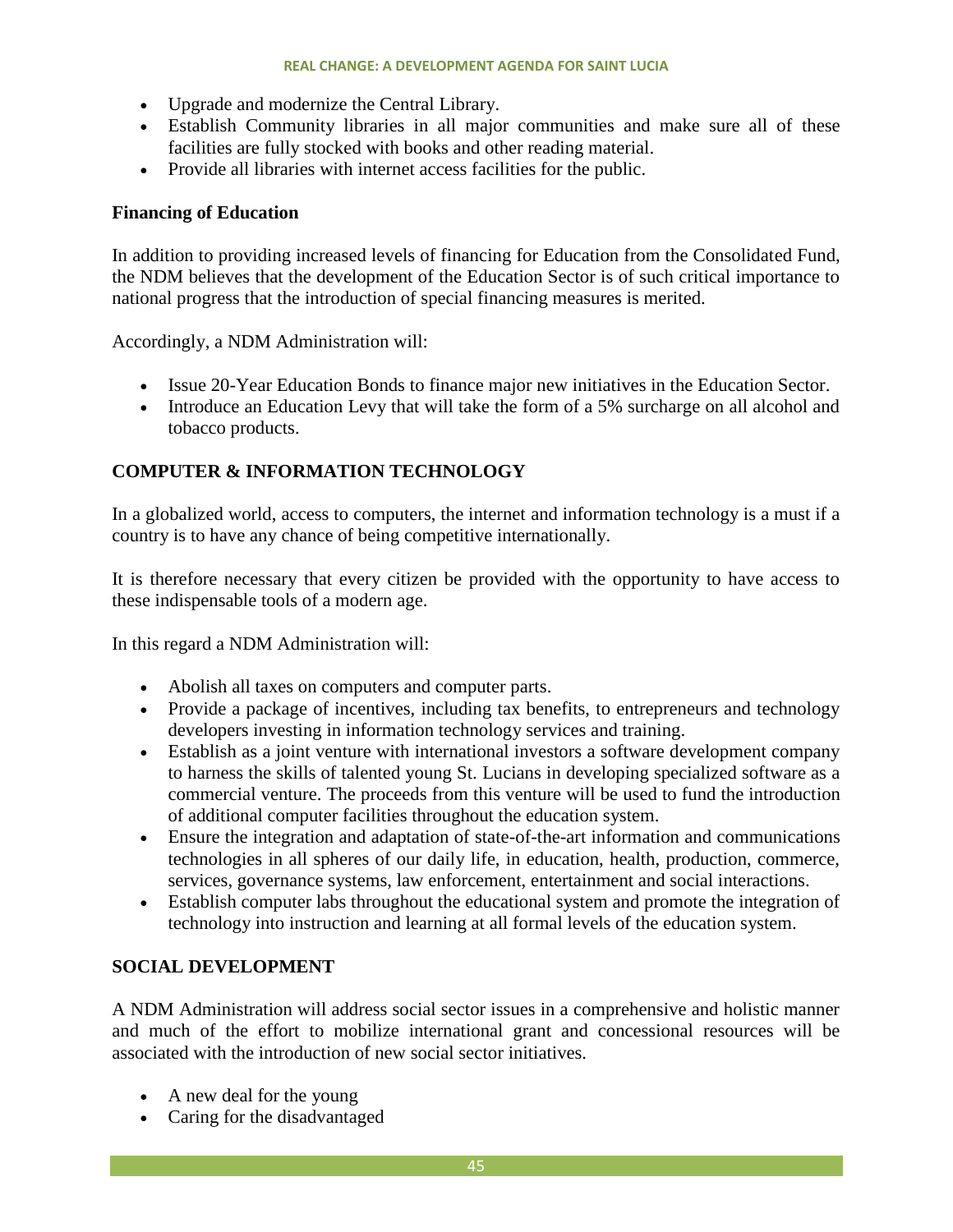- Upgrade and modernize the Central Library.
- Establish Community libraries in all major communities and make sure all of these facilities are fully stocked with books and other reading material.
- Provide all libraries with internet access facilities for the public.

**Financing of Education**

In addition to providing increased levels of financing for Education from the Consolidated Fund, the NDM believes that the development of the Education Sector is of such critical importance to national progress that the introduction of special financing measures is merited.

Accordingly, a NDM Administration will:

- Issue 20-Year Education Bonds to finance major new initiatives in the Education Sector.
- Introduce an Education Levy that will take the form of a 5% surcharge on all alcohol and tobacco products.

## COMPUTER & INFORMATION TECHNOLOGY

In a globalized world, access to computers, the internet and information technology is a must if a country is to have any chance of being competitive internationally.

It is therefore necessary that every citizen be provided with the opportunity to have access to these indispensable tools of a modern age.

In this regard a NDM Administration will:

- Abolish all taxes on computers and computer parts.
- Provide a package of incentives, including tax benefits, to entrepreneurs and technology developers investing in information technology services and training.
- Establish as a joint venture with international investors a software development company to harness the skills of talented young St. Lucians in developing specialized software as a commercial venture. The proceeds from this venture will be used to fund the introduction of additional computer facilities throughout the education system.
- Ensure the integration and adaptation of state-of-the-art information and communications technologies in all spheres of our daily life, in education, health, production, commerce, services, governance systems, law enforcement, entertainment and social interactions.
- Establish computer labs throughout the educational system and promote the integration of technology into instruction and learning at all formal levels of the education system.

## SOCIAL DEVELOPMENT

A NDM Administration will address social sector issues in a comprehensive and holistic manner and much of the effort to mobilize international grant and concessional resources will be associated with the introduction of new social sector initiatives.

- A new deal for the young
- Caring for the disadvantaged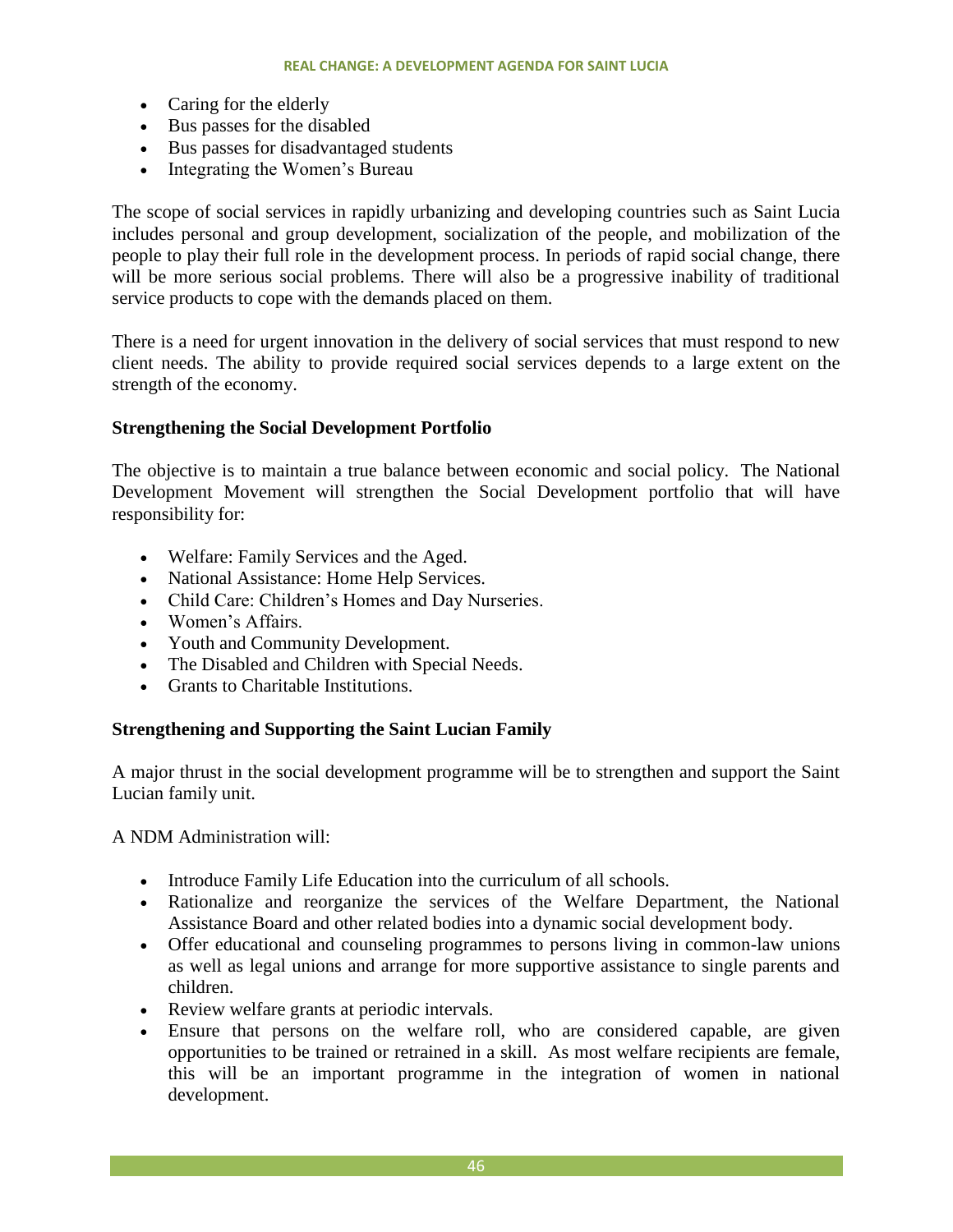- Caring for the elderly
- Bus passes for the disabled
- Bus passes for disadvantaged students
- Integrating the Women's Bureau

The scope of social services in rapidly urbanizing and developing countries such as Saint Lucia includes personal and group development, socialization of the people, and mobilization of the people to play their full role in the development process. In periods of rapid social change, there will be more serious social problems. There will also be a progressive inability of traditional service products to cope with the demands placed on them.

There is a need for urgent innovation in the delivery of social services that must respond to new client needs. The ability to provide required social services depends to a large extent on the strength of the economy.

**Strengthening the Social Development Portfolio**

The objective is to maintain a true balance between economic and social policy. The National Development Movement will strengthen the Social Development portfolio that will have responsibility for:

- Welfare: Family Services and the Aged.
- National Assistance: Home Help Services.
- Child Care: Children's Homes and Day Nurseries.
- Women's Affairs.
- Youth and Community Development.
- The Disabled and Children with Special Needs.
- Grants to Charitable Institutions.

**Strengthening and Supporting the Saint Lucian Family**

A major thrust in the social development programme will be to strengthen and support the Saint Lucian family unit.

A NDM Administration will:

- Introduce Family Life Education into the curriculum of all schools.
- Rationalize and reorganize the services of the Welfare Department, the National Assistance Board and other related bodies into a dynamic social development body.
- Offer educational and counseling programmes to persons living in common-law unions as well as legal unions and arrange for more supportive assistance to single parents and children.
- Review welfare grants at periodic intervals.
- Ensure that persons on the welfare roll, who are considered capable, are given opportunities to be trained or retrained in a skill. As most welfare recipients are female, this will be an important programme in the integration of women in national development.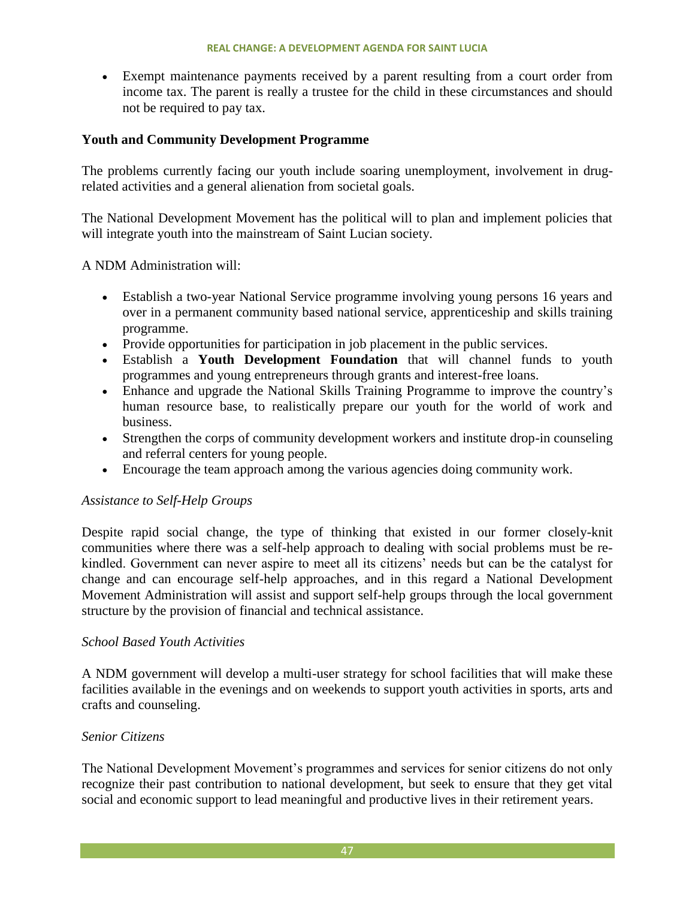- Exempt maintenance payments received by a parent resulting from a court order from income tax. The parent is really a trustee for the child in these circumstances and should not be required to pay tax.

### Youth and Community Development Programme

The problems currently facing our youth include soaring unemployment, involvement in drug-related activities and a general alienation from societal goals.

The National Development Movement has the political will to plan and implement policies that will integrate youth into the mainstream of Saint Lucian society.

A NDM Administration will:

- Establish a two-year National Service programme involving young persons 16 years and over in a permanent community based national service, apprenticeship and skills training programme.
- Provide opportunities for participation in job placement in the public services.
- Establish a **Youth Development Foundation** that will channel funds to youth programmes and young entrepreneurs through grants and interest-free loans.
- Enhance and upgrade the National Skills Training Programme to improve the country's human resource base, to realistically prepare our youth for the world of work and business.
- Strengthen the corps of community development workers and institute drop-in counseling and referral centers for young people.
- Encourage the team approach among the various agencies doing community work.

#### *Assistance to Self-Help Groups*

Despite rapid social change, the type of thinking that existed in our former closely-knit communities where there was a self-help approach to dealing with social problems must be re-kindled. Government can never aspire to meet all its citizens' needs but can be the catalyst for change and can encourage self-help approaches, and in this regard a National Development Movement Administration will assist and support self-help groups through the local government structure by the provision of financial and technical assistance.

#### *School Based Youth Activities*

A NDM government will develop a multi-user strategy for school facilities that will make these facilities available in the evenings and on weekends to support youth activities in sports, arts and crafts and counseling.

#### *Senior Citizens*

The National Development Movement's programmes and services for senior citizens do not only recognize their past contribution to national development, but seek to ensure that they get vital social and economic support to lead meaningful and productive lives in their retirement years.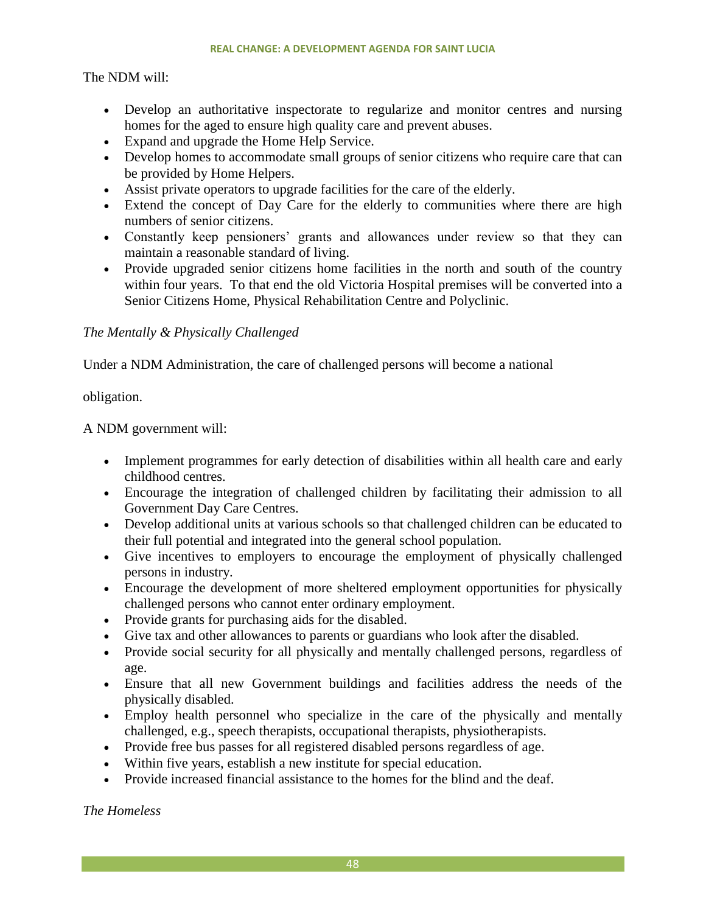The NDM will:

- Develop an authoritative inspectorate to regularize and monitor centres and nursing homes for the aged to ensure high quality care and prevent abuses.
- Expand and upgrade the Home Help Service.
- Develop homes to accommodate small groups of senior citizens who require care that can be provided by Home Helpers.
- Assist private operators to upgrade facilities for the care of the elderly.
- Extend the concept of Day Care for the elderly to communities where there are high numbers of senior citizens.
- Constantly keep pensioners' grants and allowances under review so that they can maintain a reasonable standard of living.
- Provide upgraded senior citizens home facilities in the north and south of the country within four years. To that end the old Victoria Hospital premises will be converted into a Senior Citizens Home, Physical Rehabilitation Centre and Polyclinic.

*The Mentally & Physically Challenged*

Under a NDM Administration, the care of challenged persons will become a national

obligation.

A NDM government will:

- Implement programmes for early detection of disabilities within all health care and early childhood centres.
- Encourage the integration of challenged children by facilitating their admission to all Government Day Care Centres.
- Develop additional units at various schools so that challenged children can be educated to their full potential and integrated into the general school population.
- Give incentives to employers to encourage the employment of physically challenged persons in industry.
- Encourage the development of more sheltered employment opportunities for physically challenged persons who cannot enter ordinary employment.
- Provide grants for purchasing aids for the disabled.
- Give tax and other allowances to parents or guardians who look after the disabled.
- Provide social security for all physically and mentally challenged persons, regardless of age.
- Ensure that all new Government buildings and facilities address the needs of the physically disabled.
- Employ health personnel who specialize in the care of the physically and mentally challenged, e.g., speech therapists, occupational therapists, physiotherapists.
- Provide free bus passes for all registered disabled persons regardless of age.
- Within five years, establish a new institute for special education.
- Provide increased financial assistance to the homes for the blind and the deaf.

*The Homeless*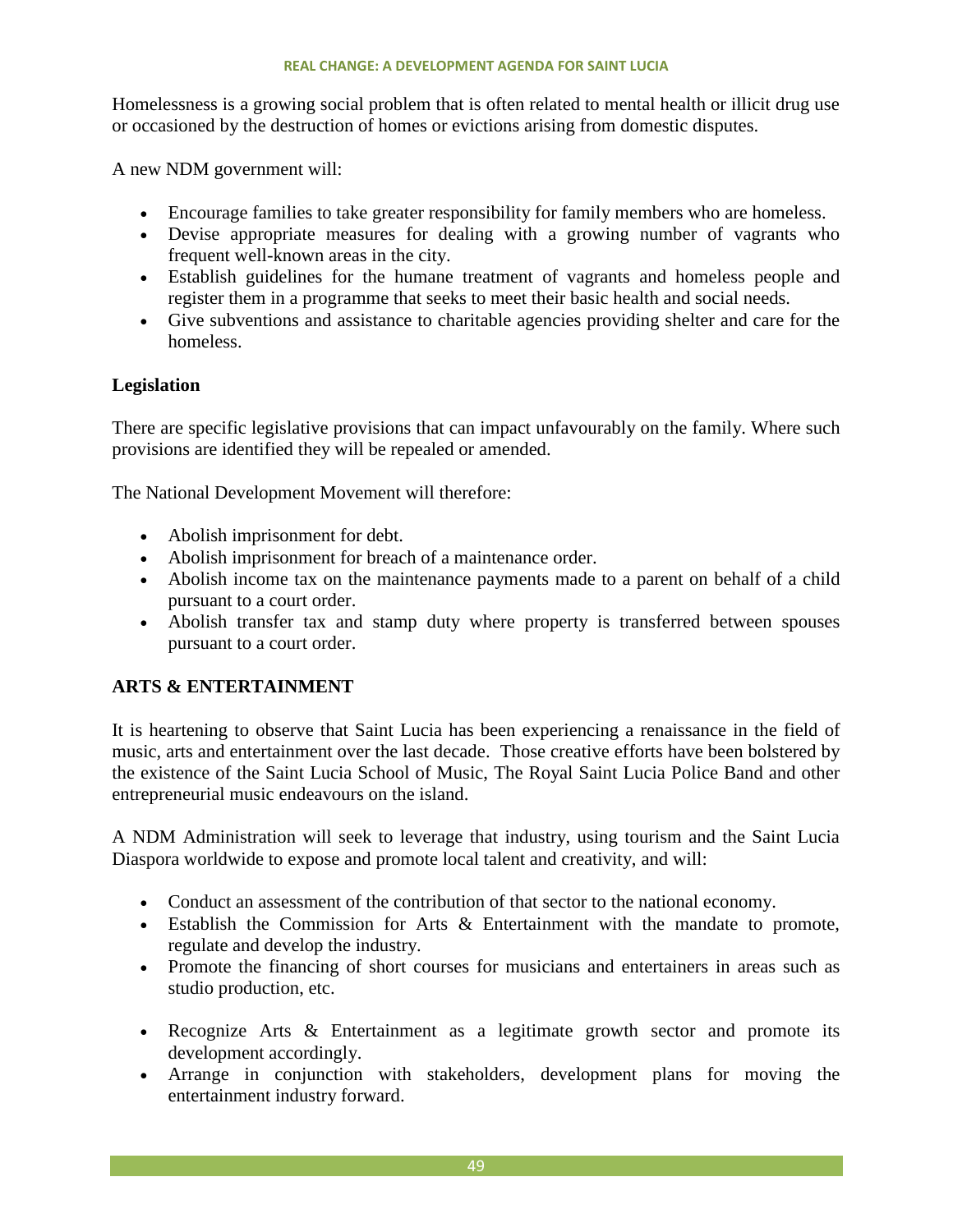Homelessness is a growing social problem that is often related to mental health or illicit drug use or occasioned by the destruction of homes or evictions arising from domestic disputes.

A new NDM government will:

- Encourage families to take greater responsibility for family members who are homeless.
- Devise appropriate measures for dealing with a growing number of vagrants who frequent well-known areas in the city.
- Establish guidelines for the humane treatment of vagrants and homeless people and register them in a programme that seeks to meet their basic health and social needs.
- Give subventions and assistance to charitable agencies providing shelter and care for the homeless.

### Legislation

There are specific legislative provisions that can impact unfavourably on the family. Where such provisions are identified they will be repealed or amended.

The National Development Movement will therefore:

- Abolish imprisonment for debt.
- Abolish imprisonment for breach of a maintenance order.
- Abolish income tax on the maintenance payments made to a parent on behalf of a child pursuant to a court order.
- Abolish transfer tax and stamp duty where property is transferred between spouses pursuant to a court order.

## ARTS & ENTERTAINMENT

It is heartening to observe that Saint Lucia has been experiencing a renaissance in the field of music, arts and entertainment over the last decade. Those creative efforts have been bolstered by the existence of the Saint Lucia School of Music, The Royal Saint Lucia Police Band and other entrepreneurial music endeavours on the island.

A NDM Administration will seek to leverage that industry, using tourism and the Saint Lucia Diaspora worldwide to expose and promote local talent and creativity, and will:

- Conduct an assessment of the contribution of that sector to the national economy.
- Establish the Commission for Arts & Entertainment with the mandate to promote, regulate and develop the industry.
- Promote the financing of short courses for musicians and entertainers in areas such as studio production, etc.
- Recognize Arts & Entertainment as a legitimate growth sector and promote its development accordingly.
- Arrange in conjunction with stakeholders, development plans for moving the entertainment industry forward.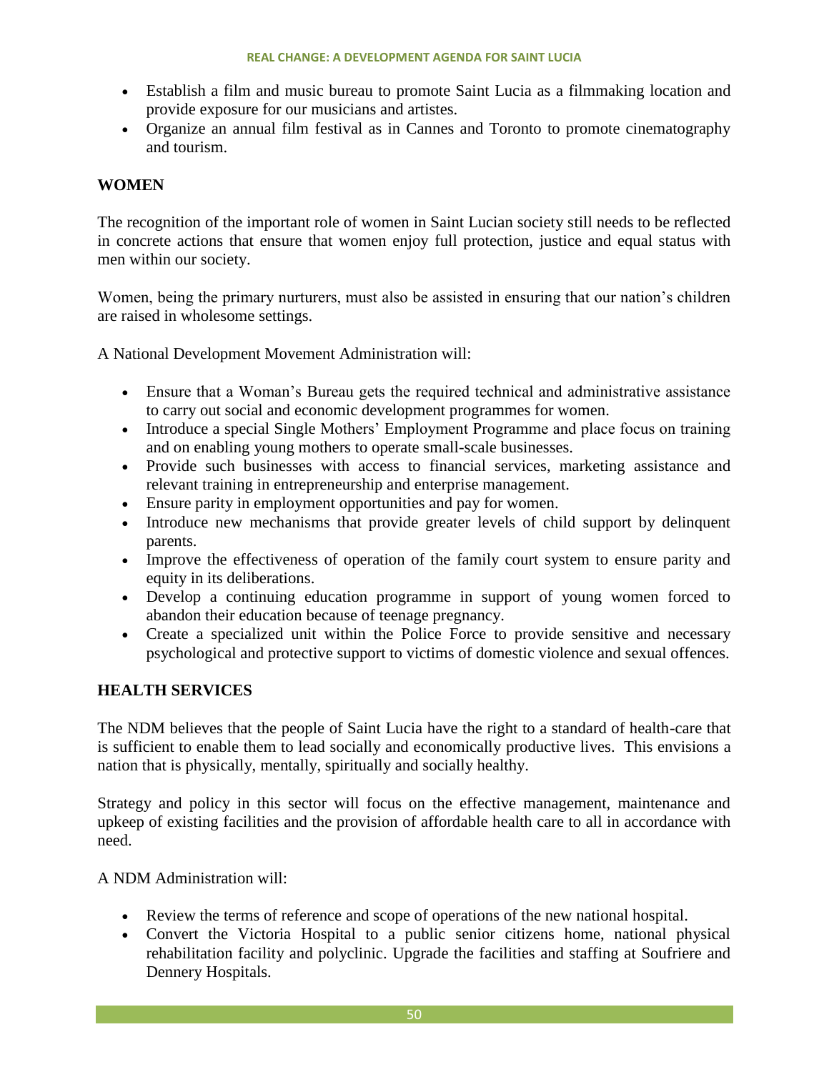- Establish a film and music bureau to promote Saint Lucia as a filmmaking location and provide exposure for our musicians and artistes.
- Organize an annual film festival as in Cannes and Toronto to promote cinematography and tourism.

## WOMEN

The recognition of the important role of women in Saint Lucian society still needs to be reflected in concrete actions that ensure that women enjoy full protection, justice and equal status with men within our society.

Women, being the primary nurturers, must also be assisted in ensuring that our nation's children are raised in wholesome settings.

A National Development Movement Administration will:

- Ensure that a Woman's Bureau gets the required technical and administrative assistance to carry out social and economic development programmes for women.
- Introduce a special Single Mothers' Employment Programme and place focus on training and on enabling young mothers to operate small-scale businesses.
- Provide such businesses with access to financial services, marketing assistance and relevant training in entrepreneurship and enterprise management.
- Ensure parity in employment opportunities and pay for women.
- Introduce new mechanisms that provide greater levels of child support by delinquent parents.
- Improve the effectiveness of operation of the family court system to ensure parity and equity in its deliberations.
- Develop a continuing education programme in support of young women forced to abandon their education because of teenage pregnancy.
- Create a specialized unit within the Police Force to provide sensitive and necessary psychological and protective support to victims of domestic violence and sexual offences.

## HEALTH SERVICES

The NDM believes that the people of Saint Lucia have the right to a standard of health-care that is sufficient to enable them to lead socially and economically productive lives. This envisions a nation that is physically, mentally, spiritually and socially healthy.

Strategy and policy in this sector will focus on the effective management, maintenance and upkeep of existing facilities and the provision of affordable health care to all in accordance with need.

A NDM Administration will:

- Review the terms of reference and scope of operations of the new national hospital.
- Convert the Victoria Hospital to a public senior citizens home, national physical rehabilitation facility and polyclinic. Upgrade the facilities and staffing at Soufriere and Dennery Hospitals.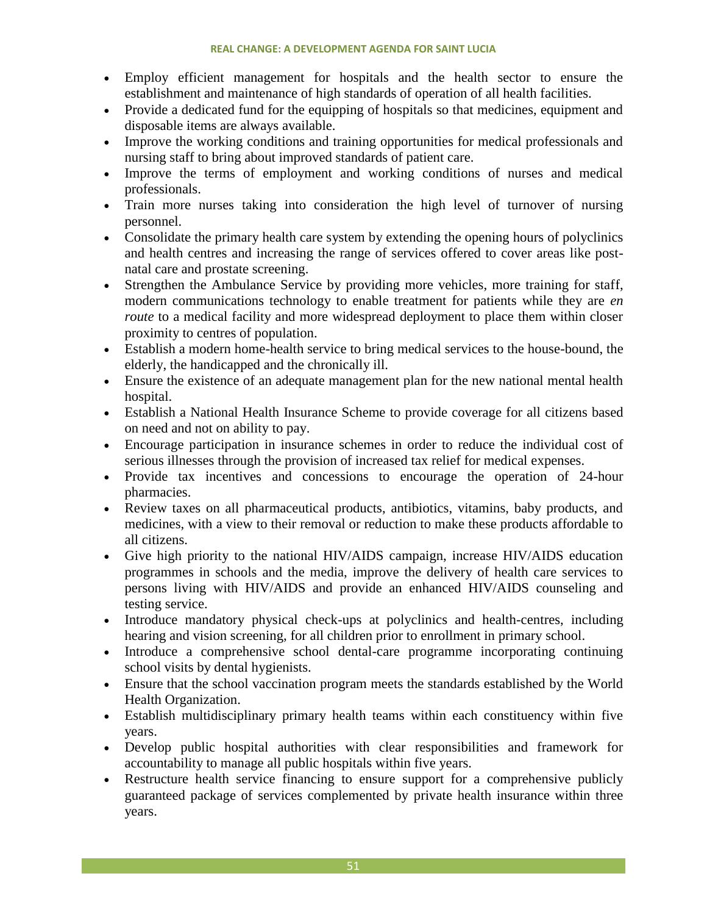- Employ efficient management for hospitals and the health sector to ensure the establishment and maintenance of high standards of operation of all health facilities.
- Provide a dedicated fund for the equipping of hospitals so that medicines, equipment and disposable items are always available.
- Improve the working conditions and training opportunities for medical professionals and nursing staff to bring about improved standards of patient care.
- Improve the terms of employment and working conditions of nurses and medical professionals.
- Train more nurses taking into consideration the high level of turnover of nursing personnel.
- Consolidate the primary health care system by extending the opening hours of polyclinics and health centres and increasing the range of services offered to cover areas like post-natal care and prostate screening.
- Strengthen the Ambulance Service by providing more vehicles, more training for staff, modern communications technology to enable treatment for patients while they are *en route* to a medical facility and more widespread deployment to place them within closer proximity to centres of population.
- Establish a modern home-health service to bring medical services to the house-bound, the elderly, the handicapped and the chronically ill.
- Ensure the existence of an adequate management plan for the new national mental health hospital.
- Establish a National Health Insurance Scheme to provide coverage for all citizens based on need and not on ability to pay.
- Encourage participation in insurance schemes in order to reduce the individual cost of serious illnesses through the provision of increased tax relief for medical expenses.
- Provide tax incentives and concessions to encourage the operation of 24-hour pharmacies.
- Review taxes on all pharmaceutical products, antibiotics, vitamins, baby products, and medicines, with a view to their removal or reduction to make these products affordable to all citizens.
- Give high priority to the national HIV/AIDS campaign, increase HIV/AIDS education programmes in schools and the media, improve the delivery of health care services to persons living with HIV/AIDS and provide an enhanced HIV/AIDS counseling and testing service.
- Introduce mandatory physical check-ups at polyclinics and health-centres, including hearing and vision screening, for all children prior to enrollment in primary school.
- Introduce a comprehensive school dental-care programme incorporating continuing school visits by dental hygienists.
- Ensure that the school vaccination program meets the standards established by the World Health Organization.
- Establish multidisciplinary primary health teams within each constituency within five years.
- Develop public hospital authorities with clear responsibilities and framework for accountability to manage all public hospitals within five years.
- Restructure health service financing to ensure support for a comprehensive publicly guaranteed package of services complemented by private health insurance within three years.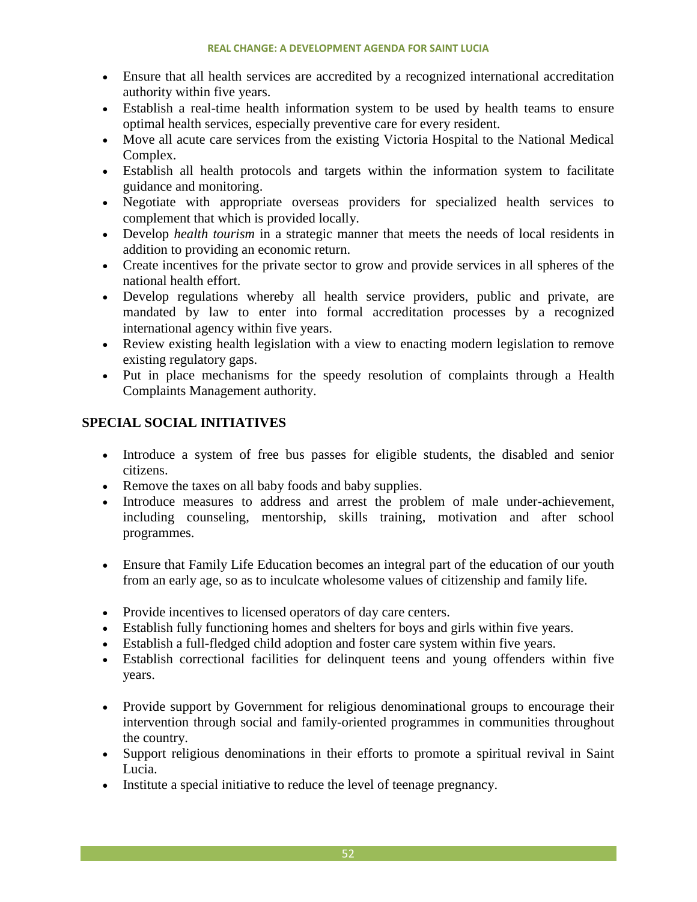- Ensure that all health services are accredited by a recognized international accreditation authority within five years.
- Establish a real-time health information system to be used by health teams to ensure optimal health services, especially preventive care for every resident.
- Move all acute care services from the existing Victoria Hospital to the National Medical Complex.
- Establish all health protocols and targets within the information system to facilitate guidance and monitoring.
- Negotiate with appropriate overseas providers for specialized health services to complement that which is provided locally.
- Develop *health tourism* in a strategic manner that meets the needs of local residents in addition to providing an economic return.
- Create incentives for the private sector to grow and provide services in all spheres of the national health effort.
- Develop regulations whereby all health service providers, public and private, are mandated by law to enter into formal accreditation processes by a recognized international agency within five years.
- Review existing health legislation with a view to enacting modern legislation to remove existing regulatory gaps.
- Put in place mechanisms for the speedy resolution of complaints through a Health Complaints Management authority.

## SPECIAL SOCIAL INITIATIVES

- Introduce a system of free bus passes for eligible students, the disabled and senior citizens.
- Remove the taxes on all baby foods and baby supplies.
- Introduce measures to address and arrest the problem of male under-achievement, including counseling, mentorship, skills training, motivation and after school programmes.
- Ensure that Family Life Education becomes an integral part of the education of our youth from an early age, so as to inculcate wholesome values of citizenship and family life.
- Provide incentives to licensed operators of day care centers.
- Establish fully functioning homes and shelters for boys and girls within five years.
- Establish a full-fledged child adoption and foster care system within five years.
- Establish correctional facilities for delinquent teens and young offenders within five years.
- Provide support by Government for religious denominational groups to encourage their intervention through social and family-oriented programmes in communities throughout the country.
- Support religious denominations in their efforts to promote a spiritual revival in Saint Lucia.
- Institute a special initiative to reduce the level of teenage pregnancy.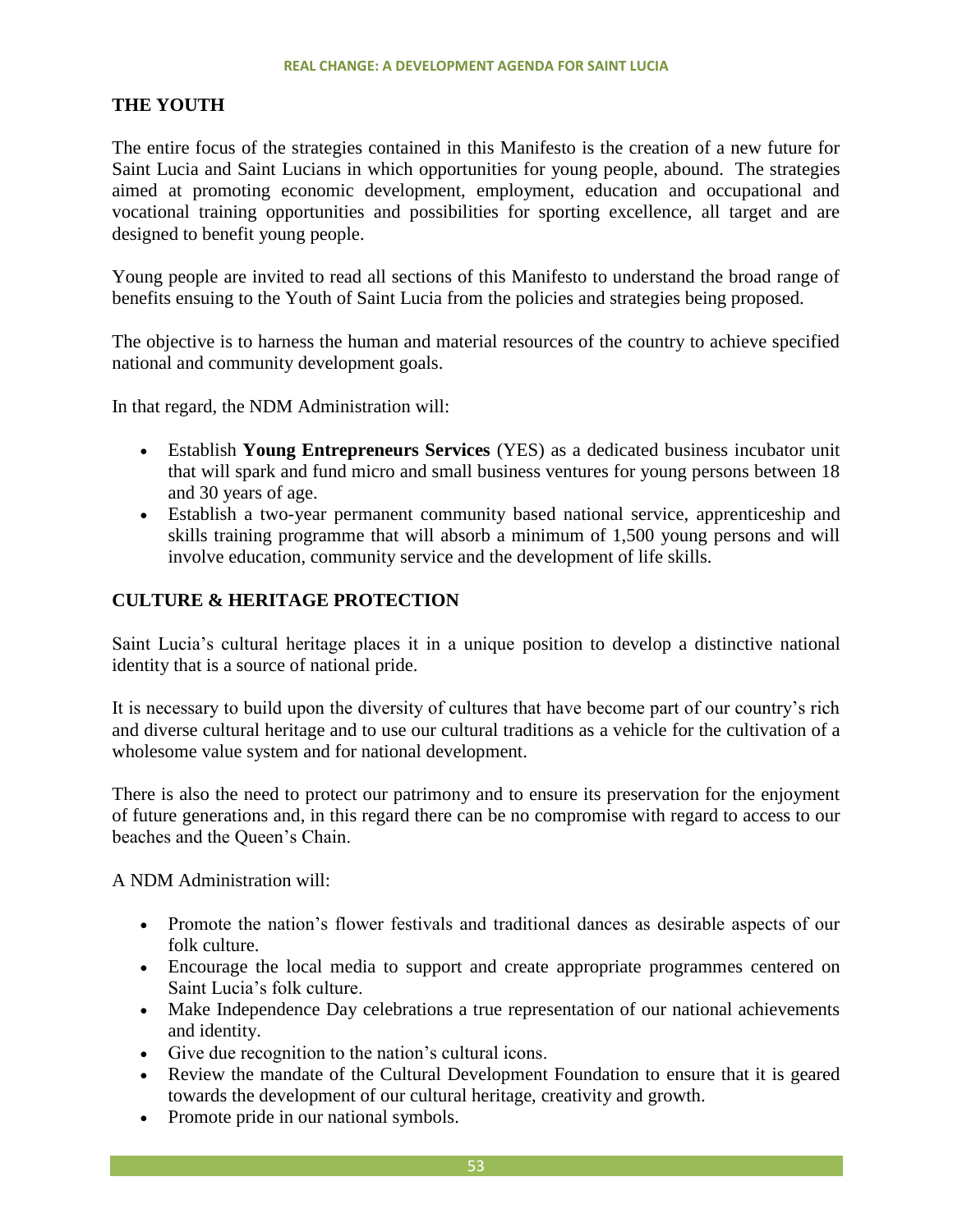## THE YOUTH

The entire focus of the strategies contained in this Manifesto is the creation of a new future for Saint Lucia and Saint Lucians in which opportunities for young people, abound. The strategies aimed at promoting economic development, employment, education and occupational and vocational training opportunities and possibilities for sporting excellence, all target and are designed to benefit young people.

Young people are invited to read all sections of this Manifesto to understand the broad range of benefits ensuing to the Youth of Saint Lucia from the policies and strategies being proposed.

The objective is to harness the human and material resources of the country to achieve specified national and community development goals.

In that regard, the NDM Administration will:

- Establish **Young Entrepreneurs Services** (YES) as a dedicated business incubator unit that will spark and fund micro and small business ventures for young persons between 18 and 30 years of age.
- Establish a two-year permanent community based national service, apprenticeship and skills training programme that will absorb a minimum of 1,500 young persons and will involve education, community service and the development of life skills.

## CULTURE & HERITAGE PROTECTION

Saint Lucia's cultural heritage places it in a unique position to develop a distinctive national identity that is a source of national pride.

It is necessary to build upon the diversity of cultures that have become part of our country's rich and diverse cultural heritage and to use our cultural traditions as a vehicle for the cultivation of a wholesome value system and for national development.

There is also the need to protect our patrimony and to ensure its preservation for the enjoyment of future generations and, in this regard there can be no compromise with regard to access to our beaches and the Queen's Chain.

A NDM Administration will:

- Promote the nation's flower festivals and traditional dances as desirable aspects of our folk culture.
- Encourage the local media to support and create appropriate programmes centered on Saint Lucia's folk culture.
- Make Independence Day celebrations a true representation of our national achievements and identity.
- Give due recognition to the nation's cultural icons.
- Review the mandate of the Cultural Development Foundation to ensure that it is geared towards the development of our cultural heritage, creativity and growth.
- Promote pride in our national symbols.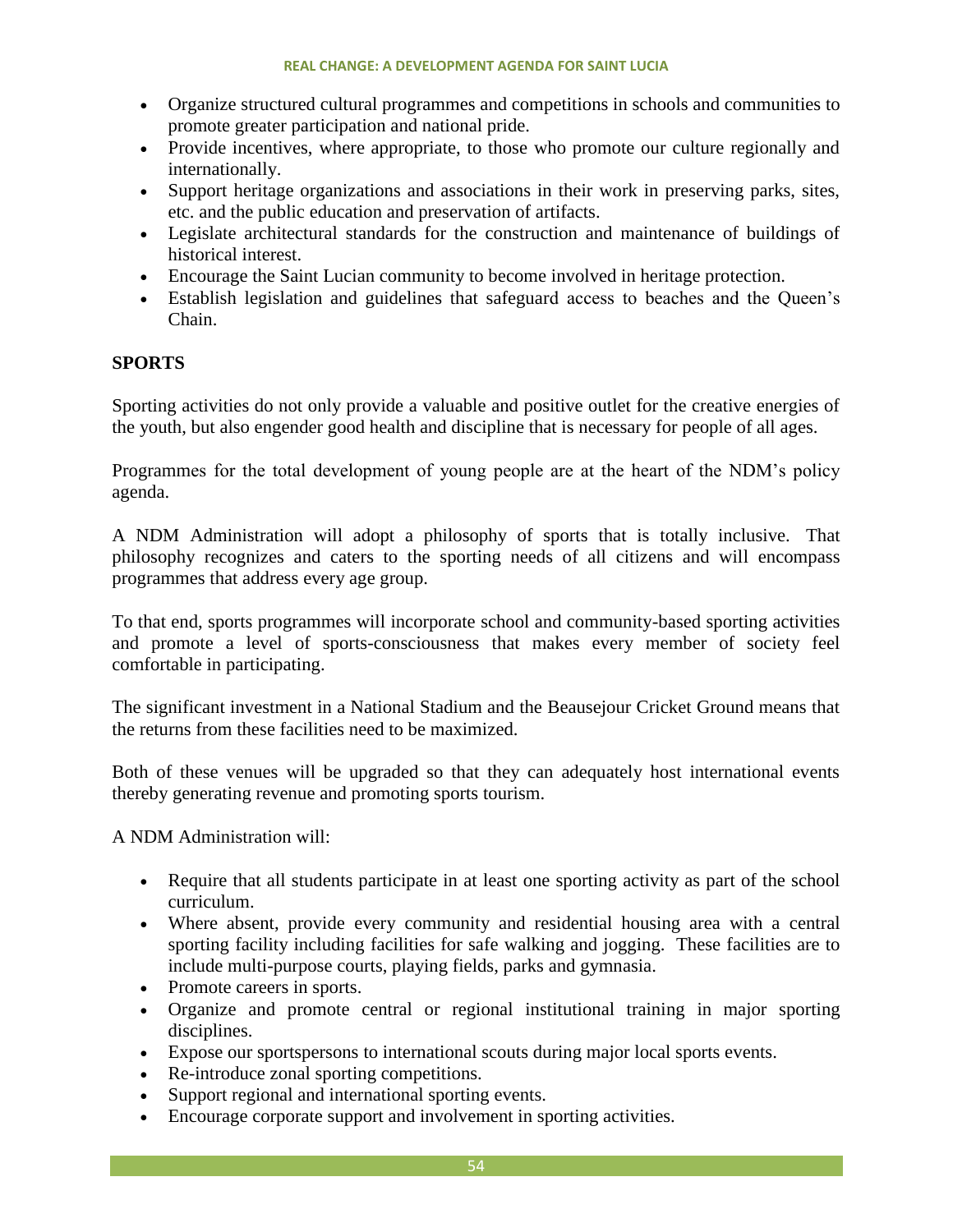- Organize structured cultural programmes and competitions in schools and communities to promote greater participation and national pride.
- Provide incentives, where appropriate, to those who promote our culture regionally and internationally.
- Support heritage organizations and associations in their work in preserving parks, sites, etc. and the public education and preservation of artifacts.
- Legislate architectural standards for the construction and maintenance of buildings of historical interest.
- Encourage the Saint Lucian community to become involved in heritage protection.
- Establish legislation and guidelines that safeguard access to beaches and the Queen's Chain.

## SPORTS

Sporting activities do not only provide a valuable and positive outlet for the creative energies of the youth, but also engender good health and discipline that is necessary for people of all ages.

Programmes for the total development of young people are at the heart of the NDM's policy agenda.

A NDM Administration will adopt a philosophy of sports that is totally inclusive. That philosophy recognizes and caters to the sporting needs of all citizens and will encompass programmes that address every age group.

To that end, sports programmes will incorporate school and community-based sporting activities and promote a level of sports-consciousness that makes every member of society feel comfortable in participating.

The significant investment in a National Stadium and the Beausejour Cricket Ground means that the returns from these facilities need to be maximized.

Both of these venues will be upgraded so that they can adequately host international events thereby generating revenue and promoting sports tourism.

A NDM Administration will:

- Require that all students participate in at least one sporting activity as part of the school curriculum.
- Where absent, provide every community and residential housing area with a central sporting facility including facilities for safe walking and jogging. These facilities are to include multi-purpose courts, playing fields, parks and gymnasia.
- Promote careers in sports.
- Organize and promote central or regional institutional training in major sporting disciplines.
- Expose our sportspersons to international scouts during major local sports events.
- Re-introduce zonal sporting competitions.
- Support regional and international sporting events.
- Encourage corporate support and involvement in sporting activities.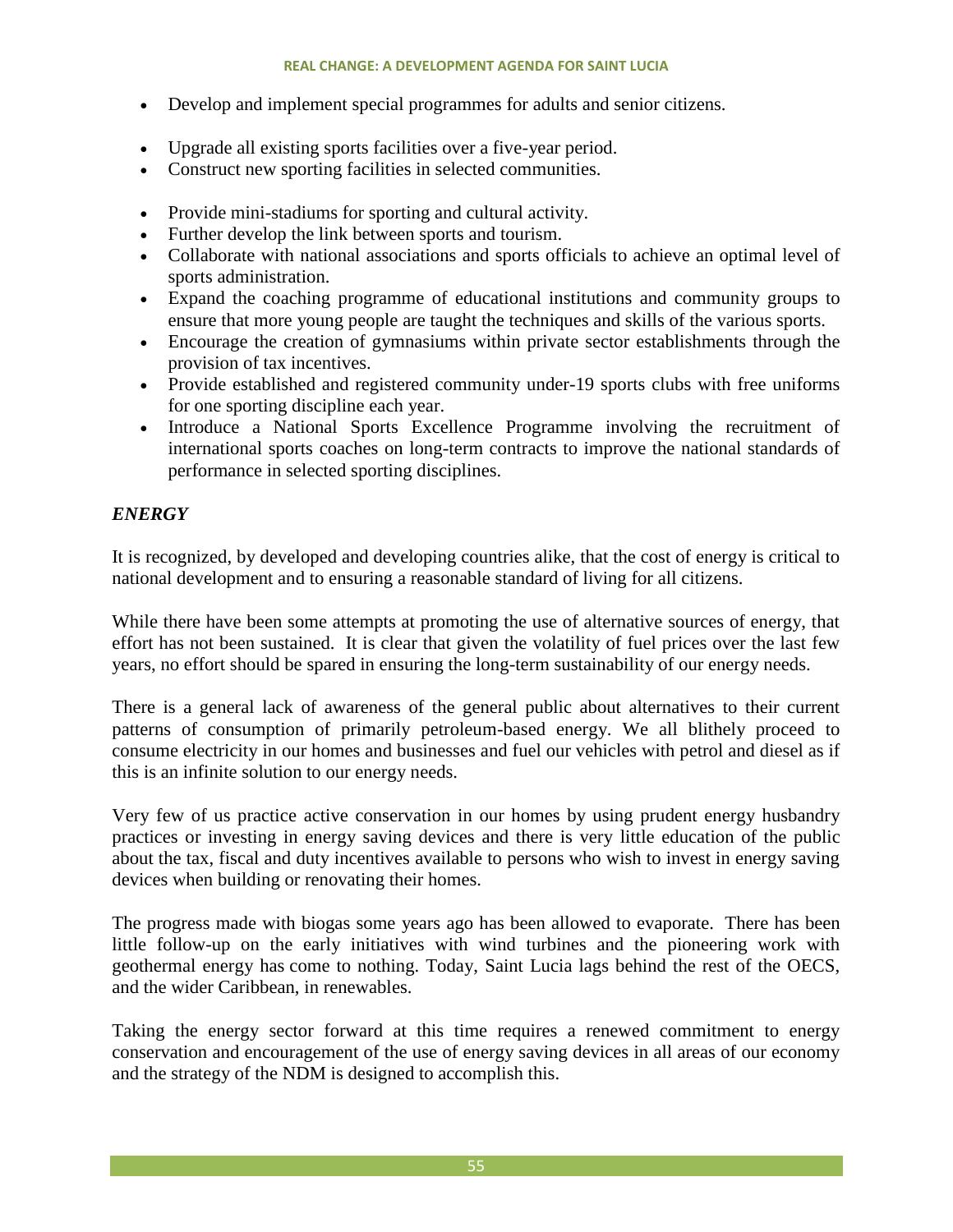- Develop and implement special programmes for adults and senior citizens.
- Upgrade all existing sports facilities over a five-year period.
- Construct new sporting facilities in selected communities.
- Provide mini-stadiums for sporting and cultural activity.
- Further develop the link between sports and tourism.
- Collaborate with national associations and sports officials to achieve an optimal level of sports administration.
- Expand the coaching programme of educational institutions and community groups to ensure that more young people are taught the techniques and skills of the various sports.
- Encourage the creation of gymnasiums within private sector establishments through the provision of tax incentives.
- Provide established and registered community under-19 sports clubs with free uniforms for one sporting discipline each year.
- Introduce a National Sports Excellence Programme involving the recruitment of international sports coaches on long-term contracts to improve the national standards of performance in selected sporting disciplines.

### *ENERGY*

It is recognized, by developed and developing countries alike, that the cost of energy is critical to national development and to ensuring a reasonable standard of living for all citizens.

While there have been some attempts at promoting the use of alternative sources of energy, that effort has not been sustained. It is clear that given the volatility of fuel prices over the last few years, no effort should be spared in ensuring the long-term sustainability of our energy needs.

There is a general lack of awareness of the general public about alternatives to their current patterns of consumption of primarily petroleum-based energy. We all blithely proceed to consume electricity in our homes and businesses and fuel our vehicles with petrol and diesel as if this is an infinite solution to our energy needs.

Very few of us practice active conservation in our homes by using prudent energy husbandry practices or investing in energy saving devices and there is very little education of the public about the tax, fiscal and duty incentives available to persons who wish to invest in energy saving devices when building or renovating their homes.

The progress made with biogas some years ago has been allowed to evaporate. There has been little follow-up on the early initiatives with wind turbines and the pioneering work with geothermal energy has come to nothing. Today, Saint Lucia lags behind the rest of the OECS, and the wider Caribbean, in renewables.

Taking the energy sector forward at this time requires a renewed commitment to energy conservation and encouragement of the use of energy saving devices in all areas of our economy and the strategy of the NDM is designed to accomplish this.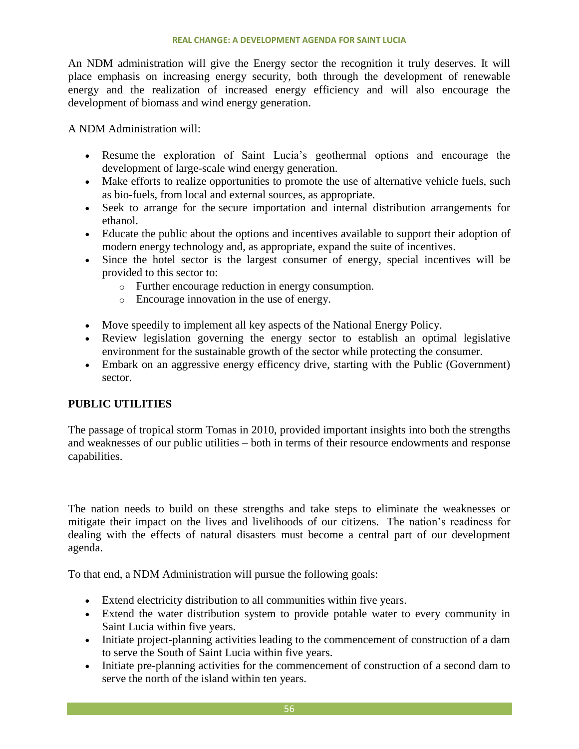An NDM administration will give the Energy sector the recognition it truly deserves. It will place emphasis on increasing energy security, both through the development of renewable energy and the realization of increased energy efficiency and will also encourage the development of biomass and wind energy generation.

A NDM Administration will:

- Resume the exploration of Saint Lucia's geothermal options and encourage the development of large-scale wind energy generation.
- Make efforts to realize opportunities to promote the use of alternative vehicle fuels, such as bio-fuels, from local and external sources, as appropriate.
- Seek to arrange for the secure importation and internal distribution arrangements for ethanol.
- Educate the public about the options and incentives available to support their adoption of modern energy technology and, as appropriate, expand the suite of incentives.
- Since the hotel sector is the largest consumer of energy, special incentives will be provided to this sector to:
    - Further encourage reduction in energy consumption.
    - Encourage innovation in the use of energy.
- Move speedily to implement all key aspects of the National Energy Policy.
- Review legislation governing the energy sector to establish an optimal legislative environment for the sustainable growth of the sector while protecting the consumer.
- Embark on an aggressive energy efficency drive, starting with the Public (Government) sector.

**PUBLIC UTILITIES**

The passage of tropical storm Tomas in 2010, provided important insights into both the strengths and weaknesses of our public utilities – both in terms of their resource endowments and response capabilities.

The nation needs to build on these strengths and take steps to eliminate the weaknesses or mitigate their impact on the lives and livelihoods of our citizens. The nation's readiness for dealing with the effects of natural disasters must become a central part of our development agenda.

To that end, a NDM Administration will pursue the following goals:

- Extend electricity distribution to all communities within five years.
- Extend the water distribution system to provide potable water to every community in Saint Lucia within five years.
- Initiate project-planning activities leading to the commencement of construction of a dam to serve the South of Saint Lucia within five years.
- Initiate pre-planning activities for the commencement of construction of a second dam to serve the north of the island within ten years.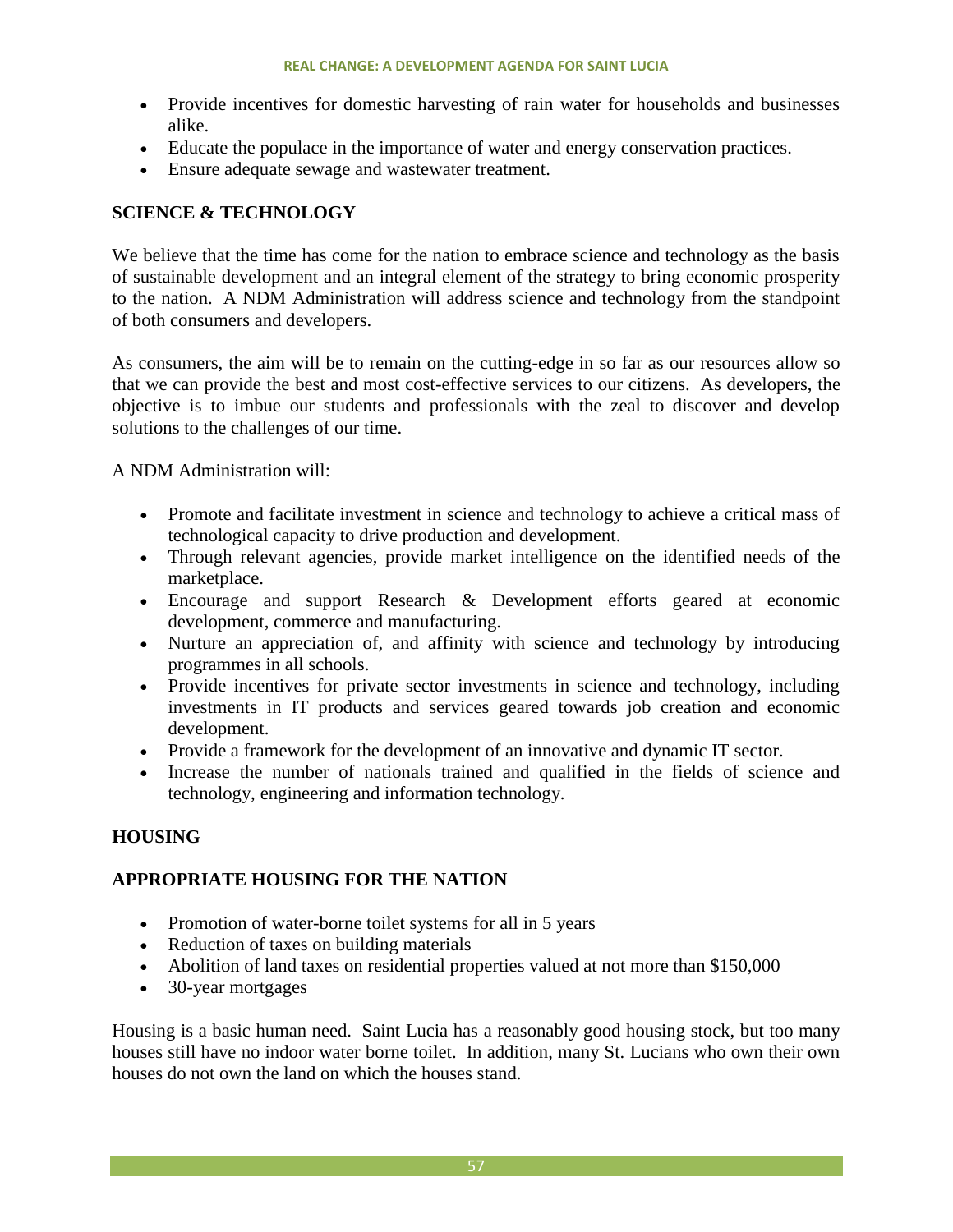- Provide incentives for domestic harvesting of rain water for households and businesses alike.
- Educate the populace in the importance of water and energy conservation practices.
- Ensure adequate sewage and wastewater treatment.

## SCIENCE & TECHNOLOGY

We believe that the time has come for the nation to embrace science and technology as the basis of sustainable development and an integral element of the strategy to bring economic prosperity to the nation. A NDM Administration will address science and technology from the standpoint of both consumers and developers.

As consumers, the aim will be to remain on the cutting-edge in so far as our resources allow so that we can provide the best and most cost-effective services to our citizens. As developers, the objective is to imbue our students and professionals with the zeal to discover and develop solutions to the challenges of our time.

A NDM Administration will:

- Promote and facilitate investment in science and technology to achieve a critical mass of technological capacity to drive production and development.
- Through relevant agencies, provide market intelligence on the identified needs of the marketplace.
- Encourage and support Research & Development efforts geared at economic development, commerce and manufacturing.
- Nurture an appreciation of, and affinity with science and technology by introducing programmes in all schools.
- Provide incentives for private sector investments in science and technology, including investments in IT products and services geared towards job creation and economic development.
- Provide a framework for the development of an innovative and dynamic IT sector.
- Increase the number of nationals trained and qualified in the fields of science and technology, engineering and information technology.

## HOUSING

### APPROPRIATE HOUSING FOR THE NATION

- Promotion of water-borne toilet systems for all in 5 years
- Reduction of taxes on building materials
- Abolition of land taxes on residential properties valued at not more than $150,000
- 30-year mortgages

Housing is a basic human need. Saint Lucia has a reasonably good housing stock, but too many houses still have no indoor water borne toilet. In addition, many St. Lucians who own their own houses do not own the land on which the houses stand.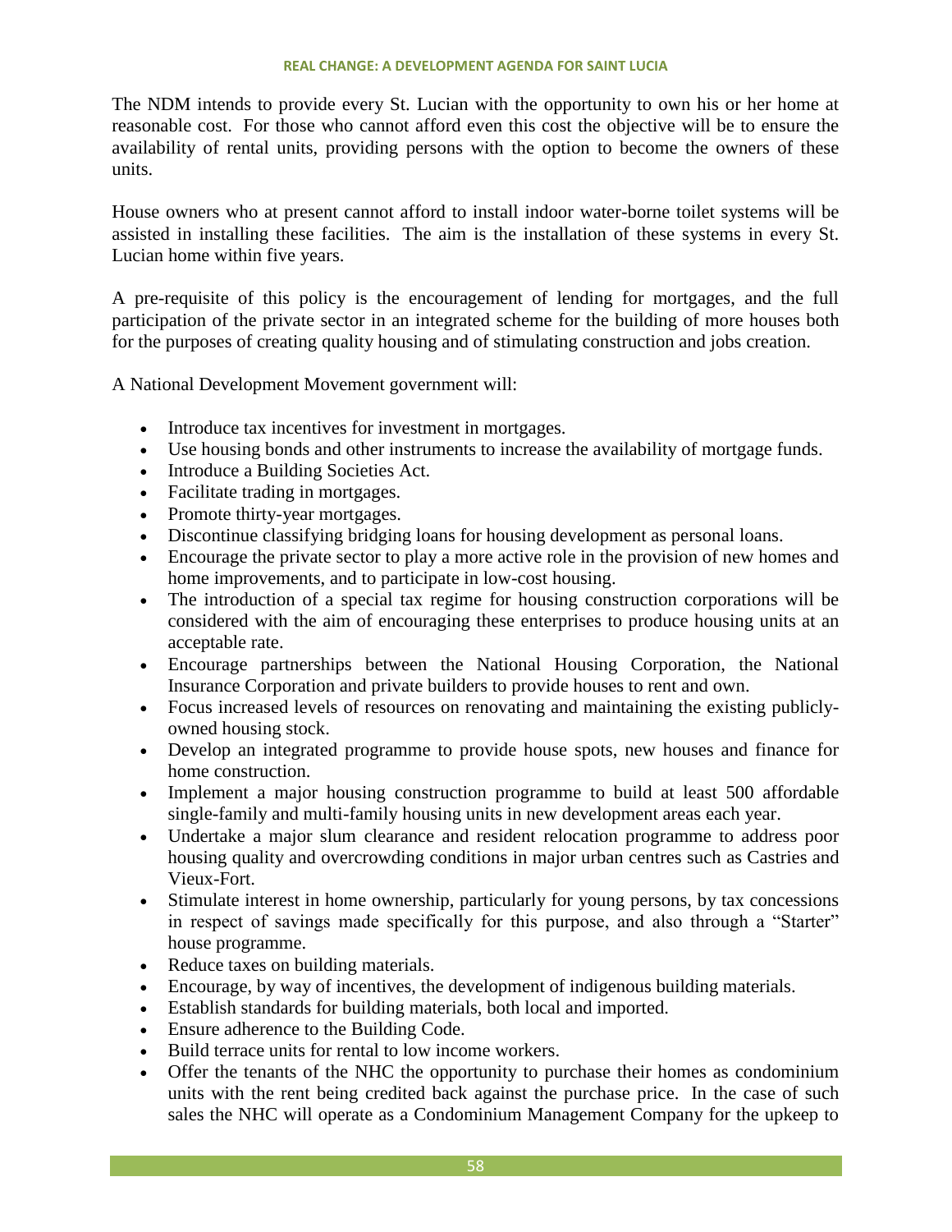The NDM intends to provide every St. Lucian with the opportunity to own his or her home at reasonable cost. For those who cannot afford even this cost the objective will be to ensure the availability of rental units, providing persons with the option to become the owners of these units.

House owners who at present cannot afford to install indoor water-borne toilet systems will be assisted in installing these facilities. The aim is the installation of these systems in every St. Lucian home within five years.

A pre-requisite of this policy is the encouragement of lending for mortgages, and the full participation of the private sector in an integrated scheme for the building of more houses both for the purposes of creating quality housing and of stimulating construction and jobs creation.

A National Development Movement government will:

- Introduce tax incentives for investment in mortgages.
- Use housing bonds and other instruments to increase the availability of mortgage funds.
- Introduce a Building Societies Act.
- Facilitate trading in mortgages.
- Promote thirty-year mortgages.
- Discontinue classifying bridging loans for housing development as personal loans.
- Encourage the private sector to play a more active role in the provision of new homes and home improvements, and to participate in low-cost housing.
- The introduction of a special tax regime for housing construction corporations will be considered with the aim of encouraging these enterprises to produce housing units at an acceptable rate.
- Encourage partnerships between the National Housing Corporation, the National Insurance Corporation and private builders to provide houses to rent and own.
- Focus increased levels of resources on renovating and maintaining the existing publicly-owned housing stock.
- Develop an integrated programme to provide house spots, new houses and finance for home construction.
- Implement a major housing construction programme to build at least 500 affordable single-family and multi-family housing units in new development areas each year.
- Undertake a major slum clearance and resident relocation programme to address poor housing quality and overcrowding conditions in major urban centres such as Castries and Vieux-Fort.
- Stimulate interest in home ownership, particularly for young persons, by tax concessions in respect of savings made specifically for this purpose, and also through a "Starter" house programme.
- Reduce taxes on building materials.
- Encourage, by way of incentives, the development of indigenous building materials.
- Establish standards for building materials, both local and imported.
- Ensure adherence to the Building Code.
- Build terrace units for rental to low income workers.
- Offer the tenants of the NHC the opportunity to purchase their homes as condominium units with the rent being credited back against the purchase price. In the case of such sales the NHC will operate as a Condominium Management Company for the upkeep to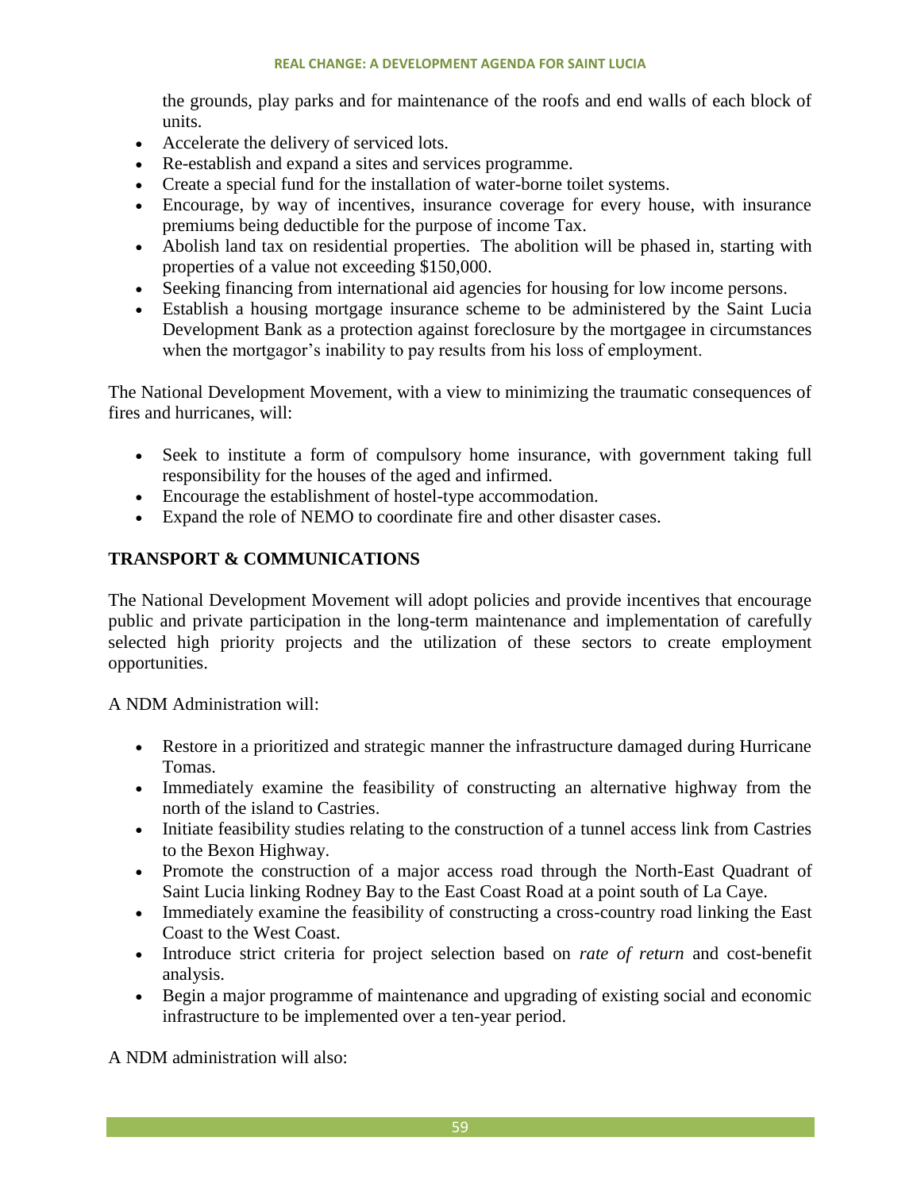the grounds, play parks and for maintenance of the roofs and end walls of each block of units.

- Accelerate the delivery of serviced lots.
- Re-establish and expand a sites and services programme.
- Create a special fund for the installation of water-borne toilet systems.
- Encourage, by way of incentives, insurance coverage for every house, with insurance premiums being deductible for the purpose of income Tax.
- Abolish land tax on residential properties. The abolition will be phased in, starting with properties of a value not exceeding $150,000.
- Seeking financing from international aid agencies for housing for low income persons.
- Establish a housing mortgage insurance scheme to be administered by the Saint Lucia Development Bank as a protection against foreclosure by the mortgagee in circumstances when the mortgagor's inability to pay results from his loss of employment.

The National Development Movement, with a view to minimizing the traumatic consequences of fires and hurricanes, will:

- Seek to institute a form of compulsory home insurance, with government taking full responsibility for the houses of the aged and infirmed.
- Encourage the establishment of hostel-type accommodation.
- Expand the role of NEMO to coordinate fire and other disaster cases.

## TRANSPORT & COMMUNICATIONS

The National Development Movement will adopt policies and provide incentives that encourage public and private participation in the long-term maintenance and implementation of carefully selected high priority projects and the utilization of these sectors to create employment opportunities.

A NDM Administration will:

- Restore in a prioritized and strategic manner the infrastructure damaged during Hurricane Tomas.
- Immediately examine the feasibility of constructing an alternative highway from the north of the island to Castries.
- Initiate feasibility studies relating to the construction of a tunnel access link from Castries to the Bexon Highway.
- Promote the construction of a major access road through the North-East Quadrant of Saint Lucia linking Rodney Bay to the East Coast Road at a point south of La Caye.
- Immediately examine the feasibility of constructing a cross-country road linking the East Coast to the West Coast.
- Introduce strict criteria for project selection based on *rate of return* and cost-benefit analysis.
- Begin a major programme of maintenance and upgrading of existing social and economic infrastructure to be implemented over a ten-year period.

A NDM administration will also: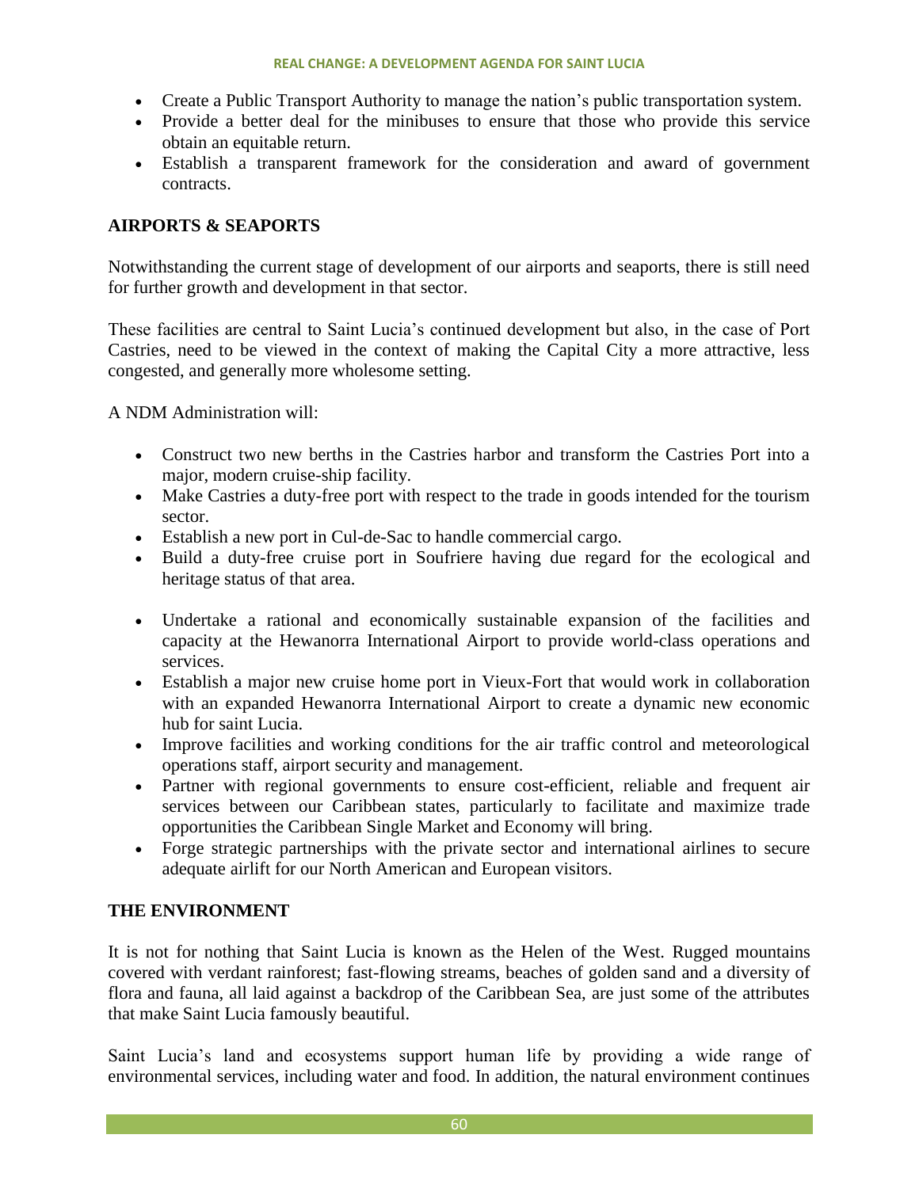- Create a Public Transport Authority to manage the nation's public transportation system.
- Provide a better deal for the minibuses to ensure that those who provide this service obtain an equitable return.
- Establish a transparent framework for the consideration and award of government contracts.

## AIRPORTS & SEAPORTS

Notwithstanding the current stage of development of our airports and seaports, there is still need for further growth and development in that sector.

These facilities are central to Saint Lucia's continued development but also, in the case of Port Castries, need to be viewed in the context of making the Capital City a more attractive, less congested, and generally more wholesome setting.

A NDM Administration will:

- Construct two new berths in the Castries harbor and transform the Castries Port into a major, modern cruise-ship facility.
- Make Castries a duty-free port with respect to the trade in goods intended for the tourism sector.
- Establish a new port in Cul-de-Sac to handle commercial cargo.
- Build a duty-free cruise port in Soufriere having due regard for the ecological and heritage status of that area.
- Undertake a rational and economically sustainable expansion of the facilities and capacity at the Hewanorra International Airport to provide world-class operations and services.
- Establish a major new cruise home port in Vieux-Fort that would work in collaboration with an expanded Hewanorra International Airport to create a dynamic new economic hub for saint Lucia.
- Improve facilities and working conditions for the air traffic control and meteorological operations staff, airport security and management.
- Partner with regional governments to ensure cost-efficient, reliable and frequent air services between our Caribbean states, particularly to facilitate and maximize trade opportunities the Caribbean Single Market and Economy will bring.
- Forge strategic partnerships with the private sector and international airlines to secure adequate airlift for our North American and European visitors.

## THE ENVIRONMENT

It is not for nothing that Saint Lucia is known as the Helen of the West. Rugged mountains covered with verdant rainforest; fast-flowing streams, beaches of golden sand and a diversity of flora and fauna, all laid against a backdrop of the Caribbean Sea, are just some of the attributes that make Saint Lucia famously beautiful.

Saint Lucia's land and ecosystems support human life by providing a wide range of environmental services, including water and food. In addition, the natural environment continues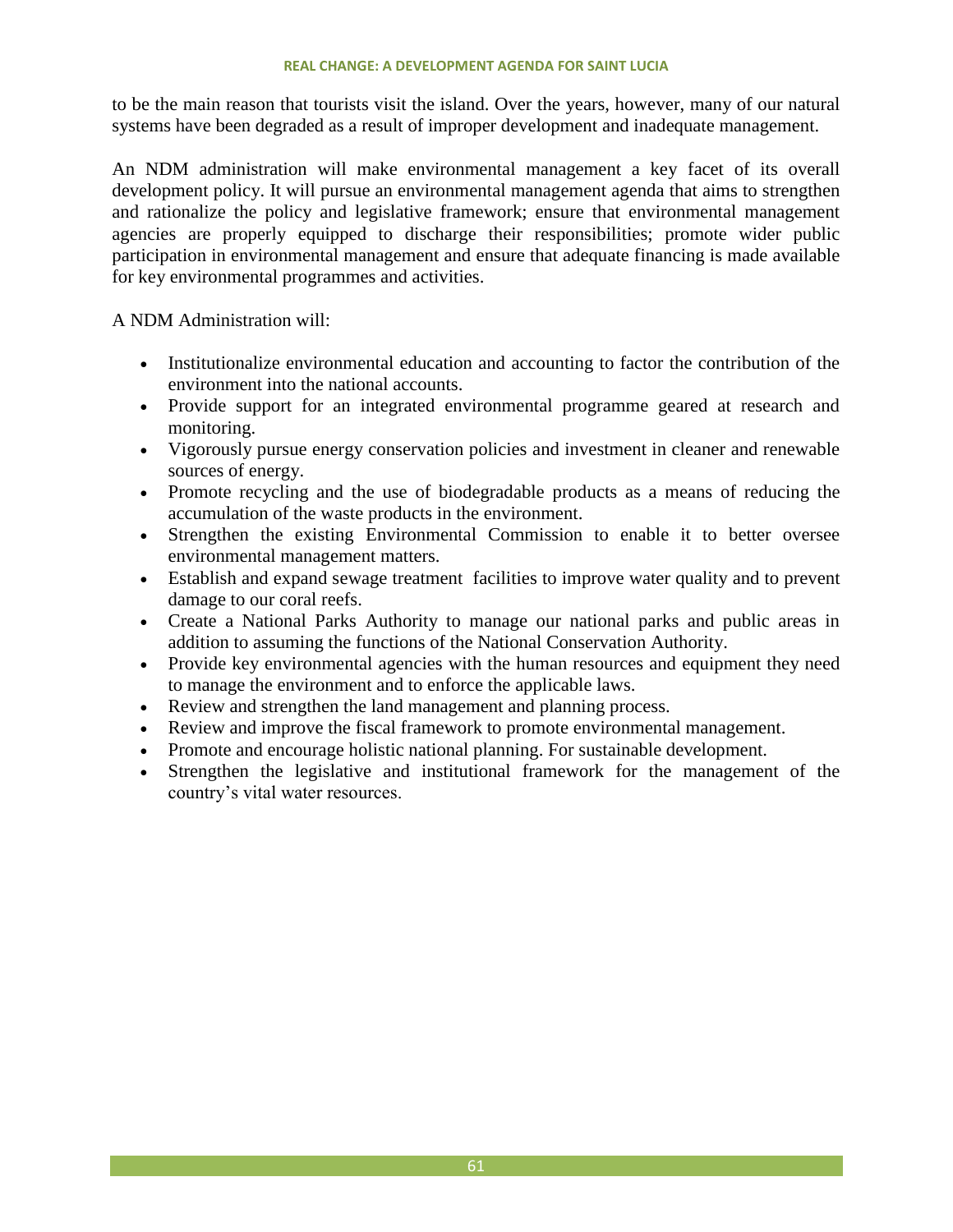to be the main reason that tourists visit the island. Over the years, however, many of our natural systems have been degraded as a result of improper development and inadequate management.

An NDM administration will make environmental management a key facet of its overall development policy. It will pursue an environmental management agenda that aims to strengthen and rationalize the policy and legislative framework; ensure that environmental management agencies are properly equipped to discharge their responsibilities; promote wider public participation in environmental management and ensure that adequate financing is made available for key environmental programmes and activities.

A NDM Administration will:

- Institutionalize environmental education and accounting to factor the contribution of the environment into the national accounts.
- Provide support for an integrated environmental programme geared at research and monitoring.
- Vigorously pursue energy conservation policies and investment in cleaner and renewable sources of energy.
- Promote recycling and the use of biodegradable products as a means of reducing the accumulation of the waste products in the environment.
- Strengthen the existing Environmental Commission to enable it to better oversee environmental management matters.
- Establish and expand sewage treatment facilities to improve water quality and to prevent damage to our coral reefs.
- Create a National Parks Authority to manage our national parks and public areas in addition to assuming the functions of the National Conservation Authority.
- Provide key environmental agencies with the human resources and equipment they need to manage the environment and to enforce the applicable laws.
- Review and strengthen the land management and planning process.
- Review and improve the fiscal framework to promote environmental management.
- Promote and encourage holistic national planning. For sustainable development.
- Strengthen the legislative and institutional framework for the management of the country's vital water resources.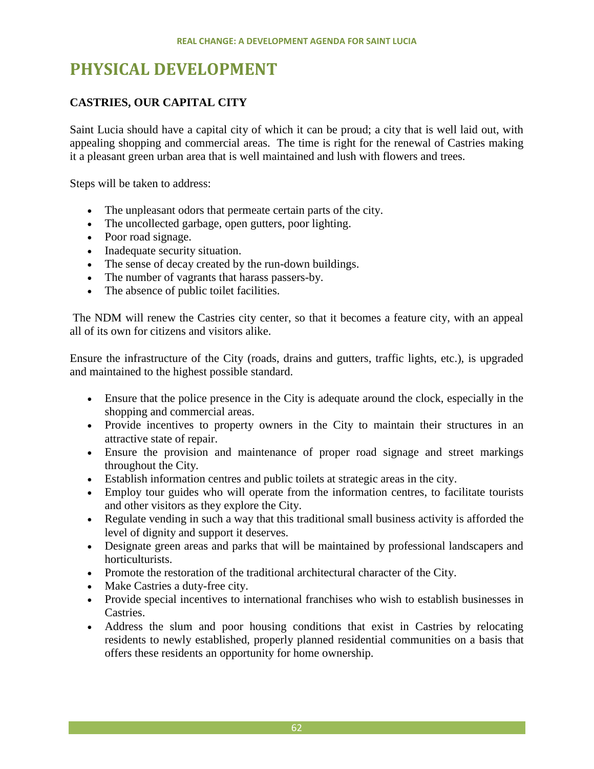# PHYSICAL DEVELOPMENT

## CASTRIES, OUR CAPITAL CITY

Saint Lucia should have a capital city of which it can be proud; a city that is well laid out, with appealing shopping and commercial areas. The time is right for the renewal of Castries making it a pleasant green urban area that is well maintained and lush with flowers and trees.

Steps will be taken to address:

- The unpleasant odors that permeate certain parts of the city.
- The uncollected garbage, open gutters, poor lighting.
- Poor road signage.
- Inadequate security situation.
- The sense of decay created by the run-down buildings.
- The number of vagrants that harass passers-by.
- The absence of public toilet facilities.

The NDM will renew the Castries city center, so that it becomes a feature city, with an appeal all of its own for citizens and visitors alike.

Ensure the infrastructure of the City (roads, drains and gutters, traffic lights, etc.), is upgraded and maintained to the highest possible standard.

- Ensure that the police presence in the City is adequate around the clock, especially in the shopping and commercial areas.
- Provide incentives to property owners in the City to maintain their structures in an attractive state of repair.
- Ensure the provision and maintenance of proper road signage and street markings throughout the City.
- Establish information centres and public toilets at strategic areas in the city.
- Employ tour guides who will operate from the information centres, to facilitate tourists and other visitors as they explore the City.
- Regulate vending in such a way that this traditional small business activity is afforded the level of dignity and support it deserves.
- Designate green areas and parks that will be maintained by professional landscapers and horticulturists.
- Promote the restoration of the traditional architectural character of the City.
- Make Castries a duty-free city.
- Provide special incentives to international franchises who wish to establish businesses in Castries.
- Address the slum and poor housing conditions that exist in Castries by relocating residents to newly established, properly planned residential communities on a basis that offers these residents an opportunity for home ownership.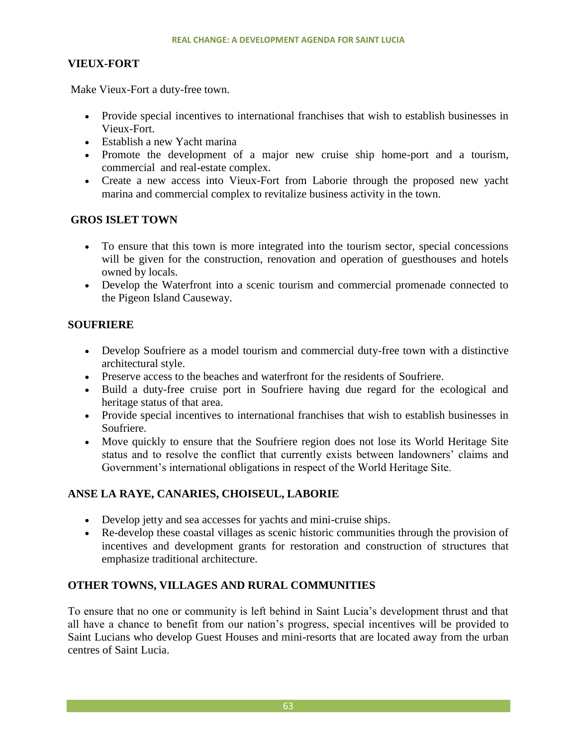## VIEUX-FORT

Make Vieux-Fort a duty-free town.

- Provide special incentives to international franchises that wish to establish businesses in Vieux-Fort.
- Establish a new Yacht marina
- Promote the development of a major new cruise ship home-port and a tourism, commercial and real-estate complex.
- Create a new access into Vieux-Fort from Laborie through the proposed new yacht marina and commercial complex to revitalize business activity in the town.

## GROS ISLET TOWN

- To ensure that this town is more integrated into the tourism sector, special concessions will be given for the construction, renovation and operation of guesthouses and hotels owned by locals.
- Develop the Waterfront into a scenic tourism and commercial promenade connected to the Pigeon Island Causeway.

## SOUFRIERE

- Develop Soufriere as a model tourism and commercial duty-free town with a distinctive architectural style.
- Preserve access to the beaches and waterfront for the residents of Soufriere.
- Build a duty-free cruise port in Soufriere having due regard for the ecological and heritage status of that area.
- Provide special incentives to international franchises that wish to establish businesses in Soufriere.
- Move quickly to ensure that the Soufriere region does not lose its World Heritage Site status and to resolve the conflict that currently exists between landowners' claims and Government's international obligations in respect of the World Heritage Site.

## ANSE LA RAYE, CANARIES, CHOISEUL, LABORIE

- Develop jetty and sea accesses for yachts and mini-cruise ships.
- Re-develop these coastal villages as scenic historic communities through the provision of incentives and development grants for restoration and construction of structures that emphasize traditional architecture.

## OTHER TOWNS, VILLAGES AND RURAL COMMUNITIES

To ensure that no one or community is left behind in Saint Lucia's development thrust and that all have a chance to benefit from our nation's progress, special incentives will be provided to Saint Lucians who develop Guest Houses and mini-resorts that are located away from the urban centres of Saint Lucia.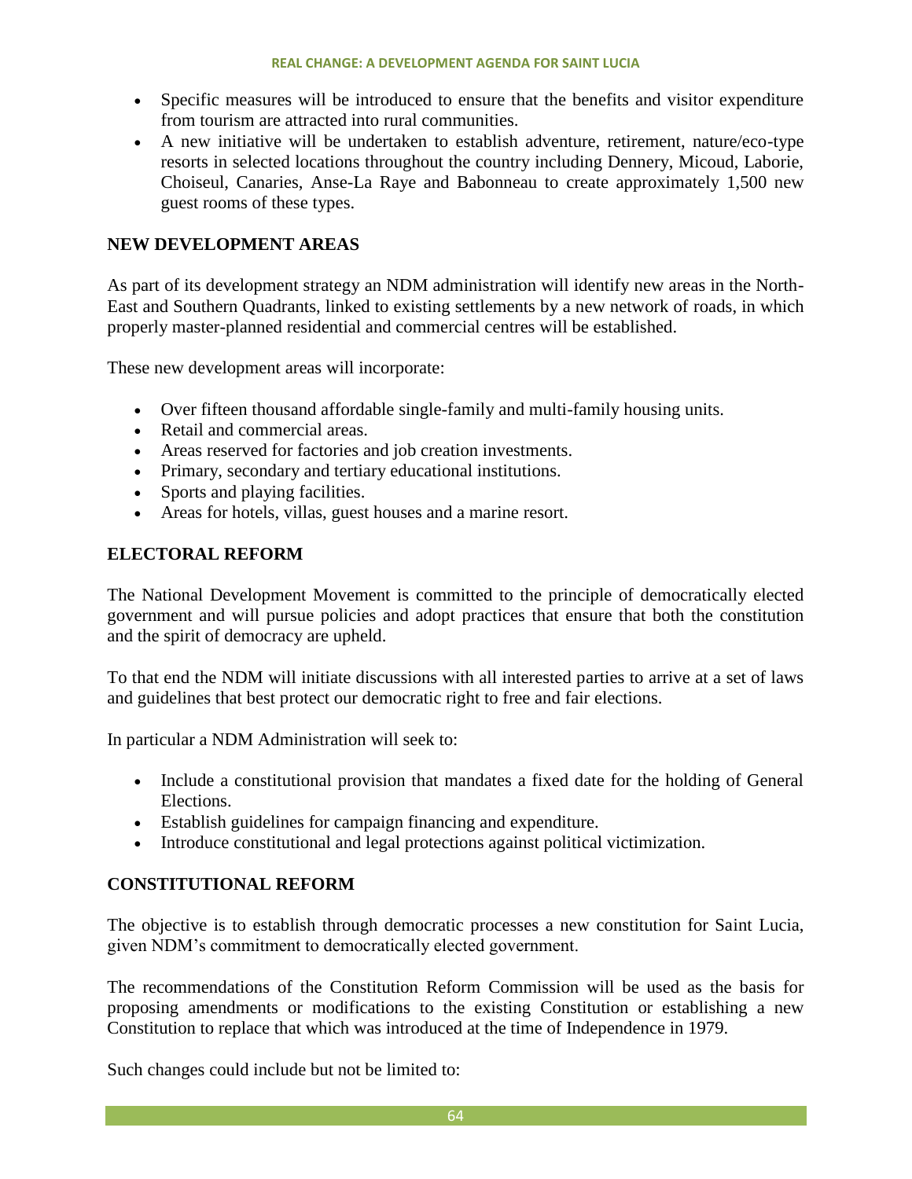- Specific measures will be introduced to ensure that the benefits and visitor expenditure from tourism are attracted into rural communities.
- A new initiative will be undertaken to establish adventure, retirement, nature/eco-type resorts in selected locations throughout the country including Dennery, Micoud, Laborie, Choiseul, Canaries, Anse-La Raye and Babonneau to create approximately 1,500 new guest rooms of these types.

## NEW DEVELOPMENT AREAS

As part of its development strategy an NDM administration will identify new areas in the North-East and Southern Quadrants, linked to existing settlements by a new network of roads, in which properly master-planned residential and commercial centres will be established.

These new development areas will incorporate:

- Over fifteen thousand affordable single-family and multi-family housing units.
- Retail and commercial areas.
- Areas reserved for factories and job creation investments.
- Primary, secondary and tertiary educational institutions.
- Sports and playing facilities.
- Areas for hotels, villas, guest houses and a marine resort.

## ELECTORAL REFORM

The National Development Movement is committed to the principle of democratically elected government and will pursue policies and adopt practices that ensure that both the constitution and the spirit of democracy are upheld.

To that end the NDM will initiate discussions with all interested parties to arrive at a set of laws and guidelines that best protect our democratic right to free and fair elections.

In particular a NDM Administration will seek to:

- Include a constitutional provision that mandates a fixed date for the holding of General Elections.
- Establish guidelines for campaign financing and expenditure.
- Introduce constitutional and legal protections against political victimization.

## CONSTITUTIONAL REFORM

The objective is to establish through democratic processes a new constitution for Saint Lucia, given NDM's commitment to democratically elected government.

The recommendations of the Constitution Reform Commission will be used as the basis for proposing amendments or modifications to the existing Constitution or establishing a new Constitution to replace that which was introduced at the time of Independence in 1979.

Such changes could include but not be limited to: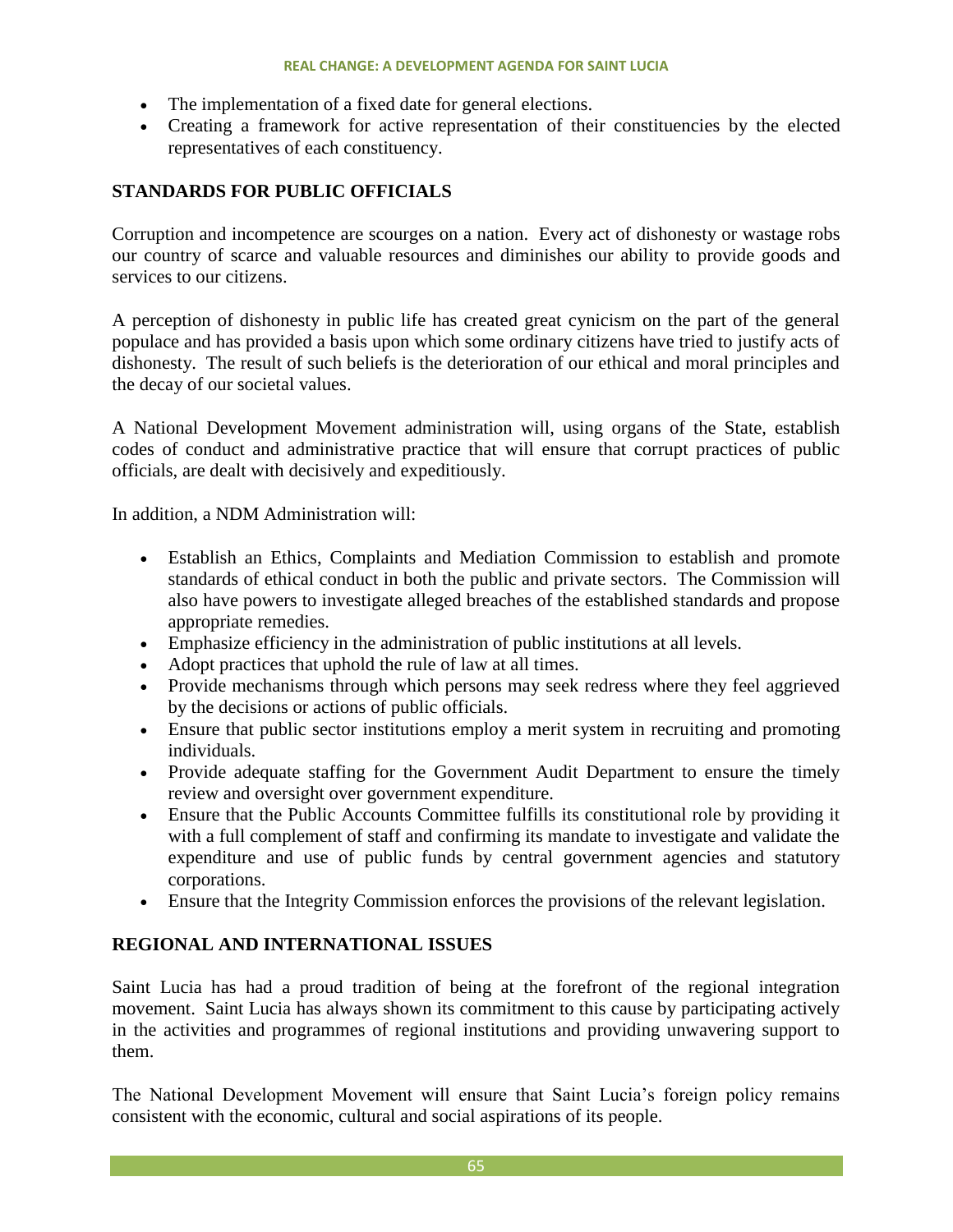- The implementation of a fixed date for general elections.
- Creating a framework for active representation of their constituencies by the elected representatives of each constituency.

## STANDARDS FOR PUBLIC OFFICIALS

Corruption and incompetence are scourges on a nation. Every act of dishonesty or wastage robs our country of scarce and valuable resources and diminishes our ability to provide goods and services to our citizens.

A perception of dishonesty in public life has created great cynicism on the part of the general populace and has provided a basis upon which some ordinary citizens have tried to justify acts of dishonesty. The result of such beliefs is the deterioration of our ethical and moral principles and the decay of our societal values.

A National Development Movement administration will, using organs of the State, establish codes of conduct and administrative practice that will ensure that corrupt practices of public officials, are dealt with decisively and expeditiously.

In addition, a NDM Administration will:

- Establish an Ethics, Complaints and Mediation Commission to establish and promote standards of ethical conduct in both the public and private sectors. The Commission will also have powers to investigate alleged breaches of the established standards and propose appropriate remedies.
- Emphasize efficiency in the administration of public institutions at all levels.
- Adopt practices that uphold the rule of law at all times.
- Provide mechanisms through which persons may seek redress where they feel aggrieved by the decisions or actions of public officials.
- Ensure that public sector institutions employ a merit system in recruiting and promoting individuals.
- Provide adequate staffing for the Government Audit Department to ensure the timely review and oversight over government expenditure.
- Ensure that the Public Accounts Committee fulfills its constitutional role by providing it with a full complement of staff and confirming its mandate to investigate and validate the expenditure and use of public funds by central government agencies and statutory corporations.
- Ensure that the Integrity Commission enforces the provisions of the relevant legislation.

## REGIONAL AND INTERNATIONAL ISSUES

Saint Lucia has had a proud tradition of being at the forefront of the regional integration movement. Saint Lucia has always shown its commitment to this cause by participating actively in the activities and programmes of regional institutions and providing unwavering support to them.

The National Development Movement will ensure that Saint Lucia's foreign policy remains consistent with the economic, cultural and social aspirations of its people.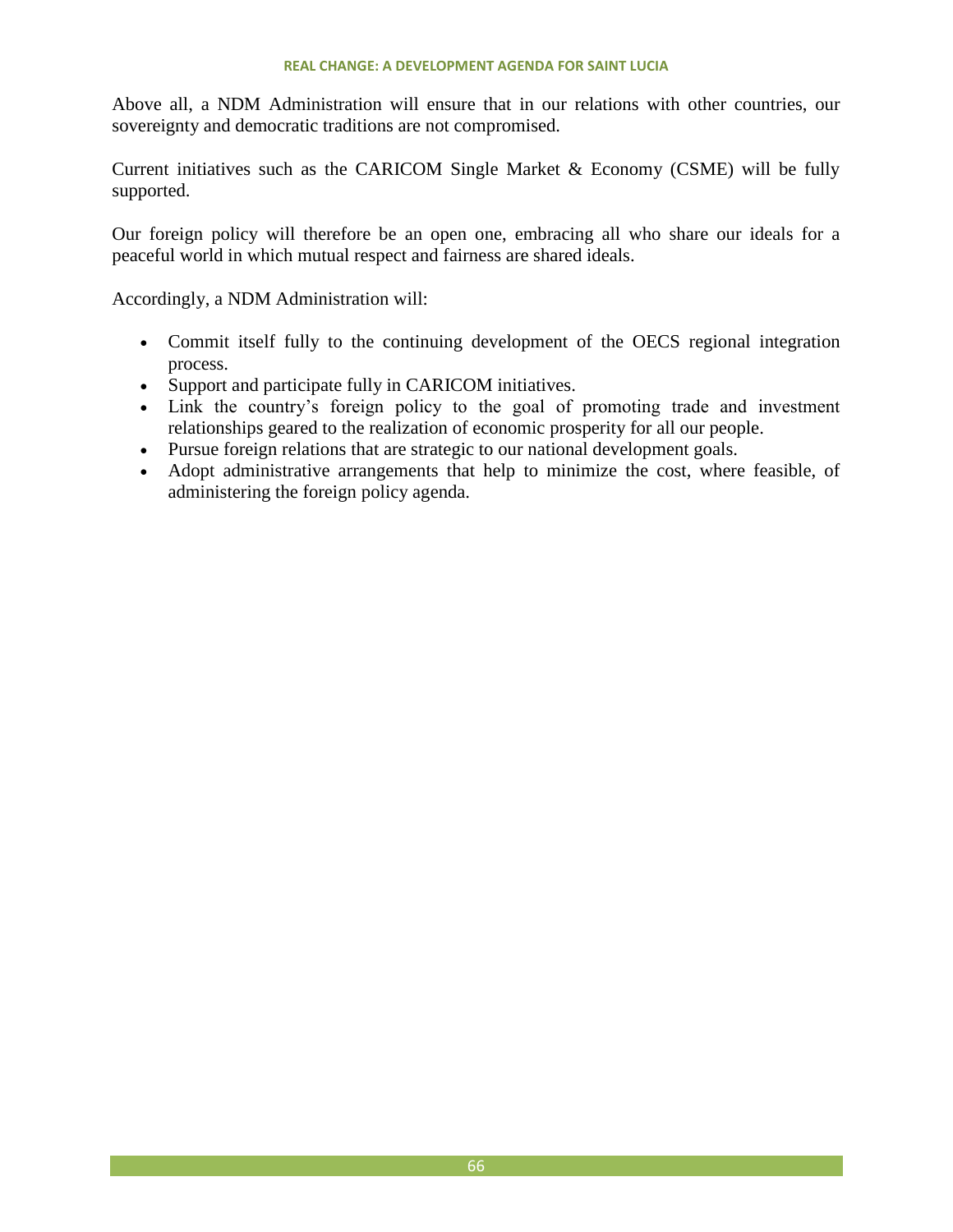Above all, a NDM Administration will ensure that in our relations with other countries, our sovereignty and democratic traditions are not compromised.

Current initiatives such as the CARICOM Single Market & Economy (CSME) will be fully supported.

Our foreign policy will therefore be an open one, embracing all who share our ideals for a peaceful world in which mutual respect and fairness are shared ideals.

Accordingly, a NDM Administration will:

- Commit itself fully to the continuing development of the OECS regional integration process.
- Support and participate fully in CARICOM initiatives.
- Link the country's foreign policy to the goal of promoting trade and investment relationships geared to the realization of economic prosperity for all our people.
- Pursue foreign relations that are strategic to our national development goals.
- Adopt administrative arrangements that help to minimize the cost, where feasible, of administering the foreign policy agenda.